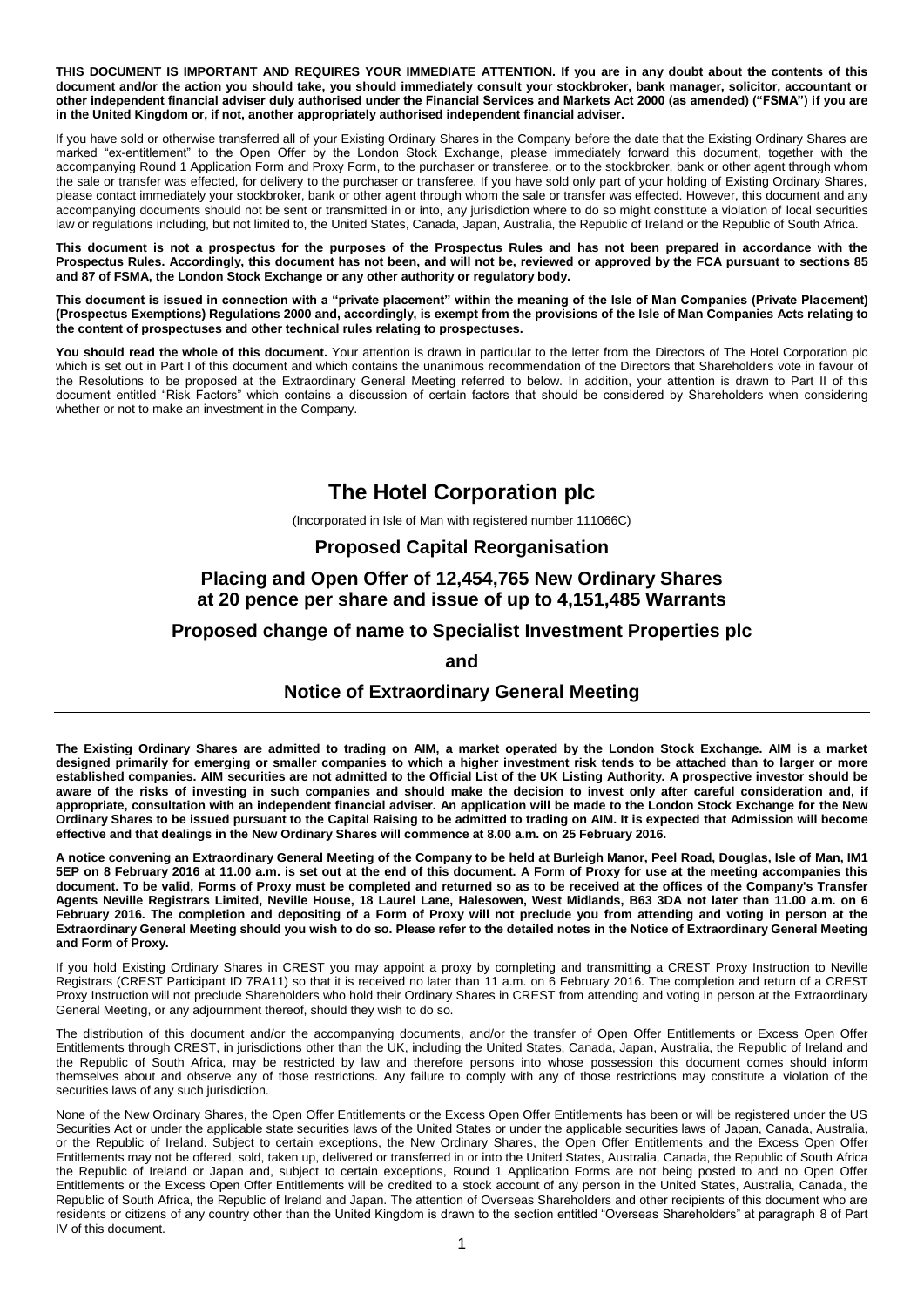**THIS DOCUMENT IS IMPORTANT AND REQUIRES YOUR IMMEDIATE ATTENTION. If you are in any doubt about the contents of this document and/or the action you should take, you should immediately consult your stockbroker, bank manager, solicitor, accountant or other independent financial adviser duly authorised under the Financial Services and Markets Act 2000 (as amended) ("FSMA") if you are in the United Kingdom or, if not, another appropriately authorised independent financial adviser.**

If you have sold or otherwise transferred all of your Existing Ordinary Shares in the Company before the date that the Existing Ordinary Shares are marked "ex-entitlement" to the Open Offer by the London Stock Exchange, please immediately forward this document, together with the accompanying Round 1 Application Form and Proxy Form, to the purchaser or transferee, or to the stockbroker, bank or other agent through whom the sale or transfer was effected, for delivery to the purchaser or transferee. If you have sold only part of your holding of Existing Ordinary Shares, please contact immediately your stockbroker, bank or other agent through whom the sale or transfer was effected. However, this document and any accompanying documents should not be sent or transmitted in or into, any jurisdiction where to do so might constitute a violation of local securities law or regulations including, but not limited to, the United States, Canada, Japan, Australia, the Republic of Ireland or the Republic of South Africa.

**This document is not a prospectus for the purposes of the Prospectus Rules and has not been prepared in accordance with the Prospectus Rules. Accordingly, this document has not been, and will not be, reviewed or approved by the FCA pursuant to sections 85 and 87 of FSMA, the London Stock Exchange or any other authority or regulatory body.**

**This document is issued in connection with a "private placement" within the meaning of the Isle of Man Companies (Private Placement) (Prospectus Exemptions) Regulations 2000 and, accordingly, is exempt from the provisions of the Isle of Man Companies Acts relating to the content of prospectuses and other technical rules relating to prospectuses.**

**You should read the whole of this document.** Your attention is drawn in particular to the letter from the Directors of The Hotel Corporation plc which is set out in Part I of this document and which contains the unanimous recommendation of the Directors that Shareholders vote in favour of the Resolutions to be proposed at the Extraordinary General Meeting referred to below. In addition, your attention is drawn to Part II of this document entitled "Risk Factors" which contains a discussion of certain factors that should be considered by Shareholders when considering whether or not to make an investment in the Company.

# The Hotel Corporation plc

(Incorporated in Isle of Man with registered number 111066C)

## Proposed Capital Reorganisation

## Placing and Open Offer of 12,454,765 New Ordinary Shares at 20 pence per share and issue of up to 4,151,485 Warrants

## Proposed change of name to Specialist Investment Properties plc

## and

## Notice of Extraordinary General Meeting

**The Existing Ordinary Shares are admitted to trading on AIM, a market operated by the London Stock Exchange. AIM is a market designed primarily for emerging or smaller companies to which a higher investment risk tends to be attached than to larger or more established companies. AIM securities are not admitted to the Official List of the UK Listing Authority. A prospective investor should be aware of the risks of investing in such companies and should make the decision to invest only after careful consideration and, if appropriate, consultation with an independent financial adviser. An application will be made to the London Stock Exchange for the New Ordinary Shares to be issued pursuant to the Capital Raising to be admitted to trading on AIM. It is expected that Admission will become effective and that dealings in the New Ordinary Shares will commence at 8.00 a.m. on 25 February 2016.**

**A notice convening an Extraordinary General Meeting of the Company to be held at Burleigh Manor, Peel Road, Douglas, Isle of Man, IM1 5EP on 8 February 2016 at 11.00 a.m. is set out at the end of this document. A Form of Proxy for use at the meeting accompanies this document. To be valid, Forms of Proxy must be completed and returned so as to be received at the offices of the Company's Transfer Agents Neville Registrars Limited, Neville House, 18 Laurel Lane, Halesowen, West Midlands, B63 3DA not later than 11.00 a.m. on 6 February 2016. The completion and depositing of a Form of Proxy will not preclude you from attending and voting in person at the Extraordinary General Meeting should you wish to do so. Please refer to the detailed notes in the Notice of Extraordinary General Meeting and Form of Proxy.**

If you hold Existing Ordinary Shares in CREST you may appoint a proxy by completing and transmitting a CREST Proxy Instruction to Neville Registrars (CREST Participant ID 7RA11) so that it is received no later than 11 a.m. on 6 February 2016. The completion and return of a CREST Proxy Instruction will not preclude Shareholders who hold their Ordinary Shares in CREST from attending and voting in person at the Extraordinary General Meeting, or any adjournment thereof, should they wish to do so.

The distribution of this document and/or the accompanying documents, and/or the transfer of Open Offer Entitlements or Excess Open Offer Entitlements through CREST, in jurisdictions other than the UK, including the United States, Canada, Japan, Australia, the Republic of Ireland and the Republic of South Africa, may be restricted by law and therefore persons into whose possession this document comes should inform themselves about and observe any of those restrictions. Any failure to comply with any of those restrictions may constitute a violation of the securities laws of any such jurisdiction.

None of the New Ordinary Shares, the Open Offer Entitlements or the Excess Open Offer Entitlements has been or will be registered under the US Securities Act or under the applicable state securities laws of the United States or under the applicable securities laws of Japan, Canada, Australia, or the Republic of Ireland. Subject to certain exceptions, the New Ordinary Shares, the Open Offer Entitlements and the Excess Open Offer Entitlements may not be offered, sold, taken up, delivered or transferred in or into the United States, Australia, Canada, the Republic of South Africa the Republic of Ireland or Japan and, subject to certain exceptions, Round 1 Application Forms are not being posted to and no Open Offer Entitlements or the Excess Open Offer Entitlements will be credited to a stock account of any person in the United States, Australia, Canada, the Republic of South Africa, the Republic of Ireland and Japan. The attention of Overseas Shareholders and other recipients of this document who are residents or citizens of any country other than the United Kingdom is drawn to the section entitled "Overseas Shareholders" at paragraph 8 of Part IV of this document.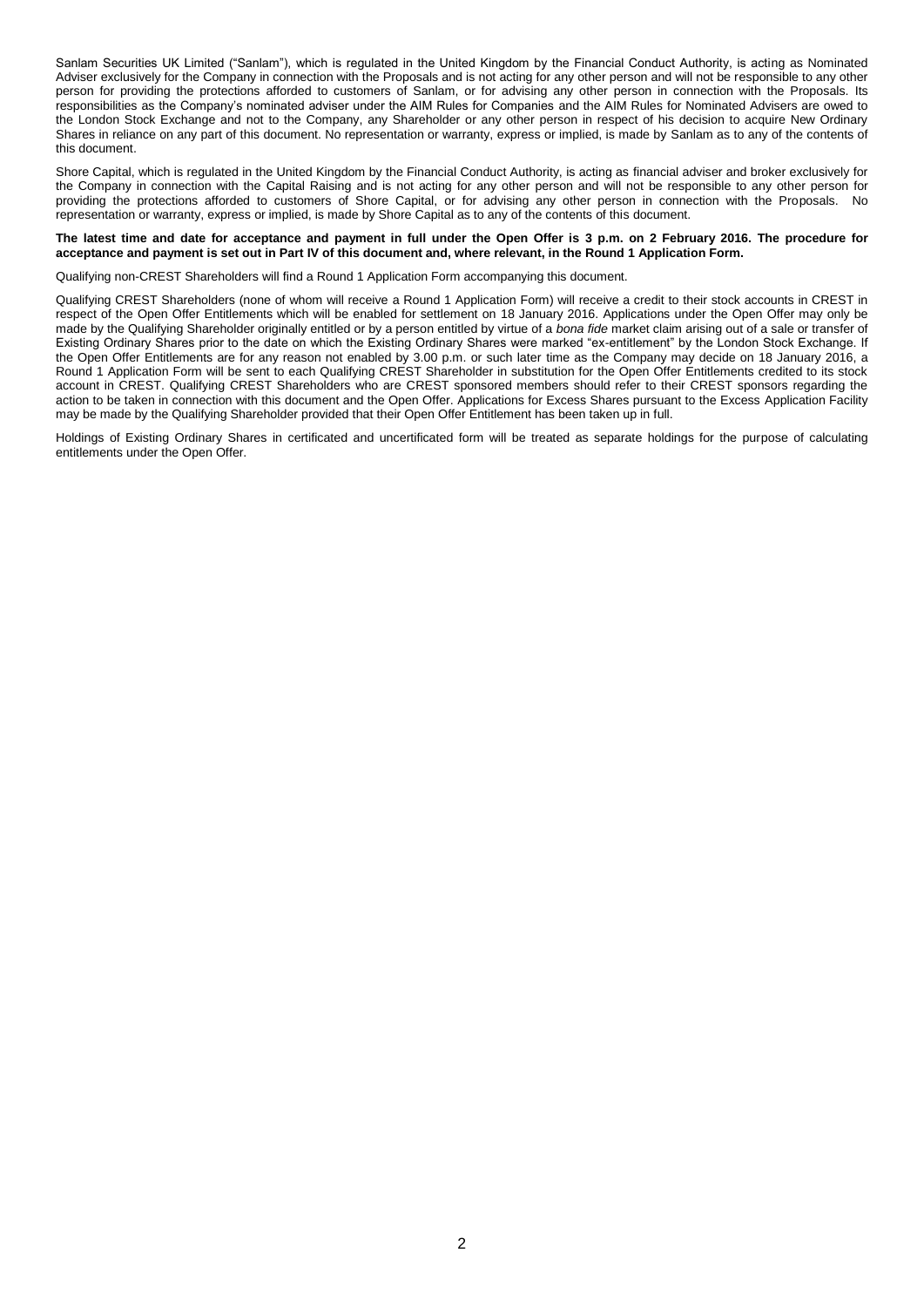Sanlam Securities UK Limited ("Sanlam"), which is regulated in the United Kingdom by the Financial Conduct Authority, is acting as Nominated Adviser exclusively for the Company in connection with the Proposals and is not acting for any other person and will not be responsible to any other person for providing the protections afforded to customers of Sanlam, or for advising any other person in connection with the Proposals. Its responsibilities as the Company's nominated adviser under the AIM Rules for Companies and the AIM Rules for Nominated Advisers are owed to the London Stock Exchange and not to the Company, any Shareholder or any other person in respect of his decision to acquire New Ordinary Shares in reliance on any part of this document. No representation or warranty, express or implied, is made by Sanlam as to any of the contents of this document.

Shore Capital, which is regulated in the United Kingdom by the Financial Conduct Authority, is acting as financial adviser and broker exclusively for the Company in connection with the Capital Raising and is not acting for any other person and will not be responsible to any other person for providing the protections afforded to customers of Shore Capital, or for advising any other person in connection with the Proposals. No representation or warranty, express or implied, is made by Shore Capital as to any of the contents of this document.

**The latest time and date for acceptance and payment in full under the Open Offer is 3 p.m. on 2 February 2016. The procedure for acceptance and payment is set out in Part IV of this document and, where relevant, in the Round 1 Application Form.**

Qualifying non-CREST Shareholders will find a Round 1 Application Form accompanying this document.

Qualifying CREST Shareholders (none of whom will receive a Round 1 Application Form) will receive a credit to their stock accounts in CREST in respect of the Open Offer Entitlements which will be enabled for settlement on 18 January 2016. Applications under the Open Offer may only be made by the Qualifying Shareholder originally entitled or by a person entitled by virtue of a *bona fide* market claim arising out of a sale or transfer of Existing Ordinary Shares prior to the date on which the Existing Ordinary Shares were marked "ex-entitlement" by the London Stock Exchange. If the Open Offer Entitlements are for any reason not enabled by 3.00 p.m. or such later time as the Company may decide on 18 January 2016, a Round 1 Application Form will be sent to each Qualifying CREST Shareholder in substitution for the Open Offer Entitlements credited to its stock account in CREST. Qualifying CREST Shareholders who are CREST sponsored members should refer to their CREST sponsors regarding the action to be taken in connection with this document and the Open Offer. Applications for Excess Shares pursuant to the Excess Application Facility may be made by the Qualifying Shareholder provided that their Open Offer Entitlement has been taken up in full.

Holdings of Existing Ordinary Shares in certificated and uncertificated form will be treated as separate holdings for the purpose of calculating entitlements under the Open Offer.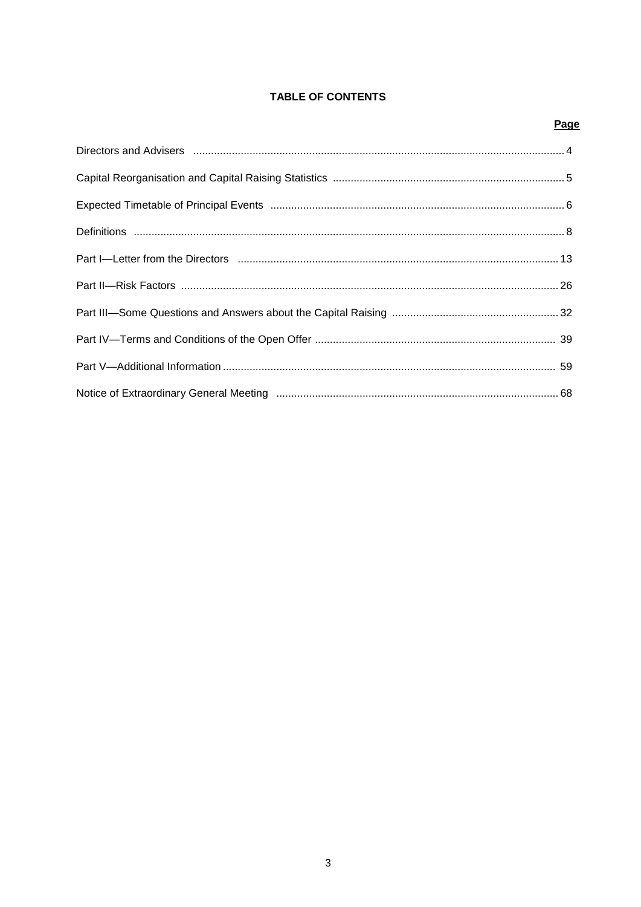# TABLE OF CONTENTS

| | Page |
|---|---|
| Directors and Advisers | 4 |
| Capital Reorganisation and Capital Raising Statistics | 5 |
| Expected Timetable of Principal Events | 6 |
| Definitions | 8 |
| Part I—Letter from the Directors | 13 |
| Part II—Risk Factors | 26 |
| Part III—Some Questions and Answers about the Capital Raising | 32 |
| Part IV—Terms and Conditions of the Open Offer | 39 |
| Part V—Additional Information | 59 |
| Notice of Extraordinary General Meeting | 68 |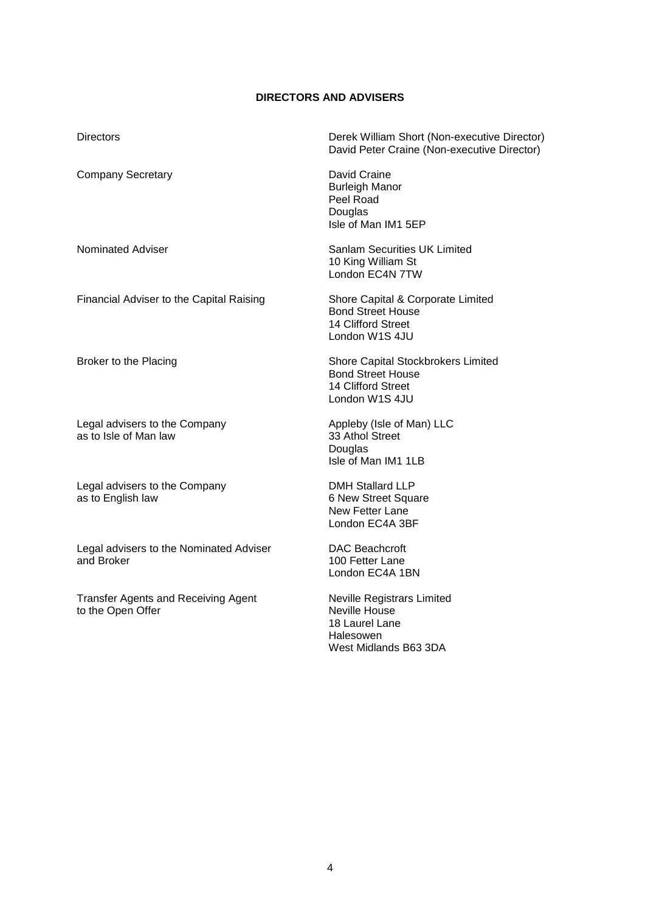## DIRECTORS AND ADVISERS

| | |
|---|---|
| Directors | Derek William Short (Non-executive Director)<br>David Peter Craine (Non-executive Director) |
| Company Secretary | David Craine<br>Burleigh Manor<br>Peel Road<br>Douglas<br>Isle of Man IM1 5EP |
| Nominated Adviser | Sanlam Securities UK Limited<br>10 King William St<br>London EC4N 7TW |
| Financial Adviser to the Capital Raising | Shore Capital & Corporate Limited<br>Bond Street House<br>14 Clifford Street<br>London W1S 4JU |
| Broker to the Placing | Shore Capital Stockbrokers Limited<br>Bond Street House<br>14 Clifford Street<br>London W1S 4JU |
| Legal advisers to the Company as to Isle of Man law | Appleby (Isle of Man) LLC<br>33 Athol Street<br>Douglas<br>Isle of Man IM1 1LB |
| Legal advisers to the Company as to English law | DMH Stallard LLP<br>6 New Street Square<br>New Fetter Lane<br>London EC4A 3BF |
| Legal advisers to the Nominated Adviser and Broker | DAC Beachcroft<br>100 Fetter Lane<br>London EC4A 1BN |
| Transfer Agents and Receiving Agent to the Open Offer | Neville Registrars Limited<br>Neville House<br>18 Laurel Lane<br>Halesowen<br>West Midlands B63 3DA |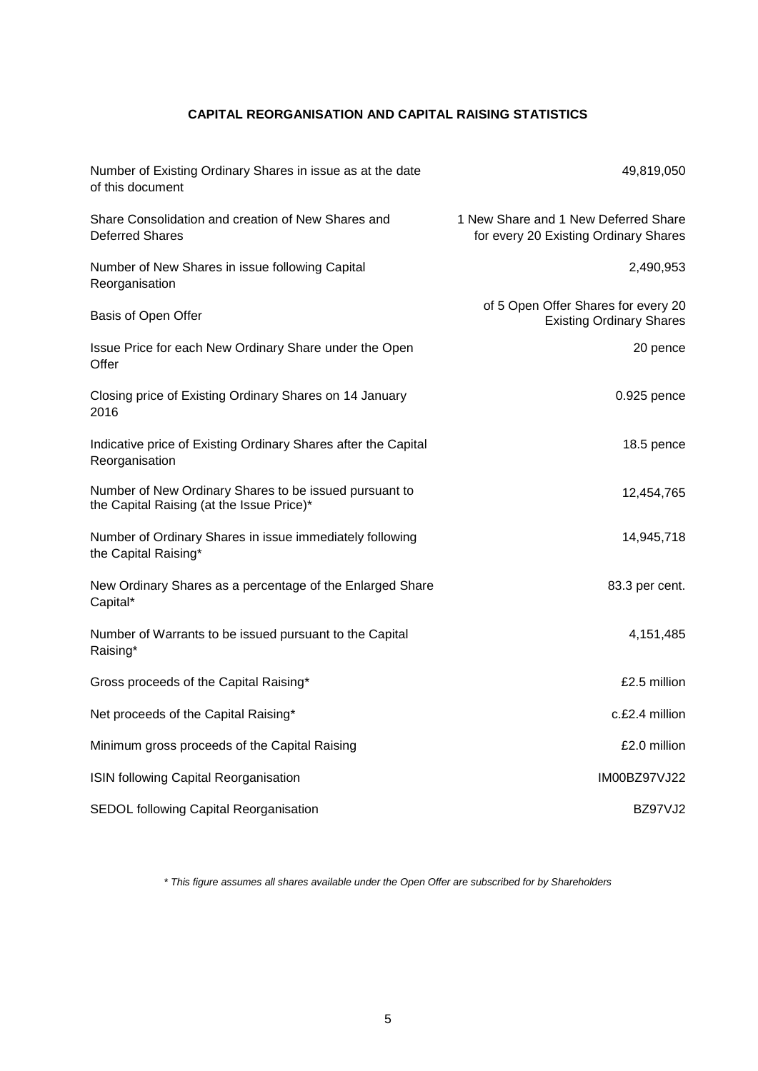## CAPITAL REORGANISATION AND CAPITAL RAISING STATISTICS

| | |
|---|---|
| Number of Existing Ordinary Shares in issue as at the date of this document | 49,819,050 |
| Share Consolidation and creation of New Shares and Deferred Shares | 1 New Share and 1 New Deferred Share for every 20 Existing Ordinary Shares |
| Number of New Shares in issue following Capital Reorganisation | 2,490,953 |
| Basis of Open Offer | of 5 Open Offer Shares for every 20 Existing Ordinary Shares |
| Issue Price for each New Ordinary Share under the Open Offer | 20 pence |
| Closing price of Existing Ordinary Shares on 14 January 2016 | 0.925 pence |
| Indicative price of Existing Ordinary Shares after the Capital Reorganisation | 18.5 pence |
| Number of New Ordinary Shares to be issued pursuant to the Capital Raising (at the Issue Price)* | 12,454,765 |
| Number of Ordinary Shares in issue immediately following the Capital Raising* | 14,945,718 |
| New Ordinary Shares as a percentage of the Enlarged Share Capital* | 83.3 per cent. |
| Number of Warrants to be issued pursuant to the Capital Raising* | 4,151,485 |
| Gross proceeds of the Capital Raising* | £2.5 million |
| Net proceeds of the Capital Raising* | c.£2.4 million |
| Minimum gross proceeds of the Capital Raising | £2.0 million |
| ISIN following Capital Reorganisation | IM00BZ97VJ22 |
| SEDOL following Capital Reorganisation | BZ97VJ2 |

*\* This figure assumes all shares available under the Open Offer are subscribed for by Shareholders*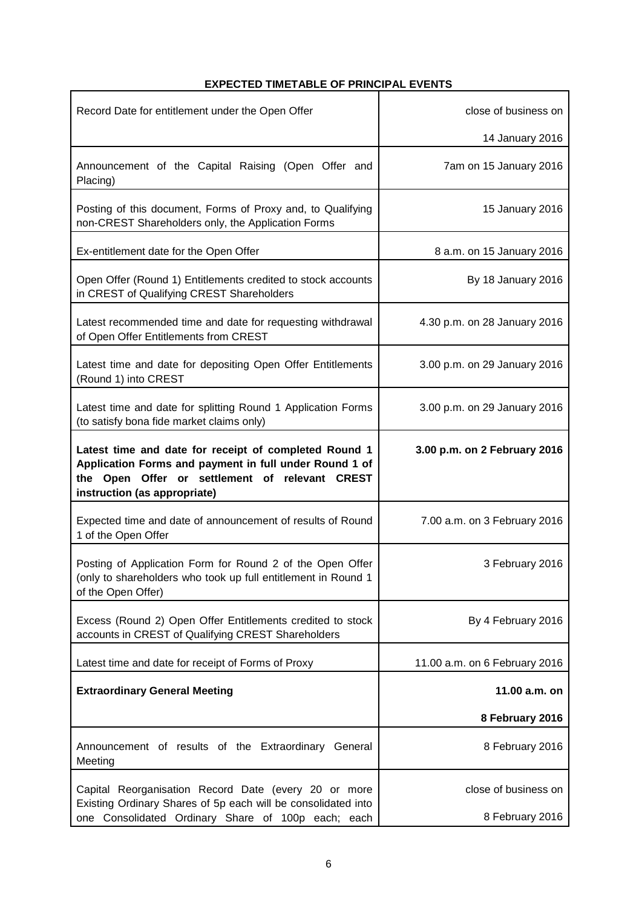**EXPECTED TIMETABLE OF PRINCIPAL EVENTS**

| | |
|---|---|
| Record Date for entitlement under the Open Offer | close of business on 14 January 2016 |
| Announcement of the Capital Raising (Open Offer and Placing) | 7am on 15 January 2016 |
| Posting of this document, Forms of Proxy and, to Qualifying non-CREST Shareholders only, the Application Forms | 15 January 2016 |
| Ex-entitlement date for the Open Offer | 8 a.m. on 15 January 2016 |
| Open Offer (Round 1) Entitlements credited to stock accounts in CREST of Qualifying CREST Shareholders | By 18 January 2016 |
| Latest recommended time and date for requesting withdrawal of Open Offer Entitlements from CREST | 4.30 p.m. on 28 January 2016 |
| Latest time and date for depositing Open Offer Entitlements (Round 1) into CREST | 3.00 p.m. on 29 January 2016 |
| Latest time and date for splitting Round 1 Application Forms (to satisfy bona fide market claims only) | 3.00 p.m. on 29 January 2016 |
| **Latest time and date for receipt of completed Round 1 Application Forms and payment in full under Round 1 of the Open Offer or settlement of relevant CREST instruction (as appropriate)** | **3.00 p.m. on 2 February 2016** |
| Expected time and date of announcement of results of Round 1 of the Open Offer | 7.00 a.m. on 3 February 2016 |
| Posting of Application Form for Round 2 of the Open Offer (only to shareholders who took up full entitlement in Round 1 of the Open Offer) | 3 February 2016 |
| Excess (Round 2) Open Offer Entitlements credited to stock accounts in CREST of Qualifying CREST Shareholders | By 4 February 2016 |
| Latest time and date for receipt of Forms of Proxy | 11.00 a.m. on 6 February 2016 |
| **Extraordinary General Meeting** | **11.00 a.m. on 8 February 2016** |
| Announcement of results of the Extraordinary General Meeting | 8 February 2016 |
| Capital Reorganisation Record Date (every 20 or more Existing Ordinary Shares of 5p each will be consolidated into one Consolidated Ordinary Share of 100p each; each | close of business on 8 February 2016 |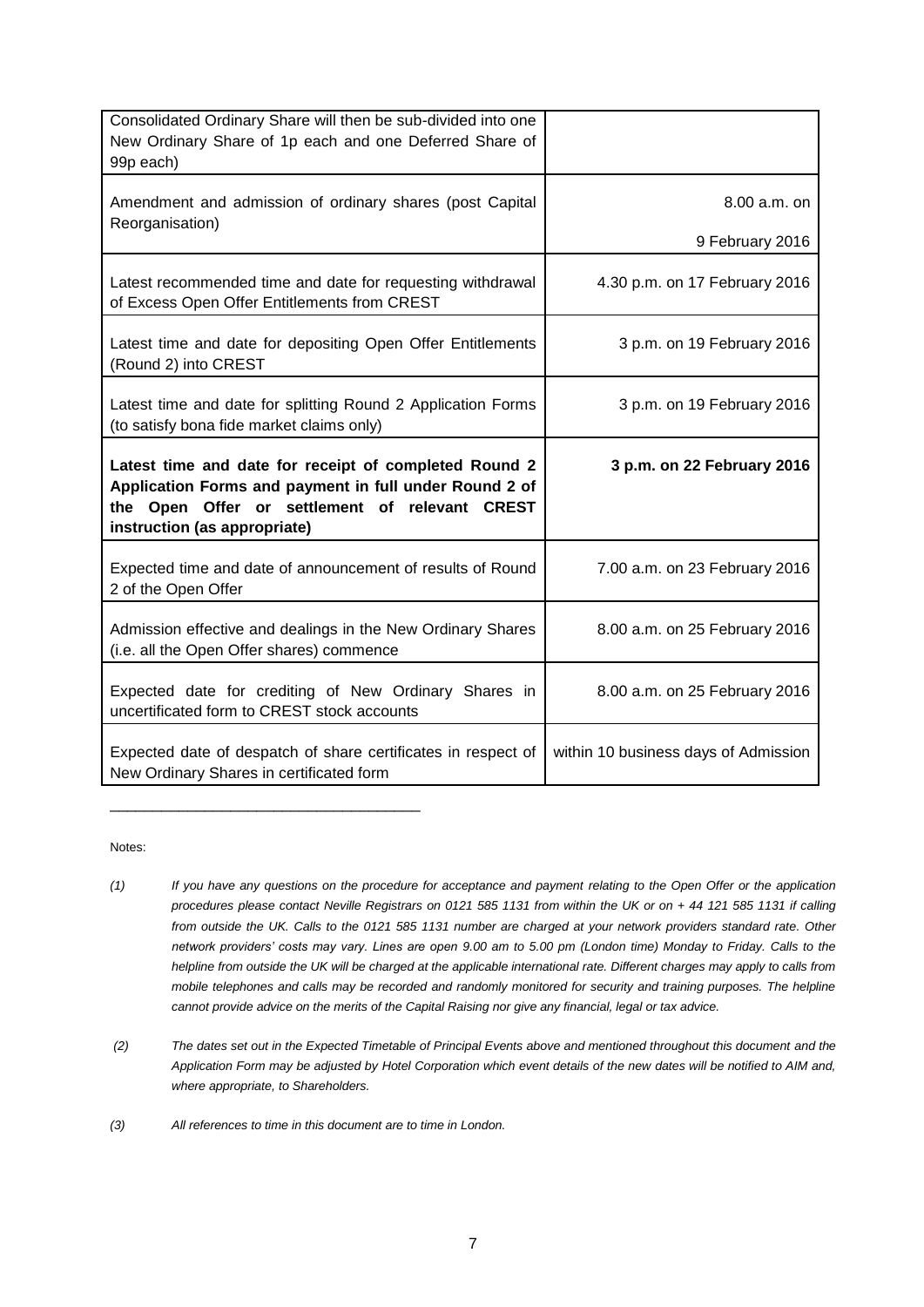| | |
|---|---|
| Consolidated Ordinary Share will then be sub-divided into one New Ordinary Share of 1p each and one Deferred Share of 99p each) | |
| Amendment and admission of ordinary shares (post Capital Reorganisation) | 8.00 a.m. on 9 February 2016 |
| Latest recommended time and date for requesting withdrawal of Excess Open Offer Entitlements from CREST | 4.30 p.m. on 17 February 2016 |
| Latest time and date for depositing Open Offer Entitlements (Round 2) into CREST | 3 p.m. on 19 February 2016 |
| Latest time and date for splitting Round 2 Application Forms (to satisfy bona fide market claims only) | 3 p.m. on 19 February 2016 |
| **Latest time and date for receipt of completed Round 2 Application Forms and payment in full under Round 2 of the Open Offer or settlement of relevant CREST instruction (as appropriate)** | **3 p.m. on 22 February 2016** |
| Expected time and date of announcement of results of Round 2 of the Open Offer | 7.00 a.m. on 23 February 2016 |
| Admission effective and dealings in the New Ordinary Shares (i.e. all the Open Offer shares) commence | 8.00 a.m. on 25 February 2016 |
| Expected date for crediting of New Ordinary Shares in uncertificated form to CREST stock accounts | 8.00 a.m. on 25 February 2016 |
| Expected date of despatch of share certificates in respect of New Ordinary Shares in certificated form | within 10 business days of Admission |

Notes:

*(1) If you have any questions on the procedure for acceptance and payment relating to the Open Offer or the application procedures please contact Neville Registrars on 0121 585 1131 from within the UK or on + 44 121 585 1131 if calling from outside the UK. Calls to the 0121 585 1131 number are charged at your network providers standard rate. Other network providers' costs may vary. Lines are open 9.00 am to 5.00 pm (London time) Monday to Friday. Calls to the helpline from outside the UK will be charged at the applicable international rate. Different charges may apply to calls from mobile telephones and calls may be recorded and randomly monitored for security and training purposes. The helpline cannot provide advice on the merits of the Capital Raising nor give any financial, legal or tax advice.*

*(2) The dates set out in the Expected Timetable of Principal Events above and mentioned throughout this document and the Application Form may be adjusted by Hotel Corporation which event details of the new dates will be notified to AIM and, where appropriate, to Shareholders.*

*(3) All references to time in this document are to time in London.*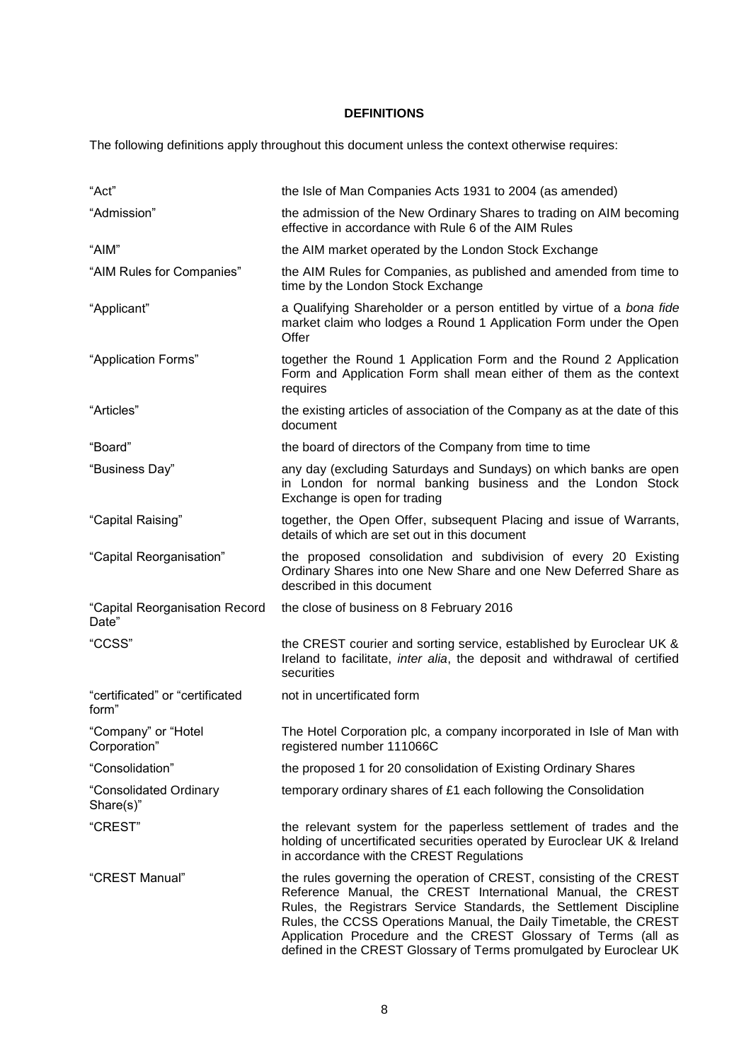## DEFINITIONS

The following definitions apply throughout this document unless the context otherwise requires:

| | |
|---|---|
| "Act" | the Isle of Man Companies Acts 1931 to 2004 (as amended) |
| "Admission" | the admission of the New Ordinary Shares to trading on AIM becoming effective in accordance with Rule 6 of the AIM Rules |
| "AIM" | the AIM market operated by the London Stock Exchange |
| "AIM Rules for Companies" | the AIM Rules for Companies, as published and amended from time to time by the London Stock Exchange |
| "Applicant" | a Qualifying Shareholder or a person entitled by virtue of a *bona fide* market claim who lodges a Round 1 Application Form under the Open Offer |
| "Application Forms" | together the Round 1 Application Form and the Round 2 Application Form and Application Form shall mean either of them as the context requires |
| "Articles" | the existing articles of association of the Company as at the date of this document |
| "Board" | the board of directors of the Company from time to time |
| "Business Day" | any day (excluding Saturdays and Sundays) on which banks are open in London for normal banking business and the London Stock Exchange is open for trading |
| "Capital Raising" | together, the Open Offer, subsequent Placing and issue of Warrants, details of which are set out in this document |
| "Capital Reorganisation" | the proposed consolidation and subdivision of every 20 Existing Ordinary Shares into one New Share and one New Deferred Share as described in this document |
| "Capital Reorganisation Record Date" | the close of business on 8 February 2016 |
| "CCSS" | the CREST courier and sorting service, established by Euroclear UK & Ireland to facilitate, *inter alia*, the deposit and withdrawal of certified securities |
| "certificated" or "certificated form" | not in uncertificated form |
| "Company" or "Hotel Corporation" | The Hotel Corporation plc, a company incorporated in Isle of Man with registered number 111066C |
| "Consolidation" | the proposed 1 for 20 consolidation of Existing Ordinary Shares |
| "Consolidated Ordinary Share(s)" | temporary ordinary shares of £1 each following the Consolidation |
| "CREST" | the relevant system for the paperless settlement of trades and the holding of uncertificated securities operated by Euroclear UK & Ireland in accordance with the CREST Regulations |
| "CREST Manual" | the rules governing the operation of CREST, consisting of the CREST Reference Manual, the CREST International Manual, the CREST Rules, the Registrars Service Standards, the Settlement Discipline Rules, the CCSS Operations Manual, the Daily Timetable, the CREST Application Procedure and the CREST Glossary of Terms (all as defined in the CREST Glossary of Terms promulgated by Euroclear UK |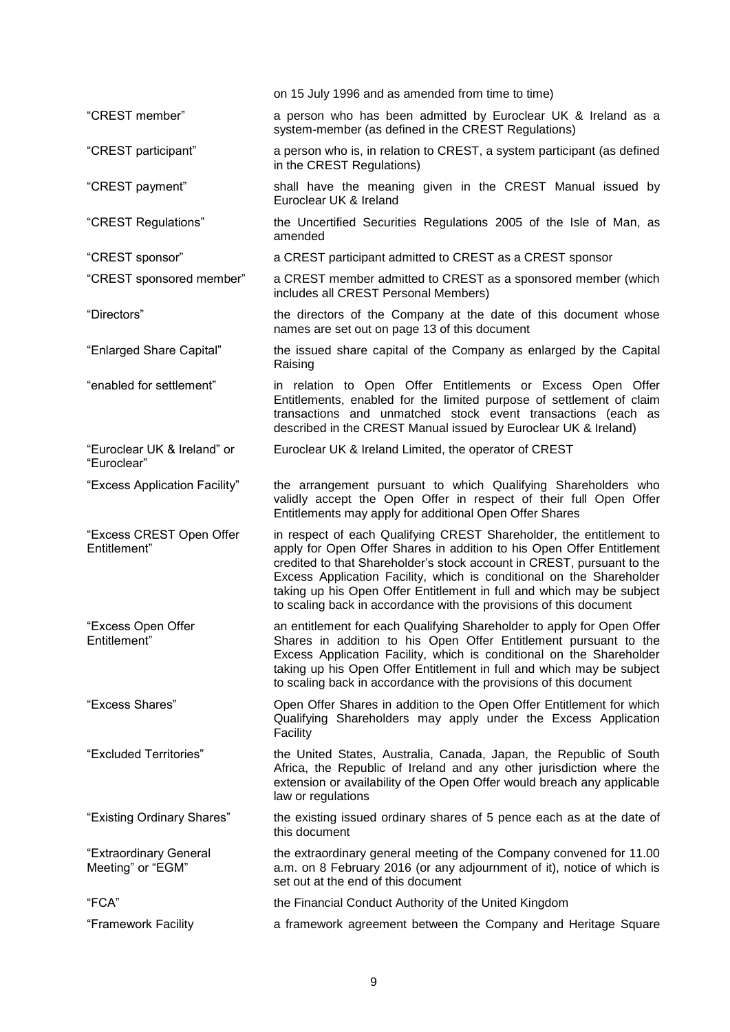| | |
|---|---|
| | on 15 July 1996 and as amended from time to time) |
| "CREST member" | a person who has been admitted by Euroclear UK & Ireland as a system-member (as defined in the CREST Regulations) |
| "CREST participant" | a person who is, in relation to CREST, a system participant (as defined in the CREST Regulations) |
| "CREST payment" | shall have the meaning given in the CREST Manual issued by Euroclear UK & Ireland |
| "CREST Regulations" | the Uncertified Securities Regulations 2005 of the Isle of Man, as amended |
| "CREST sponsor" | a CREST participant admitted to CREST as a CREST sponsor |
| "CREST sponsored member" | a CREST member admitted to CREST as a sponsored member (which includes all CREST Personal Members) |
| "Directors" | the directors of the Company at the date of this document whose names are set out on page 13 of this document |
| "Enlarged Share Capital" | the issued share capital of the Company as enlarged by the Capital Raising |
| "enabled for settlement" | in relation to Open Offer Entitlements or Excess Open Offer Entitlements, enabled for the limited purpose of settlement of claim transactions and unmatched stock event transactions (each as described in the CREST Manual issued by Euroclear UK & Ireland) |
| "Euroclear UK & Ireland" or "Euroclear" | Euroclear UK & Ireland Limited, the operator of CREST |
| "Excess Application Facility" | the arrangement pursuant to which Qualifying Shareholders who validly accept the Open Offer in respect of their full Open Offer Entitlements may apply for additional Open Offer Shares |
| "Excess CREST Open Offer Entitlement" | in respect of each Qualifying CREST Shareholder, the entitlement to apply for Open Offer Shares in addition to his Open Offer Entitlement credited to that Shareholder's stock account in CREST, pursuant to the Excess Application Facility, which is conditional on the Shareholder taking up his Open Offer Entitlement in full and which may be subject to scaling back in accordance with the provisions of this document |
| "Excess Open Offer Entitlement" | an entitlement for each Qualifying Shareholder to apply for Open Offer Shares in addition to his Open Offer Entitlement pursuant to the Excess Application Facility, which is conditional on the Shareholder taking up his Open Offer Entitlement in full and which may be subject to scaling back in accordance with the provisions of this document |
| "Excess Shares" | Open Offer Shares in addition to the Open Offer Entitlement for which Qualifying Shareholders may apply under the Excess Application Facility |
| "Excluded Territories" | the United States, Australia, Canada, Japan, the Republic of South Africa, the Republic of Ireland and any other jurisdiction where the extension or availability of the Open Offer would breach any applicable law or regulations |
| "Existing Ordinary Shares" | the existing issued ordinary shares of 5 pence each as at the date of this document |
| "Extraordinary General Meeting" or "EGM" | the extraordinary general meeting of the Company convened for 11.00 a.m. on 8 February 2016 (or any adjournment of it), notice of which is set out at the end of this document |
| "FCA" | the Financial Conduct Authority of the United Kingdom |
| "Framework Facility | a framework agreement between the Company and Heritage Square |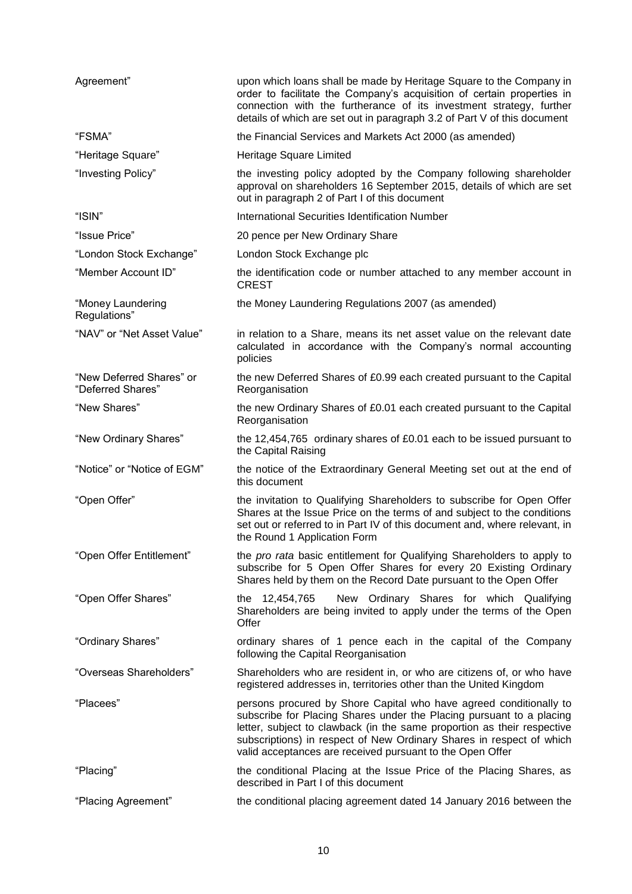| | |
|---|---|
| Agreement” | upon which loans shall be made by Heritage Square to the Company in order to facilitate the Company’s acquisition of certain properties in connection with the furtherance of its investment strategy, further details of which are set out in paragraph 3.2 of Part V of this document |
| “FSMA” | the Financial Services and Markets Act 2000 (as amended) |
| “Heritage Square” | Heritage Square Limited |
| “Investing Policy” | the investing policy adopted by the Company following shareholder approval on shareholders 16 September 2015, details of which are set out in paragraph 2 of Part I of this document |
| “ISIN” | International Securities Identification Number |
| “Issue Price” | 20 pence per New Ordinary Share |
| “London Stock Exchange” | London Stock Exchange plc |
| “Member Account ID” | the identification code or number attached to any member account in CREST |
| “Money Laundering Regulations” | the Money Laundering Regulations 2007 (as amended) |
| “NAV” or “Net Asset Value” | in relation to a Share, means its net asset value on the relevant date calculated in accordance with the Company’s normal accounting policies |
| “New Deferred Shares” or “Deferred Shares” | the new Deferred Shares of £0.99 each created pursuant to the Capital Reorganisation |
| “New Shares” | the new Ordinary Shares of £0.01 each created pursuant to the Capital Reorganisation |
| “New Ordinary Shares” | the 12,454,765 ordinary shares of £0.01 each to be issued pursuant to the Capital Raising |
| “Notice” or “Notice of EGM” | the notice of the Extraordinary General Meeting set out at the end of this document |
| “Open Offer” | the invitation to Qualifying Shareholders to subscribe for Open Offer Shares at the Issue Price on the terms of and subject to the conditions set out or referred to in Part IV of this document and, where relevant, in the Round 1 Application Form |
| “Open Offer Entitlement” | the *pro rata* basic entitlement for Qualifying Shareholders to apply to subscribe for 5 Open Offer Shares for every 20 Existing Ordinary Shares held by them on the Record Date pursuant to the Open Offer |
| “Open Offer Shares” | the 12,454,765 New Ordinary Shares for which Qualifying Shareholders are being invited to apply under the terms of the Open Offer |
| “Ordinary Shares” | ordinary shares of 1 pence each in the capital of the Company following the Capital Reorganisation |
| “Overseas Shareholders” | Shareholders who are resident in, or who are citizens of, or who have registered addresses in, territories other than the United Kingdom |
| “Placees” | persons procured by Shore Capital who have agreed conditionally to subscribe for Placing Shares under the Placing pursuant to a placing letter, subject to clawback (in the same proportion as their respective subscriptions) in respect of New Ordinary Shares in respect of which valid acceptances are received pursuant to the Open Offer |
| “Placing” | the conditional Placing at the Issue Price of the Placing Shares, as described in Part I of this document |
| “Placing Agreement” | the conditional placing agreement dated 14 January 2016 between the |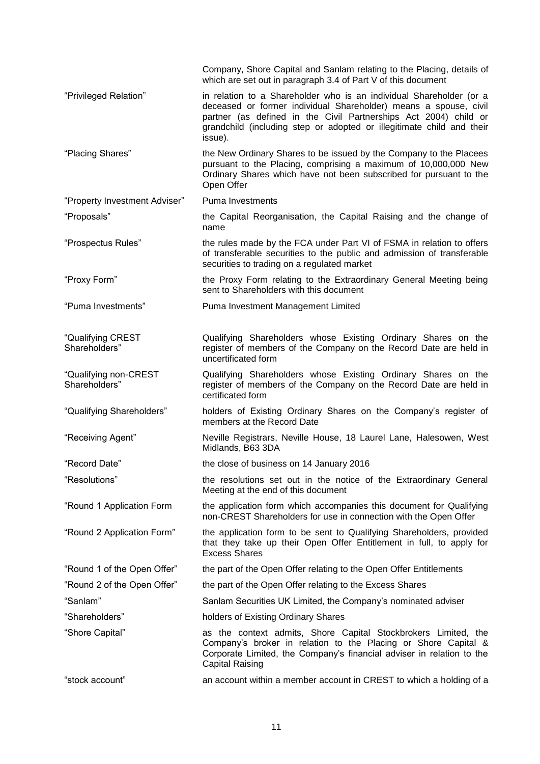| | |
|---|---|
| | Company, Shore Capital and Sanlam relating to the Placing, details of which are set out in paragraph 3.4 of Part V of this document |
| "Privileged Relation" | in relation to a Shareholder who is an individual Shareholder (or a deceased or former individual Shareholder) means a spouse, civil partner (as defined in the Civil Partnerships Act 2004) child or grandchild (including step or adopted or illegitimate child and their issue). |
| "Placing Shares" | the New Ordinary Shares to be issued by the Company to the Placees pursuant to the Placing, comprising a maximum of 10,000,000 New Ordinary Shares which have not been subscribed for pursuant to the Open Offer |
| "Property Investment Adviser" | Puma Investments |
| "Proposals" | the Capital Reorganisation, the Capital Raising and the change of name |
| "Prospectus Rules" | the rules made by the FCA under Part VI of FSMA in relation to offers of transferable securities to the public and admission of transferable securities to trading on a regulated market |
| "Proxy Form" | the Proxy Form relating to the Extraordinary General Meeting being sent to Shareholders with this document |
| "Puma Investments" | Puma Investment Management Limited |
| "Qualifying CREST Shareholders" | Qualifying Shareholders whose Existing Ordinary Shares on the register of members of the Company on the Record Date are held in uncertificated form |
| "Qualifying non-CREST Shareholders" | Qualifying Shareholders whose Existing Ordinary Shares on the register of members of the Company on the Record Date are held in certificated form |
| "Qualifying Shareholders" | holders of Existing Ordinary Shares on the Company's register of members at the Record Date |
| "Receiving Agent" | Neville Registrars, Neville House, 18 Laurel Lane, Halesowen, West Midlands, B63 3DA |
| "Record Date" | the close of business on 14 January 2016 |
| "Resolutions" | the resolutions set out in the notice of the Extraordinary General Meeting at the end of this document |
| "Round 1 Application Form | the application form which accompanies this document for Qualifying non-CREST Shareholders for use in connection with the Open Offer |
| "Round 2 Application Form" | the application form to be sent to Qualifying Shareholders, provided that they take up their Open Offer Entitlement in full, to apply for Excess Shares |
| "Round 1 of the Open Offer" | the part of the Open Offer relating to the Open Offer Entitlements |
| "Round 2 of the Open Offer" | the part of the Open Offer relating to the Excess Shares |
| "Sanlam" | Sanlam Securities UK Limited, the Company's nominated adviser |
| "Shareholders" | holders of Existing Ordinary Shares |
| "Shore Capital" | as the context admits, Shore Capital Stockbrokers Limited, the Company's broker in relation to the Placing or Shore Capital & Corporate Limited, the Company's financial adviser in relation to the Capital Raising |
| "stock account" | an account within a member account in CREST to which a holding of a |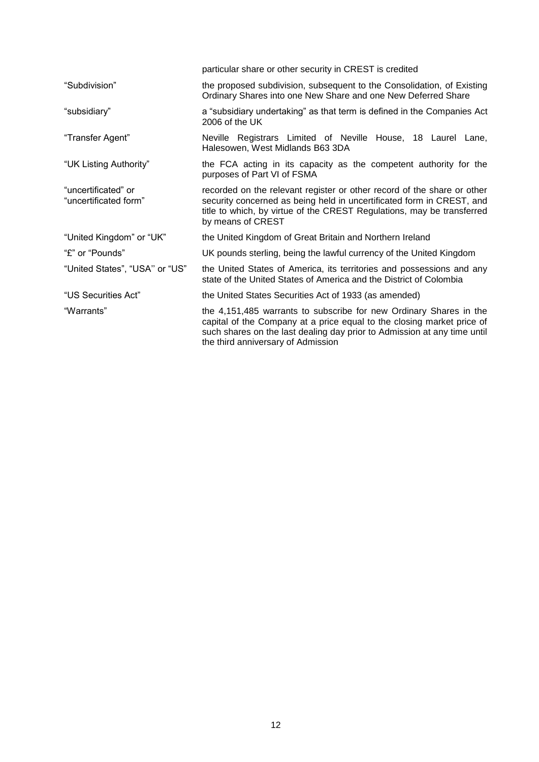| | |
|---|---|
| | particular share or other security in CREST is credited |
| "Subdivision" | the proposed subdivision, subsequent to the Consolidation, of Existing Ordinary Shares into one New Share and one New Deferred Share |
| "subsidiary" | a "subsidiary undertaking" as that term is defined in the Companies Act 2006 of the UK |
| "Transfer Agent" | Neville Registrars Limited of Neville House, 18 Laurel Lane, Halesowen, West Midlands B63 3DA |
| "UK Listing Authority" | the FCA acting in its capacity as the competent authority for the purposes of Part VI of FSMA |
| "uncertificated" or "uncertificated form" | recorded on the relevant register or other record of the share or other security concerned as being held in uncertificated form in CREST, and title to which, by virtue of the CREST Regulations, may be transferred by means of CREST |
| "United Kingdom" or "UK" | the United Kingdom of Great Britain and Northern Ireland |
| "£" or "Pounds" | UK pounds sterling, being the lawful currency of the United Kingdom |
| "United States", "USA'' or "US" | the United States of America, its territories and possessions and any state of the United States of America and the District of Colombia |
| "US Securities Act" | the United States Securities Act of 1933 (as amended) |
| "Warrants" | the 4,151,485 warrants to subscribe for new Ordinary Shares in the capital of the Company at a price equal to the closing market price of such shares on the last dealing day prior to Admission at any time until the third anniversary of Admission |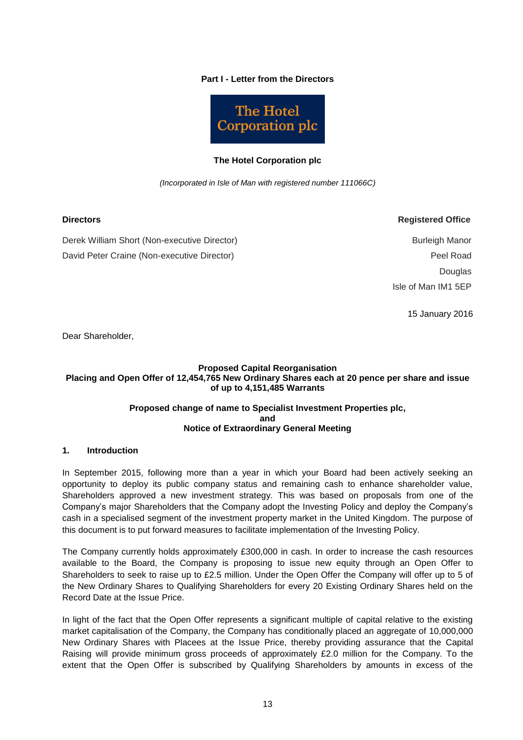**Part I - Letter from the Directors**

The Hotel Corporation plc

**The Hotel Corporation plc**

*(Incorporated in Isle of Man with registered number 111066C)*

**Directors**

Derek William Short (Non-executive Director)
David Peter Craine (Non-executive Director)

**Registered Office**

Burleigh Manor
Peel Road
Douglas
Isle of Man IM1 5EP

15 January 2016

Dear Shareholder,

**Proposed Capital Reorganisation**
**Placing and Open Offer of 12,454,765 New Ordinary Shares each at 20 pence per share and issue of up to 4,151,485 Warrants**

**Proposed change of name to Specialist Investment Properties plc,**
**and**
**Notice of Extraordinary General Meeting**

## 1. Introduction

In September 2015, following more than a year in which your Board had been actively seeking an opportunity to deploy its public company status and remaining cash to enhance shareholder value, Shareholders approved a new investment strategy. This was based on proposals from one of the Company's major Shareholders that the Company adopt the Investing Policy and deploy the Company's cash in a specialised segment of the investment property market in the United Kingdom. The purpose of this document is to put forward measures to facilitate implementation of the Investing Policy.

The Company currently holds approximately £300,000 in cash. In order to increase the cash resources available to the Board, the Company is proposing to issue new equity through an Open Offer to Shareholders to seek to raise up to £2.5 million. Under the Open Offer the Company will offer up to 5 of the New Ordinary Shares to Qualifying Shareholders for every 20 Existing Ordinary Shares held on the Record Date at the Issue Price.

In light of the fact that the Open Offer represents a significant multiple of capital relative to the existing market capitalisation of the Company, the Company has conditionally placed an aggregate of 10,000,000 New Ordinary Shares with Placees at the Issue Price, thereby providing assurance that the Capital Raising will provide minimum gross proceeds of approximately £2.0 million for the Company. To the extent that the Open Offer is subscribed by Qualifying Shareholders by amounts in excess of the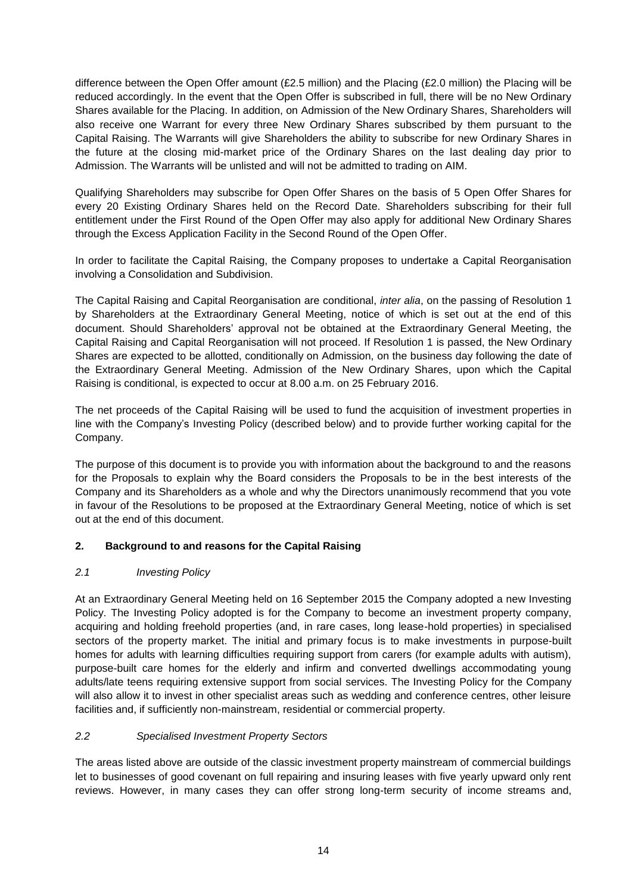difference between the Open Offer amount (£2.5 million) and the Placing (£2.0 million) the Placing will be reduced accordingly. In the event that the Open Offer is subscribed in full, there will be no New Ordinary Shares available for the Placing. In addition, on Admission of the New Ordinary Shares, Shareholders will also receive one Warrant for every three New Ordinary Shares subscribed by them pursuant to the Capital Raising. The Warrants will give Shareholders the ability to subscribe for new Ordinary Shares in the future at the closing mid-market price of the Ordinary Shares on the last dealing day prior to Admission. The Warrants will be unlisted and will not be admitted to trading on AIM.

Qualifying Shareholders may subscribe for Open Offer Shares on the basis of 5 Open Offer Shares for every 20 Existing Ordinary Shares held on the Record Date. Shareholders subscribing for their full entitlement under the First Round of the Open Offer may also apply for additional New Ordinary Shares through the Excess Application Facility in the Second Round of the Open Offer.

In order to facilitate the Capital Raising, the Company proposes to undertake a Capital Reorganisation involving a Consolidation and Subdivision.

The Capital Raising and Capital Reorganisation are conditional, *inter alia*, on the passing of Resolution 1 by Shareholders at the Extraordinary General Meeting, notice of which is set out at the end of this document. Should Shareholders' approval not be obtained at the Extraordinary General Meeting, the Capital Raising and Capital Reorganisation will not proceed. If Resolution 1 is passed, the New Ordinary Shares are expected to be allotted, conditionally on Admission, on the business day following the date of the Extraordinary General Meeting. Admission of the New Ordinary Shares, upon which the Capital Raising is conditional, is expected to occur at 8.00 a.m. on 25 February 2016.

The net proceeds of the Capital Raising will be used to fund the acquisition of investment properties in line with the Company's Investing Policy (described below) and to provide further working capital for the Company.

The purpose of this document is to provide you with information about the background to and the reasons for the Proposals to explain why the Board considers the Proposals to be in the best interests of the Company and its Shareholders as a whole and why the Directors unanimously recommend that you vote in favour of the Resolutions to be proposed at the Extraordinary General Meeting, notice of which is set out at the end of this document.

## 2. Background to and reasons for the Capital Raising

### *2.1 Investing Policy*

At an Extraordinary General Meeting held on 16 September 2015 the Company adopted a new Investing Policy. The Investing Policy adopted is for the Company to become an investment property company, acquiring and holding freehold properties (and, in rare cases, long lease-hold properties) in specialised sectors of the property market. The initial and primary focus is to make investments in purpose-built homes for adults with learning difficulties requiring support from carers (for example adults with autism), purpose-built care homes for the elderly and infirm and converted dwellings accommodating young adults/late teens requiring extensive support from social services. The Investing Policy for the Company will also allow it to invest in other specialist areas such as wedding and conference centres, other leisure facilities and, if sufficiently non-mainstream, residential or commercial property.

### *2.2 Specialised Investment Property Sectors*

The areas listed above are outside of the classic investment property mainstream of commercial buildings let to businesses of good covenant on full repairing and insuring leases with five yearly upward only rent reviews. However, in many cases they can offer strong long-term security of income streams and,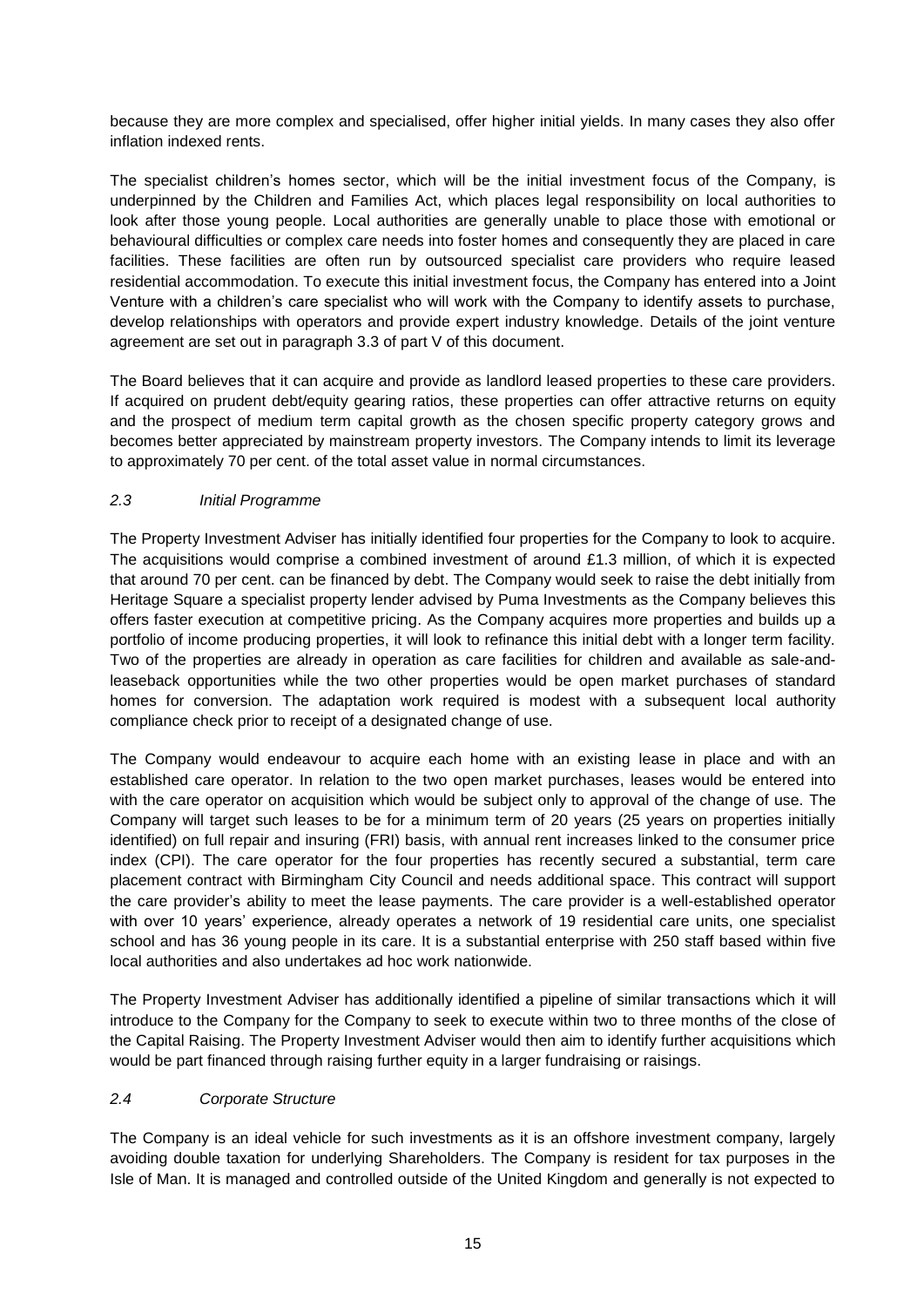because they are more complex and specialised, offer higher initial yields. In many cases they also offer inflation indexed rents.

The specialist children's homes sector, which will be the initial investment focus of the Company, is underpinned by the Children and Families Act, which places legal responsibility on local authorities to look after those young people. Local authorities are generally unable to place those with emotional or behavioural difficulties or complex care needs into foster homes and consequently they are placed in care facilities. These facilities are often run by outsourced specialist care providers who require leased residential accommodation. To execute this initial investment focus, the Company has entered into a Joint Venture with a children's care specialist who will work with the Company to identify assets to purchase, develop relationships with operators and provide expert industry knowledge. Details of the joint venture agreement are set out in paragraph 3.3 of part V of this document.

The Board believes that it can acquire and provide as landlord leased properties to these care providers. If acquired on prudent debt/equity gearing ratios, these properties can offer attractive returns on equity and the prospect of medium term capital growth as the chosen specific property category grows and becomes better appreciated by mainstream property investors. The Company intends to limit its leverage to approximately 70 per cent. of the total asset value in normal circumstances.

### *2.3 Initial Programme*

The Property Investment Adviser has initially identified four properties for the Company to look to acquire. The acquisitions would comprise a combined investment of around £1.3 million, of which it is expected that around 70 per cent. can be financed by debt. The Company would seek to raise the debt initially from Heritage Square a specialist property lender advised by Puma Investments as the Company believes this offers faster execution at competitive pricing. As the Company acquires more properties and builds up a portfolio of income producing properties, it will look to refinance this initial debt with a longer term facility. Two of the properties are already in operation as care facilities for children and available as sale-and-leaseback opportunities while the two other properties would be open market purchases of standard homes for conversion. The adaptation work required is modest with a subsequent local authority compliance check prior to receipt of a designated change of use.

The Company would endeavour to acquire each home with an existing lease in place and with an established care operator. In relation to the two open market purchases, leases would be entered into with the care operator on acquisition which would be subject only to approval of the change of use. The Company will target such leases to be for a minimum term of 20 years (25 years on properties initially identified) on full repair and insuring (FRI) basis, with annual rent increases linked to the consumer price index (CPI). The care operator for the four properties has recently secured a substantial, term care placement contract with Birmingham City Council and needs additional space. This contract will support the care provider's ability to meet the lease payments. The care provider is a well-established operator with over 10 years' experience, already operates a network of 19 residential care units, one specialist school and has 36 young people in its care. It is a substantial enterprise with 250 staff based within five local authorities and also undertakes ad hoc work nationwide.

The Property Investment Adviser has additionally identified a pipeline of similar transactions which it will introduce to the Company for the Company to seek to execute within two to three months of the close of the Capital Raising. The Property Investment Adviser would then aim to identify further acquisitions which would be part financed through raising further equity in a larger fundraising or raisings.

### *2.4 Corporate Structure*

The Company is an ideal vehicle for such investments as it is an offshore investment company, largely avoiding double taxation for underlying Shareholders. The Company is resident for tax purposes in the Isle of Man. It is managed and controlled outside of the United Kingdom and generally is not expected to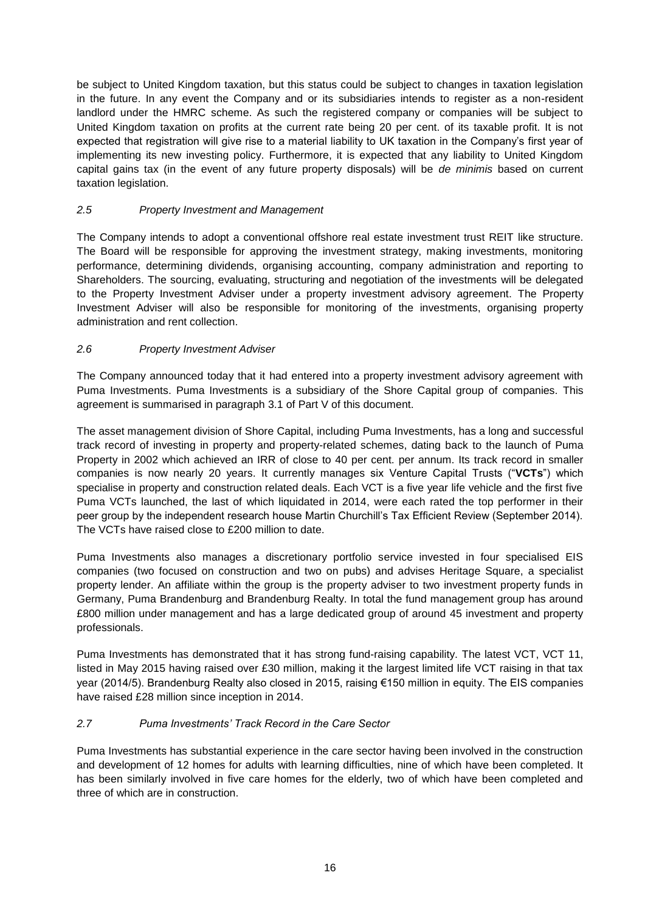be subject to United Kingdom taxation, but this status could be subject to changes in taxation legislation in the future. In any event the Company and or its subsidiaries intends to register as a non-resident landlord under the HMRC scheme. As such the registered company or companies will be subject to United Kingdom taxation on profits at the current rate being 20 per cent. of its taxable profit. It is not expected that registration will give rise to a material liability to UK taxation in the Company's first year of implementing its new investing policy. Furthermore, it is expected that any liability to United Kingdom capital gains tax (in the event of any future property disposals) will be *de minimis* based on current taxation legislation.

### *2.5 Property Investment and Management*

The Company intends to adopt a conventional offshore real estate investment trust REIT like structure. The Board will be responsible for approving the investment strategy, making investments, monitoring performance, determining dividends, organising accounting, company administration and reporting to Shareholders. The sourcing, evaluating, structuring and negotiation of the investments will be delegated to the Property Investment Adviser under a property investment advisory agreement. The Property Investment Adviser will also be responsible for monitoring of the investments, organising property administration and rent collection.

### *2.6 Property Investment Adviser*

The Company announced today that it had entered into a property investment advisory agreement with Puma Investments. Puma Investments is a subsidiary of the Shore Capital group of companies. This agreement is summarised in paragraph 3.1 of Part V of this document.

The asset management division of Shore Capital, including Puma Investments, has a long and successful track record of investing in property and property-related schemes, dating back to the launch of Puma Property in 2002 which achieved an IRR of close to 40 per cent. per annum. Its track record in smaller companies is now nearly 20 years. It currently manages six Venture Capital Trusts ("**VCTs**") which specialise in property and construction related deals. Each VCT is a five year life vehicle and the first five Puma VCTs launched, the last of which liquidated in 2014, were each rated the top performer in their peer group by the independent research house Martin Churchill's Tax Efficient Review (September 2014). The VCTs have raised close to £200 million to date.

Puma Investments also manages a discretionary portfolio service invested in four specialised EIS companies (two focused on construction and two on pubs) and advises Heritage Square, a specialist property lender. An affiliate within the group is the property adviser to two investment property funds in Germany, Puma Brandenburg and Brandenburg Realty. In total the fund management group has around £800 million under management and has a large dedicated group of around 45 investment and property professionals.

Puma Investments has demonstrated that it has strong fund-raising capability. The latest VCT, VCT 11, listed in May 2015 having raised over £30 million, making it the largest limited life VCT raising in that tax year (2014/5). Brandenburg Realty also closed in 2015, raising €150 million in equity. The EIS companies have raised £28 million since inception in 2014.

### *2.7 Puma Investments' Track Record in the Care Sector*

Puma Investments has substantial experience in the care sector having been involved in the construction and development of 12 homes for adults with learning difficulties, nine of which have been completed. It has been similarly involved in five care homes for the elderly, two of which have been completed and three of which are in construction.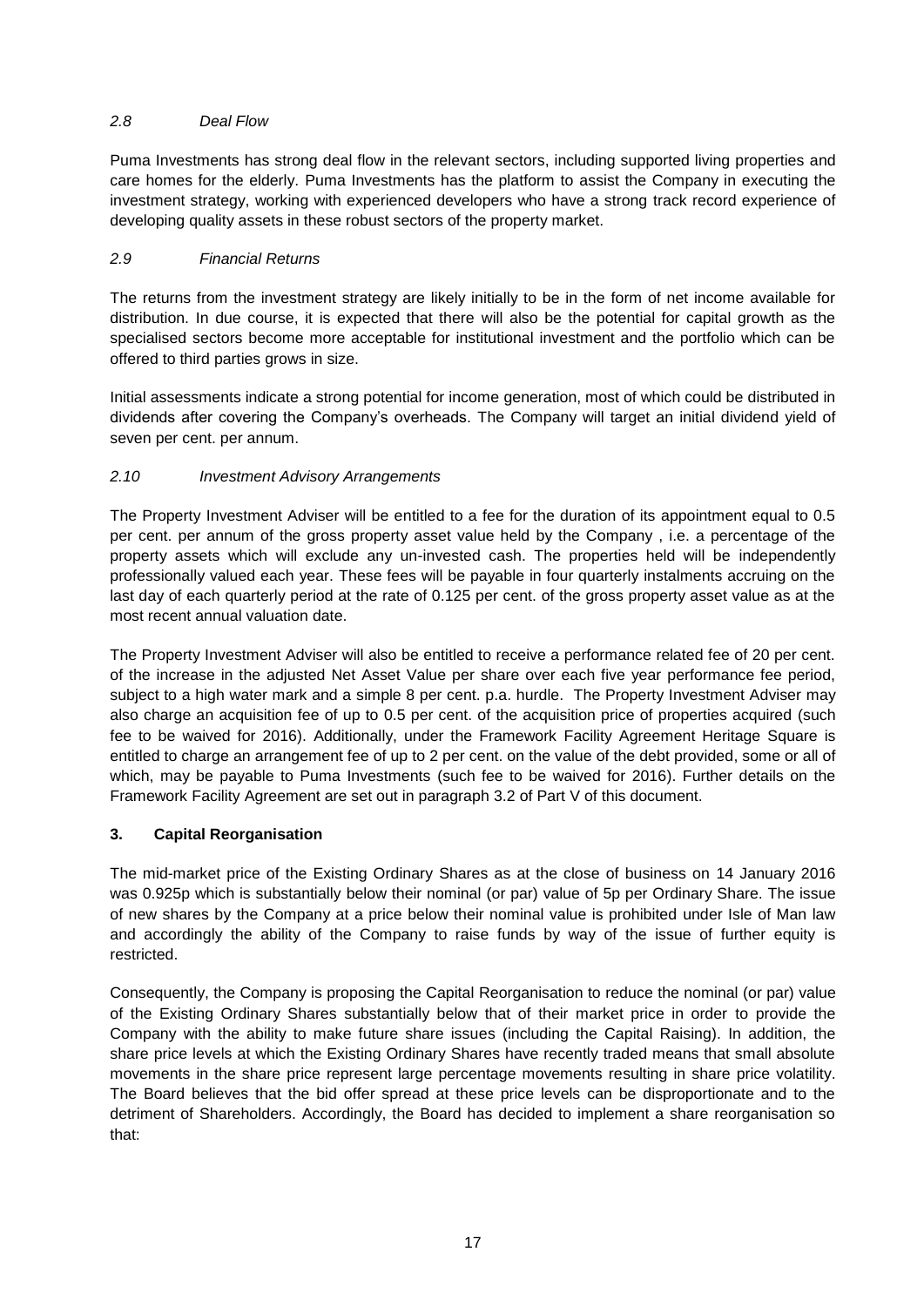### *2.8 Deal Flow*

Puma Investments has strong deal flow in the relevant sectors, including supported living properties and care homes for the elderly. Puma Investments has the platform to assist the Company in executing the investment strategy, working with experienced developers who have a strong track record experience of developing quality assets in these robust sectors of the property market.

### *2.9 Financial Returns*

The returns from the investment strategy are likely initially to be in the form of net income available for distribution. In due course, it is expected that there will also be the potential for capital growth as the specialised sectors become more acceptable for institutional investment and the portfolio which can be offered to third parties grows in size.

Initial assessments indicate a strong potential for income generation, most of which could be distributed in dividends after covering the Company's overheads. The Company will target an initial dividend yield of seven per cent. per annum.

### *2.10 Investment Advisory Arrangements*

The Property Investment Adviser will be entitled to a fee for the duration of its appointment equal to 0.5 per cent. per annum of the gross property asset value held by the Company , i.e. a percentage of the property assets which will exclude any un-invested cash. The properties held will be independently professionally valued each year. These fees will be payable in four quarterly instalments accruing on the last day of each quarterly period at the rate of 0.125 per cent. of the gross property asset value as at the most recent annual valuation date.

The Property Investment Adviser will also be entitled to receive a performance related fee of 20 per cent. of the increase in the adjusted Net Asset Value per share over each five year performance fee period, subject to a high water mark and a simple 8 per cent. p.a. hurdle. The Property Investment Adviser may also charge an acquisition fee of up to 0.5 per cent. of the acquisition price of properties acquired (such fee to be waived for 2016). Additionally, under the Framework Facility Agreement Heritage Square is entitled to charge an arrangement fee of up to 2 per cent. on the value of the debt provided, some or all of which, may be payable to Puma Investments (such fee to be waived for 2016). Further details on the Framework Facility Agreement are set out in paragraph 3.2 of Part V of this document.

## 3. Capital Reorganisation

The mid-market price of the Existing Ordinary Shares as at the close of business on 14 January 2016 was 0.925p which is substantially below their nominal (or par) value of 5p per Ordinary Share. The issue of new shares by the Company at a price below their nominal value is prohibited under Isle of Man law and accordingly the ability of the Company to raise funds by way of the issue of further equity is restricted.

Consequently, the Company is proposing the Capital Reorganisation to reduce the nominal (or par) value of the Existing Ordinary Shares substantially below that of their market price in order to provide the Company with the ability to make future share issues (including the Capital Raising). In addition, the share price levels at which the Existing Ordinary Shares have recently traded means that small absolute movements in the share price represent large percentage movements resulting in share price volatility. The Board believes that the bid offer spread at these price levels can be disproportionate and to the detriment of Shareholders. Accordingly, the Board has decided to implement a share reorganisation so that: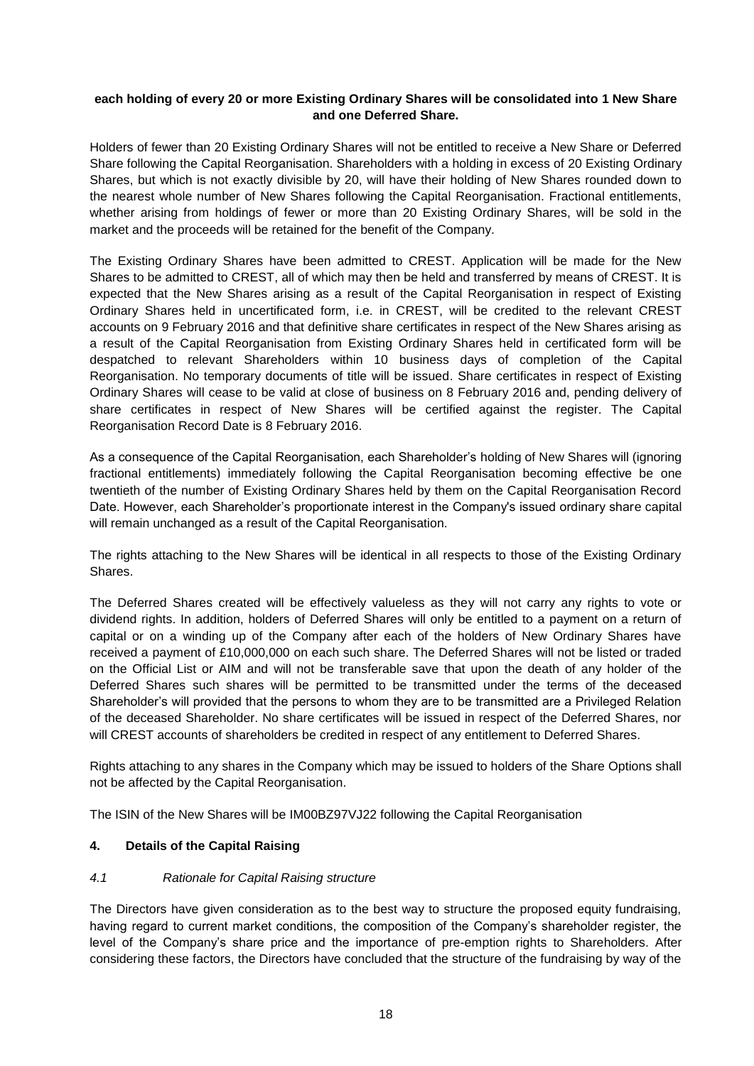**each holding of every 20 or more Existing Ordinary Shares will be consolidated into 1 New Share and one Deferred Share.**

Holders of fewer than 20 Existing Ordinary Shares will not be entitled to receive a New Share or Deferred Share following the Capital Reorganisation. Shareholders with a holding in excess of 20 Existing Ordinary Shares, but which is not exactly divisible by 20, will have their holding of New Shares rounded down to the nearest whole number of New Shares following the Capital Reorganisation. Fractional entitlements, whether arising from holdings of fewer or more than 20 Existing Ordinary Shares, will be sold in the market and the proceeds will be retained for the benefit of the Company.

The Existing Ordinary Shares have been admitted to CREST. Application will be made for the New Shares to be admitted to CREST, all of which may then be held and transferred by means of CREST. It is expected that the New Shares arising as a result of the Capital Reorganisation in respect of Existing Ordinary Shares held in uncertificated form, i.e. in CREST, will be credited to the relevant CREST accounts on 9 February 2016 and that definitive share certificates in respect of the New Shares arising as a result of the Capital Reorganisation from Existing Ordinary Shares held in certificated form will be despatched to relevant Shareholders within 10 business days of completion of the Capital Reorganisation. No temporary documents of title will be issued. Share certificates in respect of Existing Ordinary Shares will cease to be valid at close of business on 8 February 2016 and, pending delivery of share certificates in respect of New Shares will be certified against the register. The Capital Reorganisation Record Date is 8 February 2016.

As a consequence of the Capital Reorganisation, each Shareholder's holding of New Shares will (ignoring fractional entitlements) immediately following the Capital Reorganisation becoming effective be one twentieth of the number of Existing Ordinary Shares held by them on the Capital Reorganisation Record Date. However, each Shareholder's proportionate interest in the Company's issued ordinary share capital will remain unchanged as a result of the Capital Reorganisation.

The rights attaching to the New Shares will be identical in all respects to those of the Existing Ordinary Shares.

The Deferred Shares created will be effectively valueless as they will not carry any rights to vote or dividend rights. In addition, holders of Deferred Shares will only be entitled to a payment on a return of capital or on a winding up of the Company after each of the holders of New Ordinary Shares have received a payment of £10,000,000 on each such share. The Deferred Shares will not be listed or traded on the Official List or AIM and will not be transferable save that upon the death of any holder of the Deferred Shares such shares will be permitted to be transmitted under the terms of the deceased Shareholder's will provided that the persons to whom they are to be transmitted are a Privileged Relation of the deceased Shareholder. No share certificates will be issued in respect of the Deferred Shares, nor will CREST accounts of shareholders be credited in respect of any entitlement to Deferred Shares.

Rights attaching to any shares in the Company which may be issued to holders of the Share Options shall not be affected by the Capital Reorganisation.

The ISIN of the New Shares will be IM00BZ97VJ22 following the Capital Reorganisation

## 4. Details of the Capital Raising

### *4.1 Rationale for Capital Raising structure*

The Directors have given consideration as to the best way to structure the proposed equity fundraising, having regard to current market conditions, the composition of the Company's shareholder register, the level of the Company's share price and the importance of pre-emption rights to Shareholders. After considering these factors, the Directors have concluded that the structure of the fundraising by way of the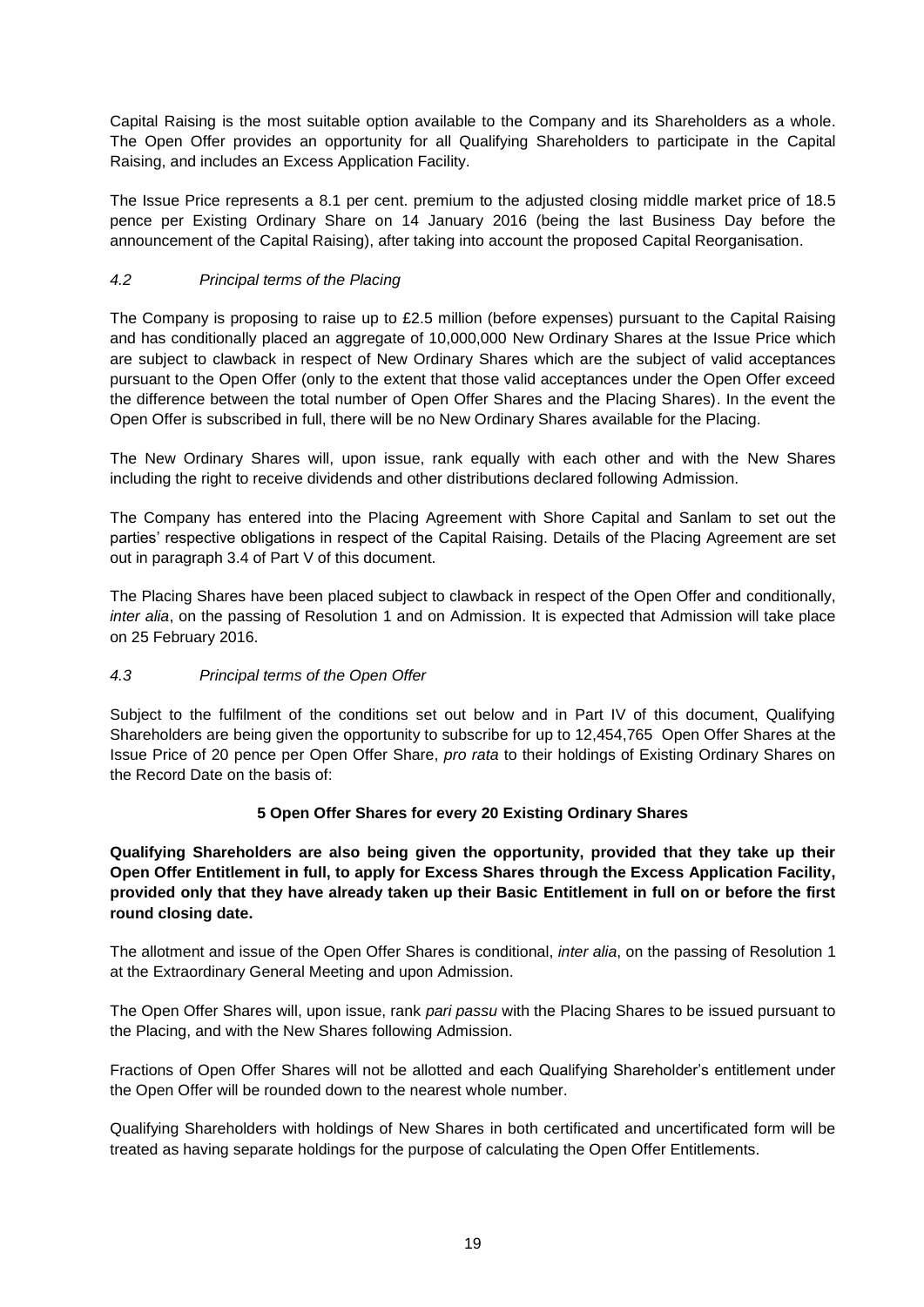Capital Raising is the most suitable option available to the Company and its Shareholders as a whole. The Open Offer provides an opportunity for all Qualifying Shareholders to participate in the Capital Raising, and includes an Excess Application Facility.

The Issue Price represents a 8.1 per cent. premium to the adjusted closing middle market price of 18.5 pence per Existing Ordinary Share on 14 January 2016 (being the last Business Day before the announcement of the Capital Raising), after taking into account the proposed Capital Reorganisation.

### *4.2 Principal terms of the Placing*

The Company is proposing to raise up to £2.5 million (before expenses) pursuant to the Capital Raising and has conditionally placed an aggregate of 10,000,000 New Ordinary Shares at the Issue Price which are subject to clawback in respect of New Ordinary Shares which are the subject of valid acceptances pursuant to the Open Offer (only to the extent that those valid acceptances under the Open Offer exceed the difference between the total number of Open Offer Shares and the Placing Shares). In the event the Open Offer is subscribed in full, there will be no New Ordinary Shares available for the Placing.

The New Ordinary Shares will, upon issue, rank equally with each other and with the New Shares including the right to receive dividends and other distributions declared following Admission.

The Company has entered into the Placing Agreement with Shore Capital and Sanlam to set out the parties' respective obligations in respect of the Capital Raising. Details of the Placing Agreement are set out in paragraph 3.4 of Part V of this document.

The Placing Shares have been placed subject to clawback in respect of the Open Offer and conditionally, *inter alia*, on the passing of Resolution 1 and on Admission. It is expected that Admission will take place on 25 February 2016.

### *4.3 Principal terms of the Open Offer*

Subject to the fulfilment of the conditions set out below and in Part IV of this document, Qualifying Shareholders are being given the opportunity to subscribe for up to 12,454,765 Open Offer Shares at the Issue Price of 20 pence per Open Offer Share, *pro rata* to their holdings of Existing Ordinary Shares on the Record Date on the basis of:

**5 Open Offer Shares for every 20 Existing Ordinary Shares**

**Qualifying Shareholders are also being given the opportunity, provided that they take up their Open Offer Entitlement in full, to apply for Excess Shares through the Excess Application Facility, provided only that they have already taken up their Basic Entitlement in full on or before the first round closing date.**

The allotment and issue of the Open Offer Shares is conditional, *inter alia*, on the passing of Resolution 1 at the Extraordinary General Meeting and upon Admission.

The Open Offer Shares will, upon issue, rank *pari passu* with the Placing Shares to be issued pursuant to the Placing, and with the New Shares following Admission.

Fractions of Open Offer Shares will not be allotted and each Qualifying Shareholder's entitlement under the Open Offer will be rounded down to the nearest whole number.

Qualifying Shareholders with holdings of New Shares in both certificated and uncertificated form will be treated as having separate holdings for the purpose of calculating the Open Offer Entitlements.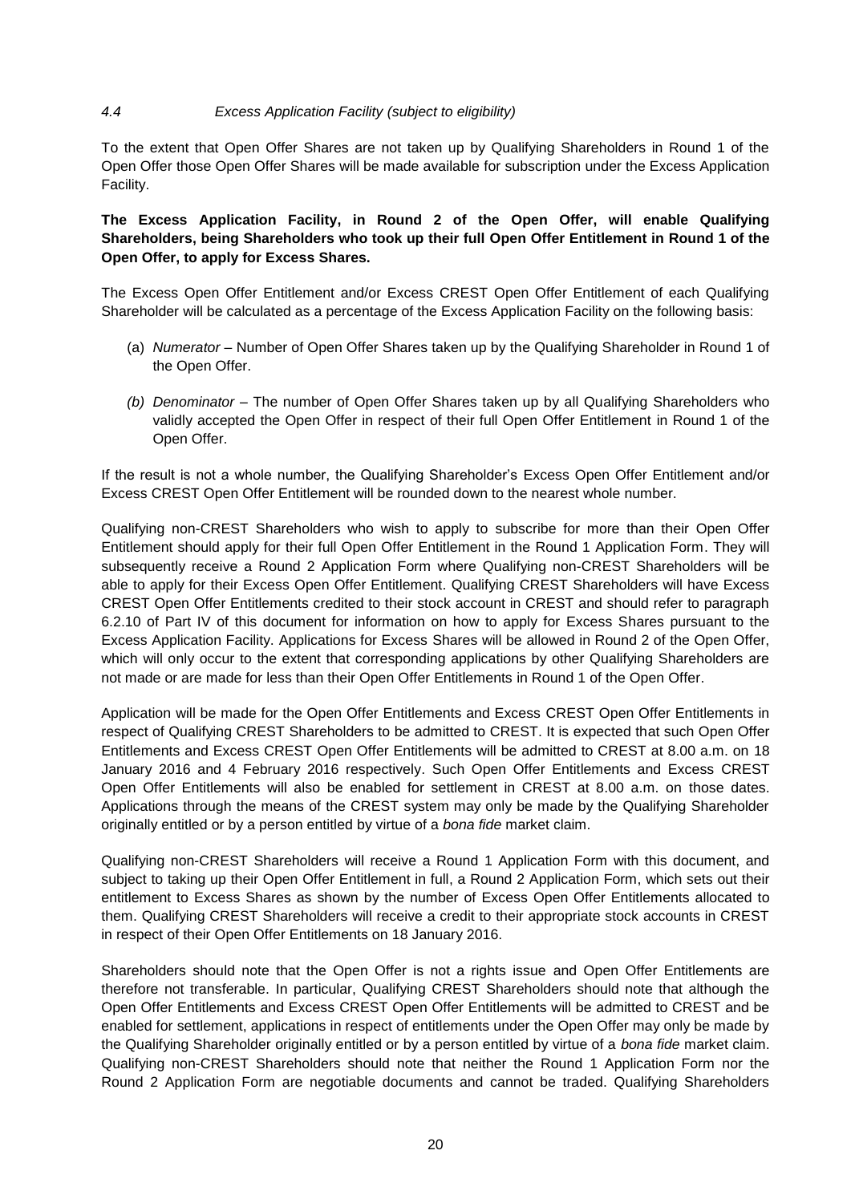#### *4.4 Excess Application Facility (subject to eligibility)*

To the extent that Open Offer Shares are not taken up by Qualifying Shareholders in Round 1 of the Open Offer those Open Offer Shares will be made available for subscription under the Excess Application Facility.

**The Excess Application Facility, in Round 2 of the Open Offer, will enable Qualifying Shareholders, being Shareholders who took up their full Open Offer Entitlement in Round 1 of the Open Offer, to apply for Excess Shares.**

The Excess Open Offer Entitlement and/or Excess CREST Open Offer Entitlement of each Qualifying Shareholder will be calculated as a percentage of the Excess Application Facility on the following basis:

(a) *Numerator* – Number of Open Offer Shares taken up by the Qualifying Shareholder in Round 1 of the Open Offer.

*(b) Denominator* – The number of Open Offer Shares taken up by all Qualifying Shareholders who validly accepted the Open Offer in respect of their full Open Offer Entitlement in Round 1 of the Open Offer.

If the result is not a whole number, the Qualifying Shareholder's Excess Open Offer Entitlement and/or Excess CREST Open Offer Entitlement will be rounded down to the nearest whole number.

Qualifying non-CREST Shareholders who wish to apply to subscribe for more than their Open Offer Entitlement should apply for their full Open Offer Entitlement in the Round 1 Application Form. They will subsequently receive a Round 2 Application Form where Qualifying non-CREST Shareholders will be able to apply for their Excess Open Offer Entitlement. Qualifying CREST Shareholders will have Excess CREST Open Offer Entitlements credited to their stock account in CREST and should refer to paragraph 6.2.10 of Part IV of this document for information on how to apply for Excess Shares pursuant to the Excess Application Facility. Applications for Excess Shares will be allowed in Round 2 of the Open Offer, which will only occur to the extent that corresponding applications by other Qualifying Shareholders are not made or are made for less than their Open Offer Entitlements in Round 1 of the Open Offer.

Application will be made for the Open Offer Entitlements and Excess CREST Open Offer Entitlements in respect of Qualifying CREST Shareholders to be admitted to CREST. It is expected that such Open Offer Entitlements and Excess CREST Open Offer Entitlements will be admitted to CREST at 8.00 a.m. on 18 January 2016 and 4 February 2016 respectively. Such Open Offer Entitlements and Excess CREST Open Offer Entitlements will also be enabled for settlement in CREST at 8.00 a.m. on those dates. Applications through the means of the CREST system may only be made by the Qualifying Shareholder originally entitled or by a person entitled by virtue of a *bona fide* market claim.

Qualifying non-CREST Shareholders will receive a Round 1 Application Form with this document, and subject to taking up their Open Offer Entitlement in full, a Round 2 Application Form, which sets out their entitlement to Excess Shares as shown by the number of Excess Open Offer Entitlements allocated to them. Qualifying CREST Shareholders will receive a credit to their appropriate stock accounts in CREST in respect of their Open Offer Entitlements on 18 January 2016.

Shareholders should note that the Open Offer is not a rights issue and Open Offer Entitlements are therefore not transferable. In particular, Qualifying CREST Shareholders should note that although the Open Offer Entitlements and Excess CREST Open Offer Entitlements will be admitted to CREST and be enabled for settlement, applications in respect of entitlements under the Open Offer may only be made by the Qualifying Shareholder originally entitled or by a person entitled by virtue of a *bona fide* market claim. Qualifying non-CREST Shareholders should note that neither the Round 1 Application Form nor the Round 2 Application Form are negotiable documents and cannot be traded. Qualifying Shareholders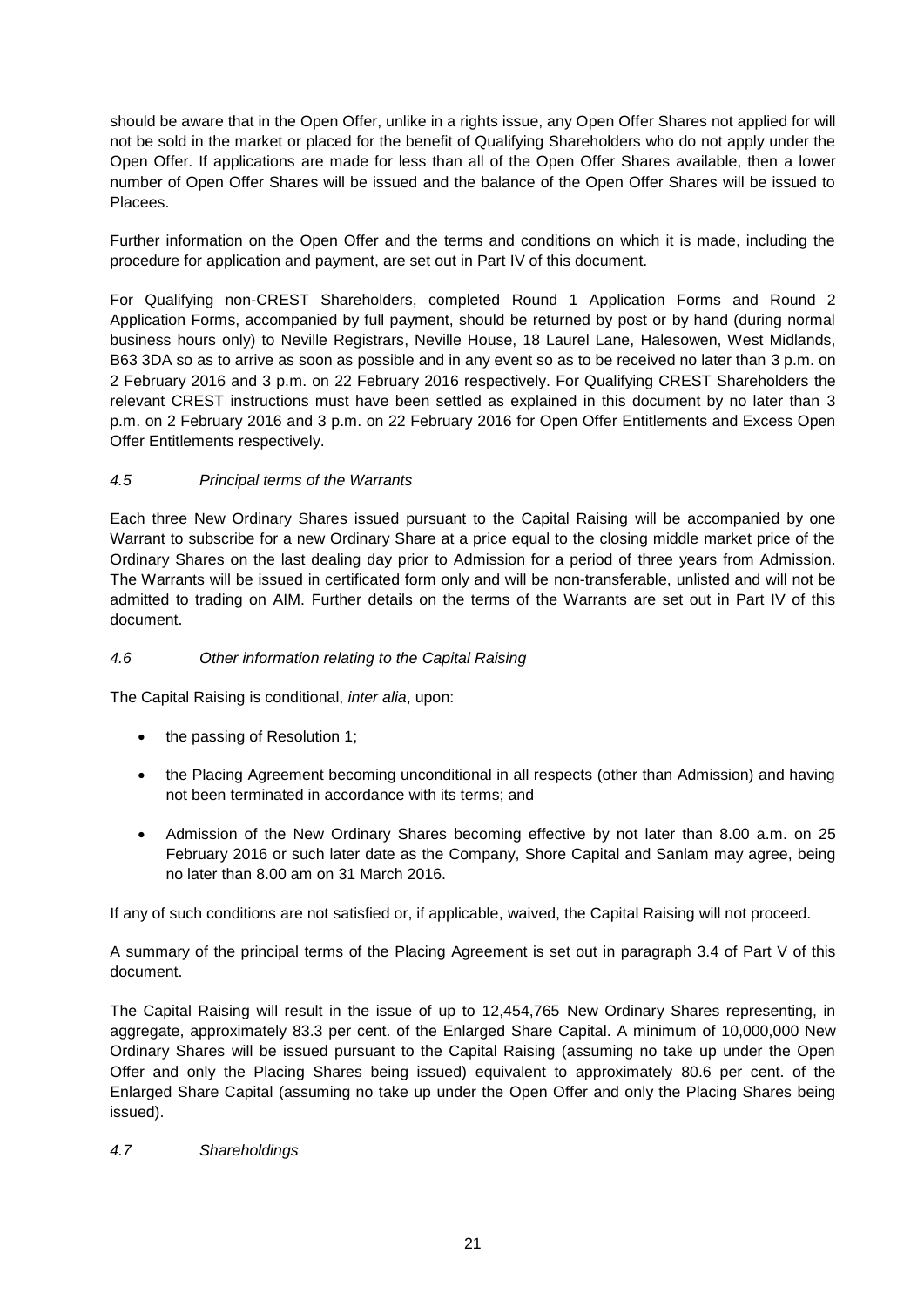should be aware that in the Open Offer, unlike in a rights issue, any Open Offer Shares not applied for will not be sold in the market or placed for the benefit of Qualifying Shareholders who do not apply under the Open Offer. If applications are made for less than all of the Open Offer Shares available, then a lower number of Open Offer Shares will be issued and the balance of the Open Offer Shares will be issued to Placees.

Further information on the Open Offer and the terms and conditions on which it is made, including the procedure for application and payment, are set out in Part IV of this document.

For Qualifying non-CREST Shareholders, completed Round 1 Application Forms and Round 2 Application Forms, accompanied by full payment, should be returned by post or by hand (during normal business hours only) to Neville Registrars, Neville House, 18 Laurel Lane, Halesowen, West Midlands, B63 3DA so as to arrive as soon as possible and in any event so as to be received no later than 3 p.m. on 2 February 2016 and 3 p.m. on 22 February 2016 respectively. For Qualifying CREST Shareholders the relevant CREST instructions must have been settled as explained in this document by no later than 3 p.m. on 2 February 2016 and 3 p.m. on 22 February 2016 for Open Offer Entitlements and Excess Open Offer Entitlements respectively.

### *4.5 Principal terms of the Warrants*

Each three New Ordinary Shares issued pursuant to the Capital Raising will be accompanied by one Warrant to subscribe for a new Ordinary Share at a price equal to the closing middle market price of the Ordinary Shares on the last dealing day prior to Admission for a period of three years from Admission. The Warrants will be issued in certificated form only and will be non-transferable, unlisted and will not be admitted to trading on AIM. Further details on the terms of the Warrants are set out in Part IV of this document.

### *4.6 Other information relating to the Capital Raising*

The Capital Raising is conditional, *inter alia*, upon:

- the passing of Resolution 1;
- the Placing Agreement becoming unconditional in all respects (other than Admission) and having not been terminated in accordance with its terms; and
- Admission of the New Ordinary Shares becoming effective by not later than 8.00 a.m. on 25 February 2016 or such later date as the Company, Shore Capital and Sanlam may agree, being no later than 8.00 am on 31 March 2016.

If any of such conditions are not satisfied or, if applicable, waived, the Capital Raising will not proceed.

A summary of the principal terms of the Placing Agreement is set out in paragraph 3.4 of Part V of this document.

The Capital Raising will result in the issue of up to 12,454,765 New Ordinary Shares representing, in aggregate, approximately 83.3 per cent. of the Enlarged Share Capital. A minimum of 10,000,000 New Ordinary Shares will be issued pursuant to the Capital Raising (assuming no take up under the Open Offer and only the Placing Shares being issued) equivalent to approximately 80.6 per cent. of the Enlarged Share Capital (assuming no take up under the Open Offer and only the Placing Shares being issued).

### *4.7 Shareholdings*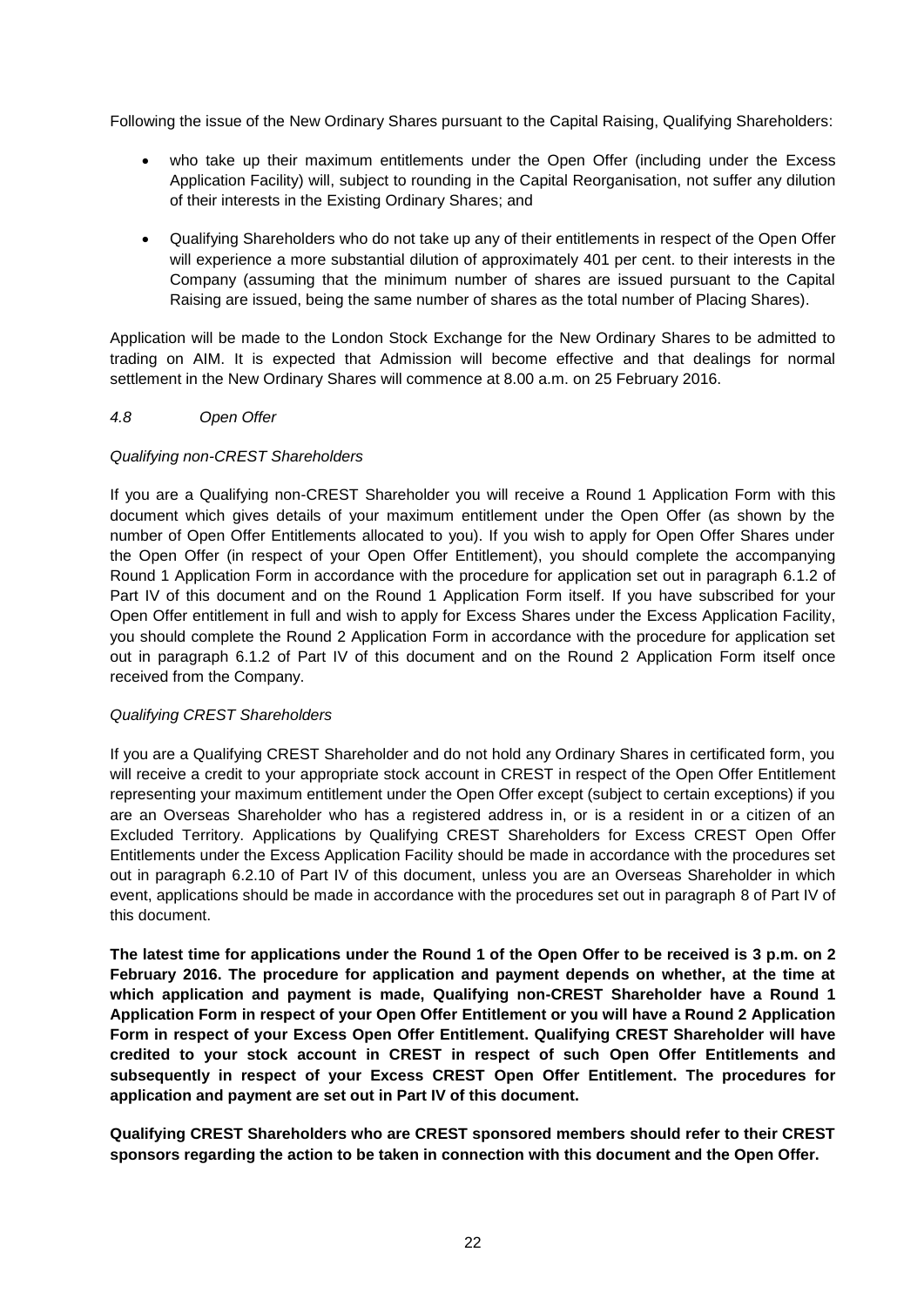Following the issue of the New Ordinary Shares pursuant to the Capital Raising, Qualifying Shareholders:

- who take up their maximum entitlements under the Open Offer (including under the Excess Application Facility) will, subject to rounding in the Capital Reorganisation, not suffer any dilution of their interests in the Existing Ordinary Shares; and
- Qualifying Shareholders who do not take up any of their entitlements in respect of the Open Offer will experience a more substantial dilution of approximately 401 per cent. to their interests in the Company (assuming that the minimum number of shares are issued pursuant to the Capital Raising are issued, being the same number of shares as the total number of Placing Shares).

Application will be made to the London Stock Exchange for the New Ordinary Shares to be admitted to trading on AIM. It is expected that Admission will become effective and that dealings for normal settlement in the New Ordinary Shares will commence at 8.00 a.m. on 25 February 2016.

*4.8 Open Offer*

*Qualifying non-CREST Shareholders*

If you are a Qualifying non-CREST Shareholder you will receive a Round 1 Application Form with this document which gives details of your maximum entitlement under the Open Offer (as shown by the number of Open Offer Entitlements allocated to you). If you wish to apply for Open Offer Shares under the Open Offer (in respect of your Open Offer Entitlement), you should complete the accompanying Round 1 Application Form in accordance with the procedure for application set out in paragraph 6.1.2 of Part IV of this document and on the Round 1 Application Form itself. If you have subscribed for your Open Offer entitlement in full and wish to apply for Excess Shares under the Excess Application Facility, you should complete the Round 2 Application Form in accordance with the procedure for application set out in paragraph 6.1.2 of Part IV of this document and on the Round 2 Application Form itself once received from the Company.

*Qualifying CREST Shareholders*

If you are a Qualifying CREST Shareholder and do not hold any Ordinary Shares in certificated form, you will receive a credit to your appropriate stock account in CREST in respect of the Open Offer Entitlement representing your maximum entitlement under the Open Offer except (subject to certain exceptions) if you are an Overseas Shareholder who has a registered address in, or is a resident in or a citizen of an Excluded Territory. Applications by Qualifying CREST Shareholders for Excess CREST Open Offer Entitlements under the Excess Application Facility should be made in accordance with the procedures set out in paragraph 6.2.10 of Part IV of this document, unless you are an Overseas Shareholder in which event, applications should be made in accordance with the procedures set out in paragraph 8 of Part IV of this document.

**The latest time for applications under the Round 1 of the Open Offer to be received is 3 p.m. on 2 February 2016. The procedure for application and payment depends on whether, at the time at which application and payment is made, Qualifying non-CREST Shareholder have a Round 1 Application Form in respect of your Open Offer Entitlement or you will have a Round 2 Application Form in respect of your Excess Open Offer Entitlement. Qualifying CREST Shareholder will have credited to your stock account in CREST in respect of such Open Offer Entitlements and subsequently in respect of your Excess CREST Open Offer Entitlement. The procedures for application and payment are set out in Part IV of this document.**

**Qualifying CREST Shareholders who are CREST sponsored members should refer to their CREST sponsors regarding the action to be taken in connection with this document and the Open Offer.**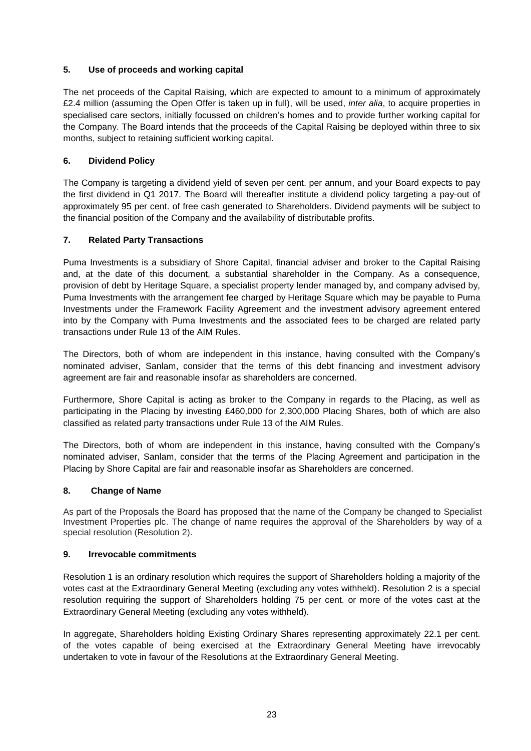### 5. Use of proceeds and working capital

The net proceeds of the Capital Raising, which are expected to amount to a minimum of approximately £2.4 million (assuming the Open Offer is taken up in full), will be used, *inter alia*, to acquire properties in specialised care sectors, initially focussed on children's homes and to provide further working capital for the Company. The Board intends that the proceeds of the Capital Raising be deployed within three to six months, subject to retaining sufficient working capital.

### 6. Dividend Policy

The Company is targeting a dividend yield of seven per cent. per annum, and your Board expects to pay the first dividend in Q1 2017. The Board will thereafter institute a dividend policy targeting a pay-out of approximately 95 per cent. of free cash generated to Shareholders. Dividend payments will be subject to the financial position of the Company and the availability of distributable profits.

### 7. Related Party Transactions

Puma Investments is a subsidiary of Shore Capital, financial adviser and broker to the Capital Raising and, at the date of this document, a substantial shareholder in the Company. As a consequence, provision of debt by Heritage Square, a specialist property lender managed by, and company advised by, Puma Investments with the arrangement fee charged by Heritage Square which may be payable to Puma Investments under the Framework Facility Agreement and the investment advisory agreement entered into by the Company with Puma Investments and the associated fees to be charged are related party transactions under Rule 13 of the AIM Rules.

The Directors, both of whom are independent in this instance, having consulted with the Company's nominated adviser, Sanlam, consider that the terms of this debt financing and investment advisory agreement are fair and reasonable insofar as shareholders are concerned.

Furthermore, Shore Capital is acting as broker to the Company in regards to the Placing, as well as participating in the Placing by investing £460,000 for 2,300,000 Placing Shares, both of which are also classified as related party transactions under Rule 13 of the AIM Rules.

The Directors, both of whom are independent in this instance, having consulted with the Company's nominated adviser, Sanlam, consider that the terms of the Placing Agreement and participation in the Placing by Shore Capital are fair and reasonable insofar as Shareholders are concerned.

### 8. Change of Name

As part of the Proposals the Board has proposed that the name of the Company be changed to Specialist Investment Properties plc. The change of name requires the approval of the Shareholders by way of a special resolution (Resolution 2).

### 9. Irrevocable commitments

Resolution 1 is an ordinary resolution which requires the support of Shareholders holding a majority of the votes cast at the Extraordinary General Meeting (excluding any votes withheld). Resolution 2 is a special resolution requiring the support of Shareholders holding 75 per cent. or more of the votes cast at the Extraordinary General Meeting (excluding any votes withheld).

In aggregate, Shareholders holding Existing Ordinary Shares representing approximately 22.1 per cent. of the votes capable of being exercised at the Extraordinary General Meeting have irrevocably undertaken to vote in favour of the Resolutions at the Extraordinary General Meeting.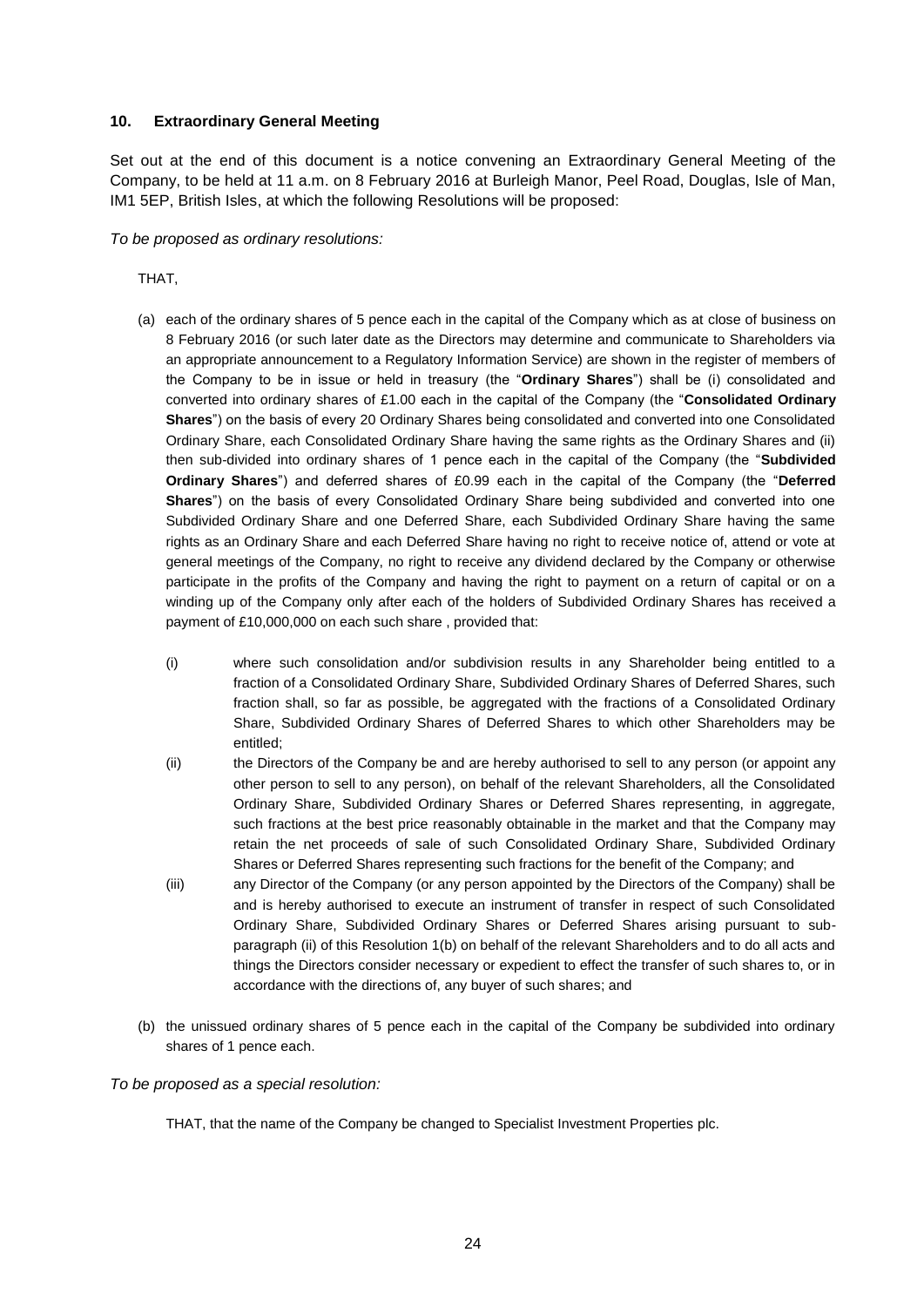## 10. Extraordinary General Meeting

Set out at the end of this document is a notice convening an Extraordinary General Meeting of the Company, to be held at 11 a.m. on 8 February 2016 at Burleigh Manor, Peel Road, Douglas, Isle of Man, IM1 5EP, British Isles, at which the following Resolutions will be proposed:

*To be proposed as ordinary resolutions:*

THAT,

(a) each of the ordinary shares of 5 pence each in the capital of the Company which as at close of business on 8 February 2016 (or such later date as the Directors may determine and communicate to Shareholders via an appropriate announcement to a Regulatory Information Service) are shown in the register of members of the Company to be in issue or held in treasury (the "**Ordinary Shares**") shall be (i) consolidated and converted into ordinary shares of £1.00 each in the capital of the Company (the "**Consolidated Ordinary Shares**") on the basis of every 20 Ordinary Shares being consolidated and converted into one Consolidated Ordinary Share, each Consolidated Ordinary Share having the same rights as the Ordinary Shares and (ii) then sub-divided into ordinary shares of 1 pence each in the capital of the Company (the "**Subdivided Ordinary Shares**") and deferred shares of £0.99 each in the capital of the Company (the "**Deferred Shares**") on the basis of every Consolidated Ordinary Share being subdivided and converted into one Subdivided Ordinary Share and one Deferred Share, each Subdivided Ordinary Share having the same rights as an Ordinary Share and each Deferred Share having no right to receive notice of, attend or vote at general meetings of the Company, no right to receive any dividend declared by the Company or otherwise participate in the profits of the Company and having the right to payment on a return of capital or on a winding up of the Company only after each of the holders of Subdivided Ordinary Shares has received a payment of £10,000,000 on each such share , provided that:

   (i) where such consolidation and/or subdivision results in any Shareholder being entitled to a fraction of a Consolidated Ordinary Share, Subdivided Ordinary Shares of Deferred Shares, such fraction shall, so far as possible, be aggregated with the fractions of a Consolidated Ordinary Share, Subdivided Ordinary Shares of Deferred Shares to which other Shareholders may be entitled;

   (ii) the Directors of the Company be and are hereby authorised to sell to any person (or appoint any other person to sell to any person), on behalf of the relevant Shareholders, all the Consolidated Ordinary Share, Subdivided Ordinary Shares or Deferred Shares representing, in aggregate, such fractions at the best price reasonably obtainable in the market and that the Company may retain the net proceeds of sale of such Consolidated Ordinary Share, Subdivided Ordinary Shares or Deferred Shares representing such fractions for the benefit of the Company; and

   (iii) any Director of the Company (or any person appointed by the Directors of the Company) shall be and is hereby authorised to execute an instrument of transfer in respect of such Consolidated Ordinary Share, Subdivided Ordinary Shares or Deferred Shares arising pursuant to sub-paragraph (ii) of this Resolution 1(b) on behalf of the relevant Shareholders and to do all acts and things the Directors consider necessary or expedient to effect the transfer of such shares to, or in accordance with the directions of, any buyer of such shares; and

(b) the unissued ordinary shares of 5 pence each in the capital of the Company be subdivided into ordinary shares of 1 pence each.

*To be proposed as a special resolution:*

THAT, that the name of the Company be changed to Specialist Investment Properties plc.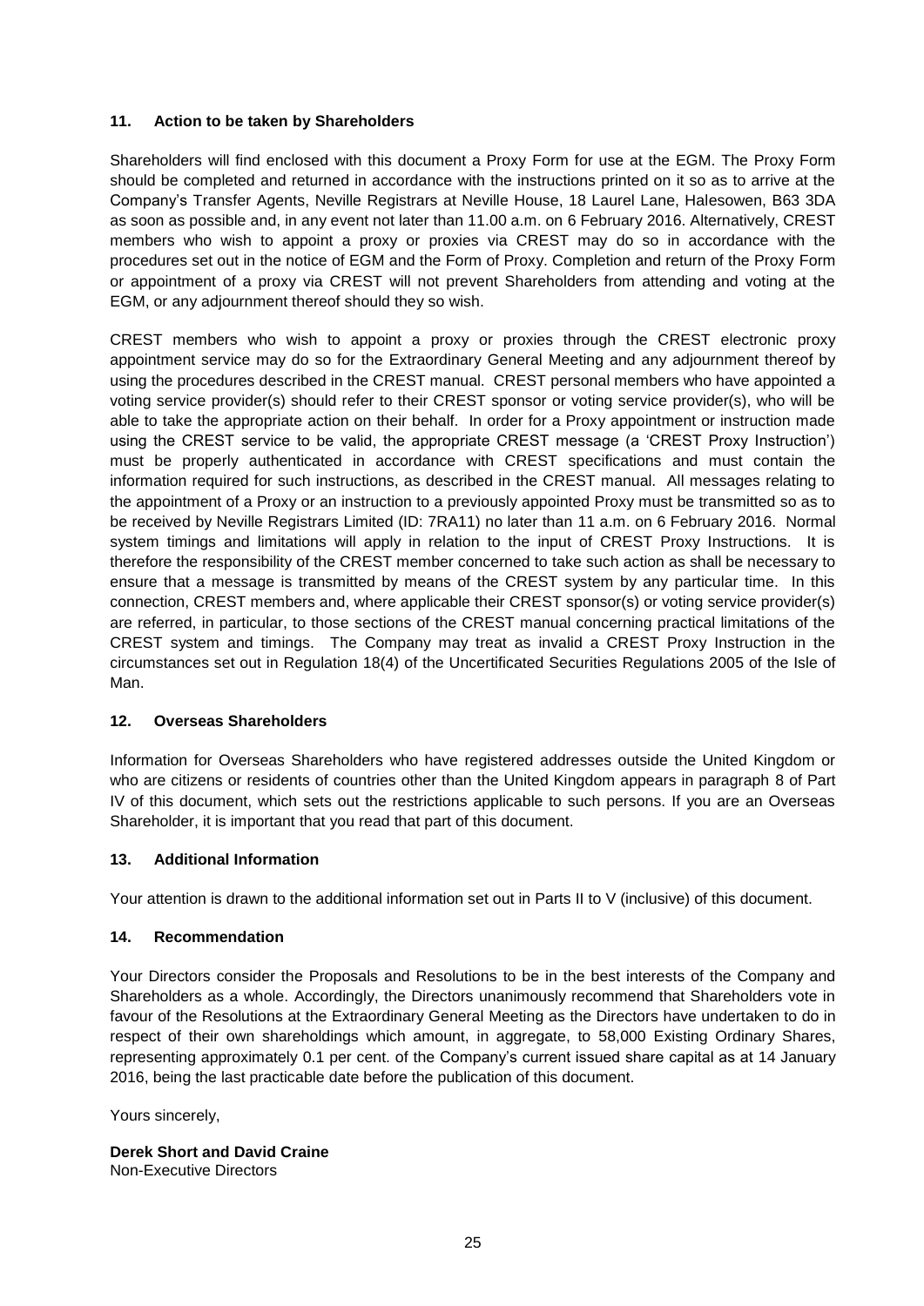### 11. Action to be taken by Shareholders

Shareholders will find enclosed with this document a Proxy Form for use at the EGM. The Proxy Form should be completed and returned in accordance with the instructions printed on it so as to arrive at the Company's Transfer Agents, Neville Registrars at Neville House, 18 Laurel Lane, Halesowen, B63 3DA as soon as possible and, in any event not later than 11.00 a.m. on 6 February 2016. Alternatively, CREST members who wish to appoint a proxy or proxies via CREST may do so in accordance with the procedures set out in the notice of EGM and the Form of Proxy. Completion and return of the Proxy Form or appointment of a proxy via CREST will not prevent Shareholders from attending and voting at the EGM, or any adjournment thereof should they so wish.

CREST members who wish to appoint a proxy or proxies through the CREST electronic proxy appointment service may do so for the Extraordinary General Meeting and any adjournment thereof by using the procedures described in the CREST manual. CREST personal members who have appointed a voting service provider(s) should refer to their CREST sponsor or voting service provider(s), who will be able to take the appropriate action on their behalf. In order for a Proxy appointment or instruction made using the CREST service to be valid, the appropriate CREST message (a 'CREST Proxy Instruction') must be properly authenticated in accordance with CREST specifications and must contain the information required for such instructions, as described in the CREST manual. All messages relating to the appointment of a Proxy or an instruction to a previously appointed Proxy must be transmitted so as to be received by Neville Registrars Limited (ID: 7RA11) no later than 11 a.m. on 6 February 2016. Normal system timings and limitations will apply in relation to the input of CREST Proxy Instructions. It is therefore the responsibility of the CREST member concerned to take such action as shall be necessary to ensure that a message is transmitted by means of the CREST system by any particular time. In this connection, CREST members and, where applicable their CREST sponsor(s) or voting service provider(s) are referred, in particular, to those sections of the CREST manual concerning practical limitations of the CREST system and timings. The Company may treat as invalid a CREST Proxy Instruction in the circumstances set out in Regulation 18(4) of the Uncertificated Securities Regulations 2005 of the Isle of Man.

### 12. Overseas Shareholders

Information for Overseas Shareholders who have registered addresses outside the United Kingdom or who are citizens or residents of countries other than the United Kingdom appears in paragraph 8 of Part IV of this document, which sets out the restrictions applicable to such persons. If you are an Overseas Shareholder, it is important that you read that part of this document.

### 13. Additional Information

Your attention is drawn to the additional information set out in Parts II to V (inclusive) of this document.

### 14. Recommendation

Your Directors consider the Proposals and Resolutions to be in the best interests of the Company and Shareholders as a whole. Accordingly, the Directors unanimously recommend that Shareholders vote in favour of the Resolutions at the Extraordinary General Meeting as the Directors have undertaken to do in respect of their own shareholdings which amount, in aggregate, to 58,000 Existing Ordinary Shares, representing approximately 0.1 per cent. of the Company's current issued share capital as at 14 January 2016, being the last practicable date before the publication of this document.

Yours sincerely,

**Derek Short and David Craine**
Non-Executive Directors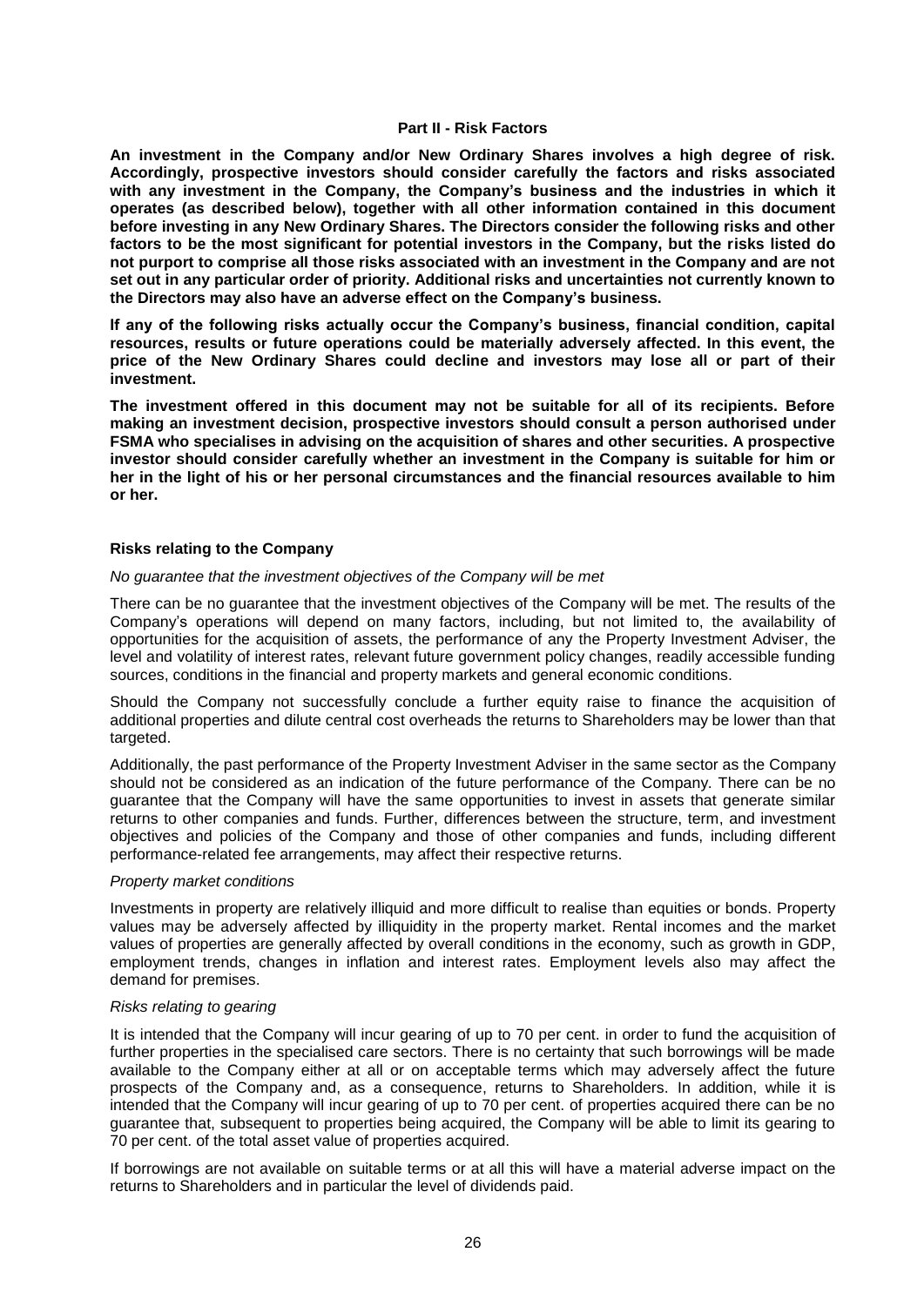## Part II - Risk Factors

**An investment in the Company and/or New Ordinary Shares involves a high degree of risk. Accordingly, prospective investors should consider carefully the factors and risks associated with any investment in the Company, the Company's business and the industries in which it operates (as described below), together with all other information contained in this document before investing in any New Ordinary Shares. The Directors consider the following risks and other factors to be the most significant for potential investors in the Company, but the risks listed do not purport to comprise all those risks associated with an investment in the Company and are not set out in any particular order of priority. Additional risks and uncertainties not currently known to the Directors may also have an adverse effect on the Company's business.**

**If any of the following risks actually occur the Company's business, financial condition, capital resources, results or future operations could be materially adversely affected. In this event, the price of the New Ordinary Shares could decline and investors may lose all or part of their investment.**

**The investment offered in this document may not be suitable for all of its recipients. Before making an investment decision, prospective investors should consult a person authorised under FSMA who specialises in advising on the acquisition of shares and other securities. A prospective investor should consider carefully whether an investment in the Company is suitable for him or her in the light of his or her personal circumstances and the financial resources available to him or her.**

### Risks relating to the Company

*No guarantee that the investment objectives of the Company will be met*

There can be no guarantee that the investment objectives of the Company will be met. The results of the Company's operations will depend on many factors, including, but not limited to, the availability of opportunities for the acquisition of assets, the performance of any the Property Investment Adviser, the level and volatility of interest rates, relevant future government policy changes, readily accessible funding sources, conditions in the financial and property markets and general economic conditions.

Should the Company not successfully conclude a further equity raise to finance the acquisition of additional properties and dilute central cost overheads the returns to Shareholders may be lower than that targeted.

Additionally, the past performance of the Property Investment Adviser in the same sector as the Company should not be considered as an indication of the future performance of the Company. There can be no guarantee that the Company will have the same opportunities to invest in assets that generate similar returns to other companies and funds. Further, differences between the structure, term, and investment objectives and policies of the Company and those of other companies and funds, including different performance-related fee arrangements, may affect their respective returns.

*Property market conditions*

Investments in property are relatively illiquid and more difficult to realise than equities or bonds. Property values may be adversely affected by illiquidity in the property market. Rental incomes and the market values of properties are generally affected by overall conditions in the economy, such as growth in GDP, employment trends, changes in inflation and interest rates. Employment levels also may affect the demand for premises.

*Risks relating to gearing*

It is intended that the Company will incur gearing of up to 70 per cent. in order to fund the acquisition of further properties in the specialised care sectors. There is no certainty that such borrowings will be made available to the Company either at all or on acceptable terms which may adversely affect the future prospects of the Company and, as a consequence, returns to Shareholders. In addition, while it is intended that the Company will incur gearing of up to 70 per cent. of properties acquired there can be no guarantee that, subsequent to properties being acquired, the Company will be able to limit its gearing to 70 per cent. of the total asset value of properties acquired.

If borrowings are not available on suitable terms or at all this will have a material adverse impact on the returns to Shareholders and in particular the level of dividends paid.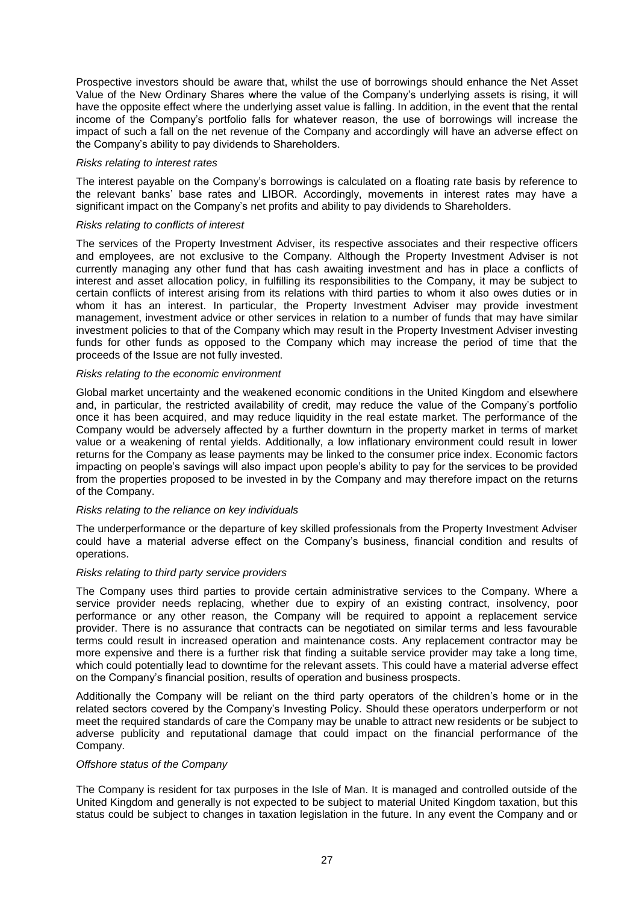Prospective investors should be aware that, whilst the use of borrowings should enhance the Net Asset Value of the New Ordinary Shares where the value of the Company's underlying assets is rising, it will have the opposite effect where the underlying asset value is falling. In addition, in the event that the rental income of the Company's portfolio falls for whatever reason, the use of borrowings will increase the impact of such a fall on the net revenue of the Company and accordingly will have an adverse effect on the Company's ability to pay dividends to Shareholders.

*Risks relating to interest rates*

The interest payable on the Company's borrowings is calculated on a floating rate basis by reference to the relevant banks' base rates and LIBOR. Accordingly, movements in interest rates may have a significant impact on the Company's net profits and ability to pay dividends to Shareholders.

*Risks relating to conflicts of interest*

The services of the Property Investment Adviser, its respective associates and their respective officers and employees, are not exclusive to the Company. Although the Property Investment Adviser is not currently managing any other fund that has cash awaiting investment and has in place a conflicts of interest and asset allocation policy, in fulfilling its responsibilities to the Company, it may be subject to certain conflicts of interest arising from its relations with third parties to whom it also owes duties or in whom it has an interest. In particular, the Property Investment Adviser may provide investment management, investment advice or other services in relation to a number of funds that may have similar investment policies to that of the Company which may result in the Property Investment Adviser investing funds for other funds as opposed to the Company which may increase the period of time that the proceeds of the Issue are not fully invested.

*Risks relating to the economic environment*

Global market uncertainty and the weakened economic conditions in the United Kingdom and elsewhere and, in particular, the restricted availability of credit, may reduce the value of the Company's portfolio once it has been acquired, and may reduce liquidity in the real estate market. The performance of the Company would be adversely affected by a further downturn in the property market in terms of market value or a weakening of rental yields. Additionally, a low inflationary environment could result in lower returns for the Company as lease payments may be linked to the consumer price index. Economic factors impacting on people's savings will also impact upon people's ability to pay for the services to be provided from the properties proposed to be invested in by the Company and may therefore impact on the returns of the Company.

*Risks relating to the reliance on key individuals*

The underperformance or the departure of key skilled professionals from the Property Investment Adviser could have a material adverse effect on the Company's business, financial condition and results of operations.

*Risks relating to third party service providers*

The Company uses third parties to provide certain administrative services to the Company. Where a service provider needs replacing, whether due to expiry of an existing contract, insolvency, poor performance or any other reason, the Company will be required to appoint a replacement service provider. There is no assurance that contracts can be negotiated on similar terms and less favourable terms could result in increased operation and maintenance costs. Any replacement contractor may be more expensive and there is a further risk that finding a suitable service provider may take a long time, which could potentially lead to downtime for the relevant assets. This could have a material adverse effect on the Company's financial position, results of operation and business prospects.

Additionally the Company will be reliant on the third party operators of the children's home or in the related sectors covered by the Company's Investing Policy. Should these operators underperform or not meet the required standards of care the Company may be unable to attract new residents or be subject to adverse publicity and reputational damage that could impact on the financial performance of the Company.

*Offshore status of the Company*

The Company is resident for tax purposes in the Isle of Man. It is managed and controlled outside of the United Kingdom and generally is not expected to be subject to material United Kingdom taxation, but this status could be subject to changes in taxation legislation in the future. In any event the Company and or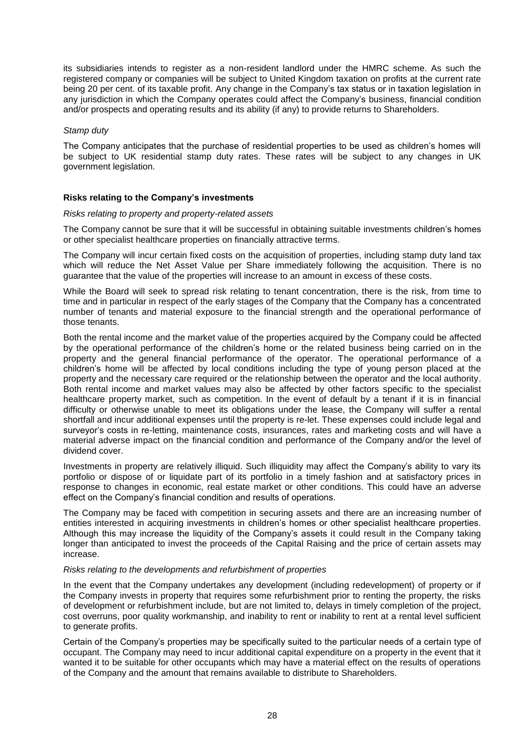its subsidiaries intends to register as a non-resident landlord under the HMRC scheme. As such the registered company or companies will be subject to United Kingdom taxation on profits at the current rate being 20 per cent. of its taxable profit. Any change in the Company's tax status or in taxation legislation in any jurisdiction in which the Company operates could affect the Company's business, financial condition and/or prospects and operating results and its ability (if any) to provide returns to Shareholders.

*Stamp duty*

The Company anticipates that the purchase of residential properties to be used as children's homes will be subject to UK residential stamp duty rates. These rates will be subject to any changes in UK government legislation.

**Risks relating to the Company's investments**

*Risks relating to property and property-related assets*

The Company cannot be sure that it will be successful in obtaining suitable investments children's homes or other specialist healthcare properties on financially attractive terms.

The Company will incur certain fixed costs on the acquisition of properties, including stamp duty land tax which will reduce the Net Asset Value per Share immediately following the acquisition. There is no guarantee that the value of the properties will increase to an amount in excess of these costs.

While the Board will seek to spread risk relating to tenant concentration, there is the risk, from time to time and in particular in respect of the early stages of the Company that the Company has a concentrated number of tenants and material exposure to the financial strength and the operational performance of those tenants.

Both the rental income and the market value of the properties acquired by the Company could be affected by the operational performance of the children's home or the related business being carried on in the property and the general financial performance of the operator. The operational performance of a children's home will be affected by local conditions including the type of young person placed at the property and the necessary care required or the relationship between the operator and the local authority. Both rental income and market values may also be affected by other factors specific to the specialist healthcare property market, such as competition. In the event of default by a tenant if it is in financial difficulty or otherwise unable to meet its obligations under the lease, the Company will suffer a rental shortfall and incur additional expenses until the property is re-let. These expenses could include legal and surveyor's costs in re-letting, maintenance costs, insurances, rates and marketing costs and will have a material adverse impact on the financial condition and performance of the Company and/or the level of dividend cover.

Investments in property are relatively illiquid. Such illiquidity may affect the Company's ability to vary its portfolio or dispose of or liquidate part of its portfolio in a timely fashion and at satisfactory prices in response to changes in economic, real estate market or other conditions. This could have an adverse effect on the Company's financial condition and results of operations.

The Company may be faced with competition in securing assets and there are an increasing number of entities interested in acquiring investments in children's homes or other specialist healthcare properties. Although this may increase the liquidity of the Company's assets it could result in the Company taking longer than anticipated to invest the proceeds of the Capital Raising and the price of certain assets may increase.

*Risks relating to the developments and refurbishment of properties*

In the event that the Company undertakes any development (including redevelopment) of property or if the Company invests in property that requires some refurbishment prior to renting the property, the risks of development or refurbishment include, but are not limited to, delays in timely completion of the project, cost overruns, poor quality workmanship, and inability to rent or inability to rent at a rental level sufficient to generate profits.

Certain of the Company's properties may be specifically suited to the particular needs of a certain type of occupant. The Company may need to incur additional capital expenditure on a property in the event that it wanted it to be suitable for other occupants which may have a material effect on the results of operations of the Company and the amount that remains available to distribute to Shareholders.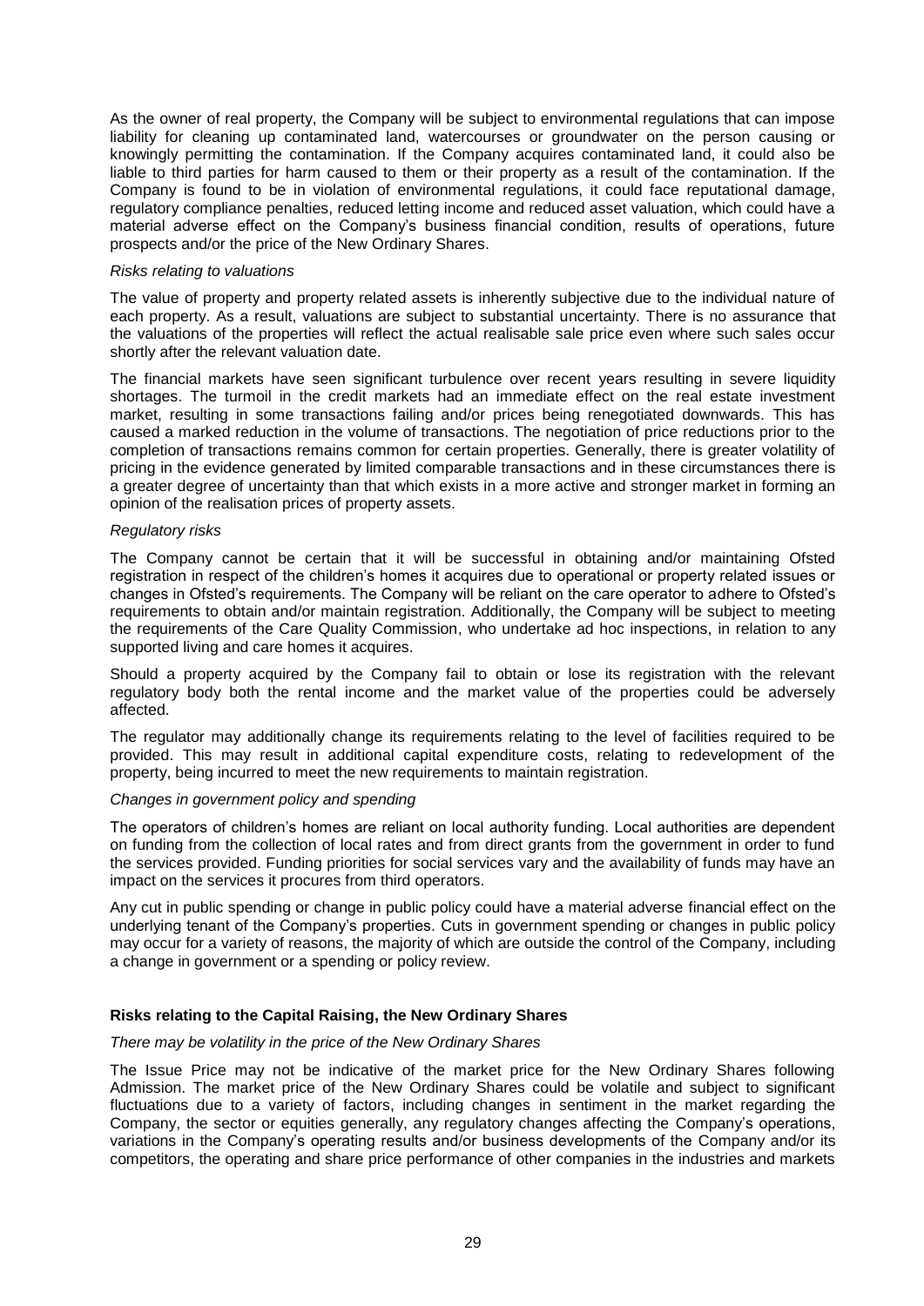As the owner of real property, the Company will be subject to environmental regulations that can impose liability for cleaning up contaminated land, watercourses or groundwater on the person causing or knowingly permitting the contamination. If the Company acquires contaminated land, it could also be liable to third parties for harm caused to them or their property as a result of the contamination. If the Company is found to be in violation of environmental regulations, it could face reputational damage, regulatory compliance penalties, reduced letting income and reduced asset valuation, which could have a material adverse effect on the Company's business financial condition, results of operations, future prospects and/or the price of the New Ordinary Shares.

*Risks relating to valuations*

The value of property and property related assets is inherently subjective due to the individual nature of each property. As a result, valuations are subject to substantial uncertainty. There is no assurance that the valuations of the properties will reflect the actual realisable sale price even where such sales occur shortly after the relevant valuation date.

The financial markets have seen significant turbulence over recent years resulting in severe liquidity shortages. The turmoil in the credit markets had an immediate effect on the real estate investment market, resulting in some transactions failing and/or prices being renegotiated downwards. This has caused a marked reduction in the volume of transactions. The negotiation of price reductions prior to the completion of transactions remains common for certain properties. Generally, there is greater volatility of pricing in the evidence generated by limited comparable transactions and in these circumstances there is a greater degree of uncertainty than that which exists in a more active and stronger market in forming an opinion of the realisation prices of property assets.

*Regulatory risks*

The Company cannot be certain that it will be successful in obtaining and/or maintaining Ofsted registration in respect of the children's homes it acquires due to operational or property related issues or changes in Ofsted's requirements. The Company will be reliant on the care operator to adhere to Ofsted's requirements to obtain and/or maintain registration. Additionally, the Company will be subject to meeting the requirements of the Care Quality Commission, who undertake ad hoc inspections, in relation to any supported living and care homes it acquires.

Should a property acquired by the Company fail to obtain or lose its registration with the relevant regulatory body both the rental income and the market value of the properties could be adversely affected.

The regulator may additionally change its requirements relating to the level of facilities required to be provided. This may result in additional capital expenditure costs, relating to redevelopment of the property, being incurred to meet the new requirements to maintain registration.

*Changes in government policy and spending*

The operators of children's homes are reliant on local authority funding. Local authorities are dependent on funding from the collection of local rates and from direct grants from the government in order to fund the services provided. Funding priorities for social services vary and the availability of funds may have an impact on the services it procures from third operators.

Any cut in public spending or change in public policy could have a material adverse financial effect on the underlying tenant of the Company's properties. Cuts in government spending or changes in public policy may occur for a variety of reasons, the majority of which are outside the control of the Company, including a change in government or a spending or policy review.

**Risks relating to the Capital Raising, the New Ordinary Shares**

*There may be volatility in the price of the New Ordinary Shares*

The Issue Price may not be indicative of the market price for the New Ordinary Shares following Admission. The market price of the New Ordinary Shares could be volatile and subject to significant fluctuations due to a variety of factors, including changes in sentiment in the market regarding the Company, the sector or equities generally, any regulatory changes affecting the Company's operations, variations in the Company's operating results and/or business developments of the Company and/or its competitors, the operating and share price performance of other companies in the industries and markets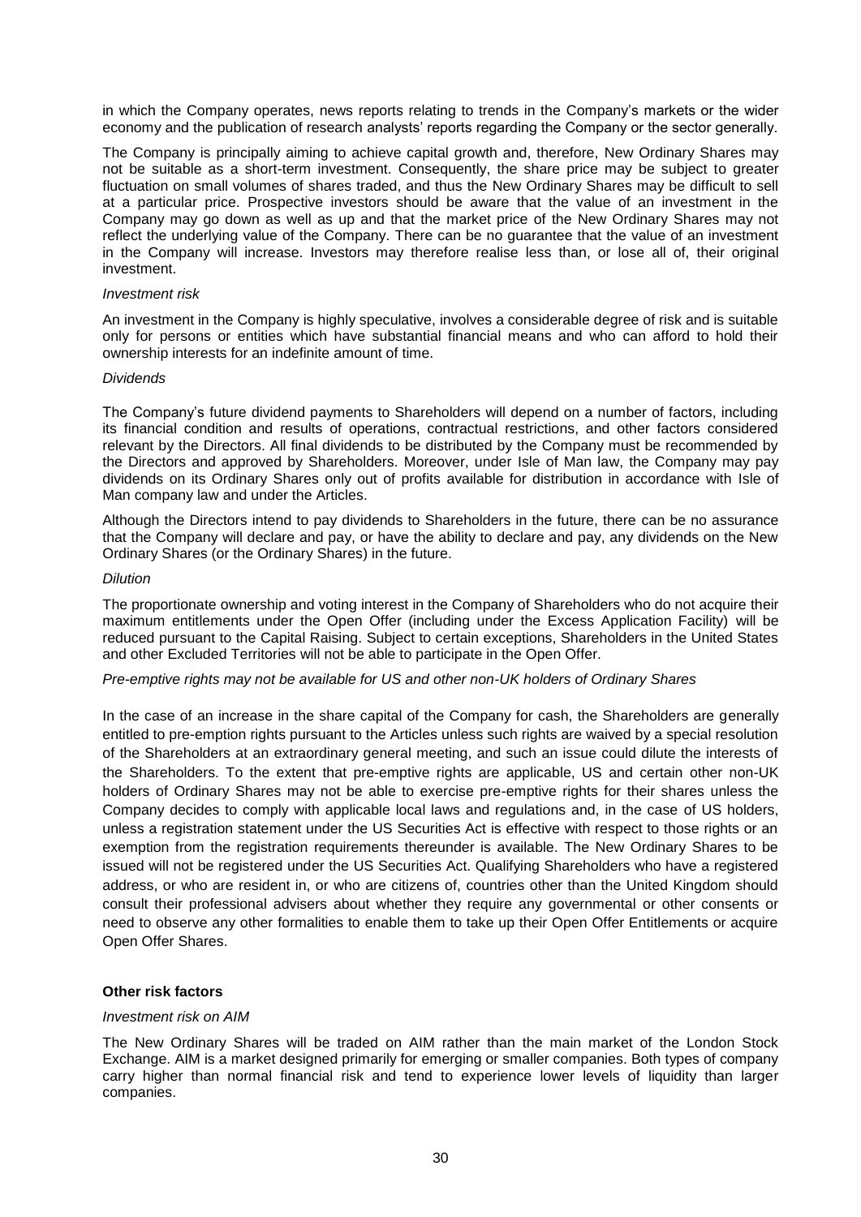in which the Company operates, news reports relating to trends in the Company's markets or the wider economy and the publication of research analysts' reports regarding the Company or the sector generally.

The Company is principally aiming to achieve capital growth and, therefore, New Ordinary Shares may not be suitable as a short-term investment. Consequently, the share price may be subject to greater fluctuation on small volumes of shares traded, and thus the New Ordinary Shares may be difficult to sell at a particular price. Prospective investors should be aware that the value of an investment in the Company may go down as well as up and that the market price of the New Ordinary Shares may not reflect the underlying value of the Company. There can be no guarantee that the value of an investment in the Company will increase. Investors may therefore realise less than, or lose all of, their original investment.

*Investment risk*

An investment in the Company is highly speculative, involves a considerable degree of risk and is suitable only for persons or entities which have substantial financial means and who can afford to hold their ownership interests for an indefinite amount of time.

*Dividends*

The Company's future dividend payments to Shareholders will depend on a number of factors, including its financial condition and results of operations, contractual restrictions, and other factors considered relevant by the Directors. All final dividends to be distributed by the Company must be recommended by the Directors and approved by Shareholders. Moreover, under Isle of Man law, the Company may pay dividends on its Ordinary Shares only out of profits available for distribution in accordance with Isle of Man company law and under the Articles.

Although the Directors intend to pay dividends to Shareholders in the future, there can be no assurance that the Company will declare and pay, or have the ability to declare and pay, any dividends on the New Ordinary Shares (or the Ordinary Shares) in the future.

*Dilution*

The proportionate ownership and voting interest in the Company of Shareholders who do not acquire their maximum entitlements under the Open Offer (including under the Excess Application Facility) will be reduced pursuant to the Capital Raising. Subject to certain exceptions, Shareholders in the United States and other Excluded Territories will not be able to participate in the Open Offer.

*Pre-emptive rights may not be available for US and other non-UK holders of Ordinary Shares*

In the case of an increase in the share capital of the Company for cash, the Shareholders are generally entitled to pre-emption rights pursuant to the Articles unless such rights are waived by a special resolution of the Shareholders at an extraordinary general meeting, and such an issue could dilute the interests of the Shareholders. To the extent that pre-emptive rights are applicable, US and certain other non-UK holders of Ordinary Shares may not be able to exercise pre-emptive rights for their shares unless the Company decides to comply with applicable local laws and regulations and, in the case of US holders, unless a registration statement under the US Securities Act is effective with respect to those rights or an exemption from the registration requirements thereunder is available. The New Ordinary Shares to be issued will not be registered under the US Securities Act. Qualifying Shareholders who have a registered address, or who are resident in, or who are citizens of, countries other than the United Kingdom should consult their professional advisers about whether they require any governmental or other consents or need to observe any other formalities to enable them to take up their Open Offer Entitlements or acquire Open Offer Shares.

**Other risk factors**

*Investment risk on AIM*

The New Ordinary Shares will be traded on AIM rather than the main market of the London Stock Exchange. AIM is a market designed primarily for emerging or smaller companies. Both types of company carry higher than normal financial risk and tend to experience lower levels of liquidity than larger companies.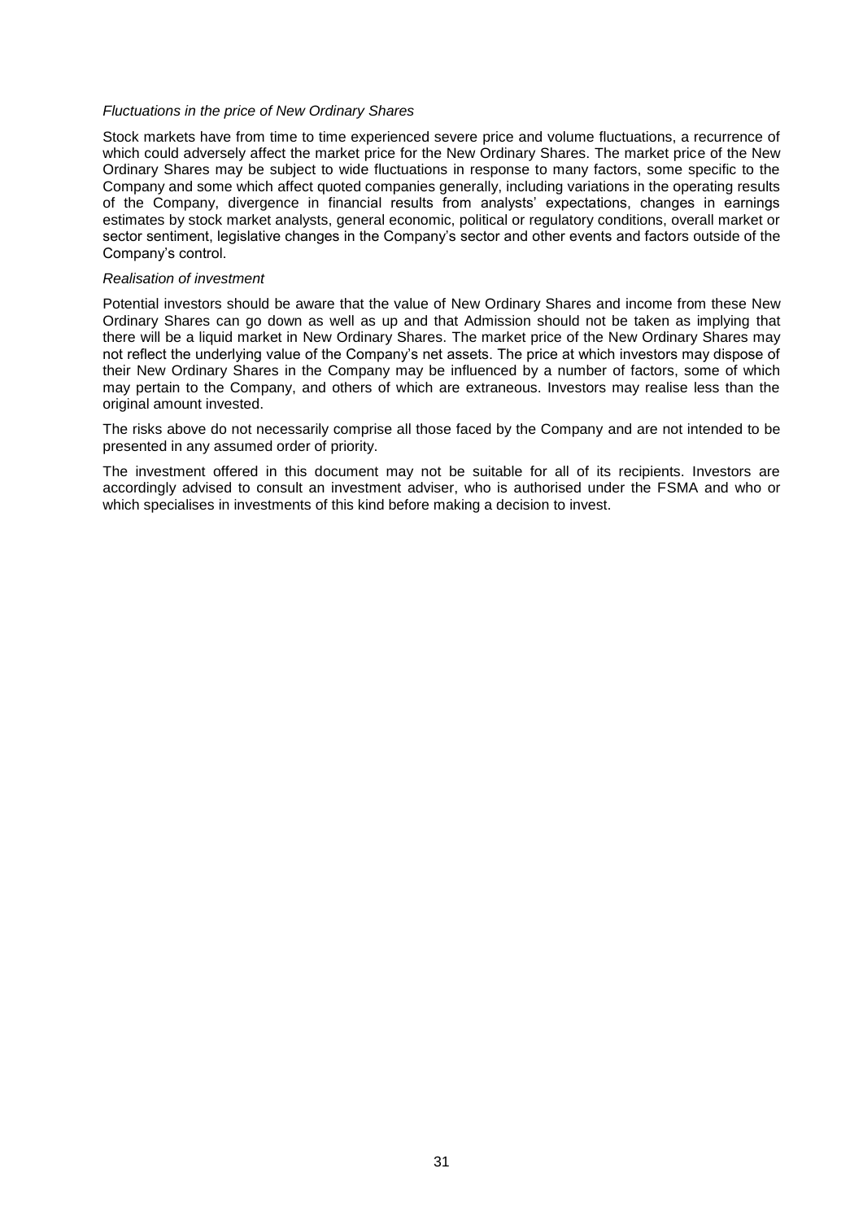*Fluctuations in the price of New Ordinary Shares*

Stock markets have from time to time experienced severe price and volume fluctuations, a recurrence of which could adversely affect the market price for the New Ordinary Shares. The market price of the New Ordinary Shares may be subject to wide fluctuations in response to many factors, some specific to the Company and some which affect quoted companies generally, including variations in the operating results of the Company, divergence in financial results from analysts' expectations, changes in earnings estimates by stock market analysts, general economic, political or regulatory conditions, overall market or sector sentiment, legislative changes in the Company's sector and other events and factors outside of the Company's control.

*Realisation of investment*

Potential investors should be aware that the value of New Ordinary Shares and income from these New Ordinary Shares can go down as well as up and that Admission should not be taken as implying that there will be a liquid market in New Ordinary Shares. The market price of the New Ordinary Shares may not reflect the underlying value of the Company's net assets. The price at which investors may dispose of their New Ordinary Shares in the Company may be influenced by a number of factors, some of which may pertain to the Company, and others of which are extraneous. Investors may realise less than the original amount invested.

The risks above do not necessarily comprise all those faced by the Company and are not intended to be presented in any assumed order of priority.

The investment offered in this document may not be suitable for all of its recipients. Investors are accordingly advised to consult an investment adviser, who is authorised under the FSMA and who or which specialises in investments of this kind before making a decision to invest.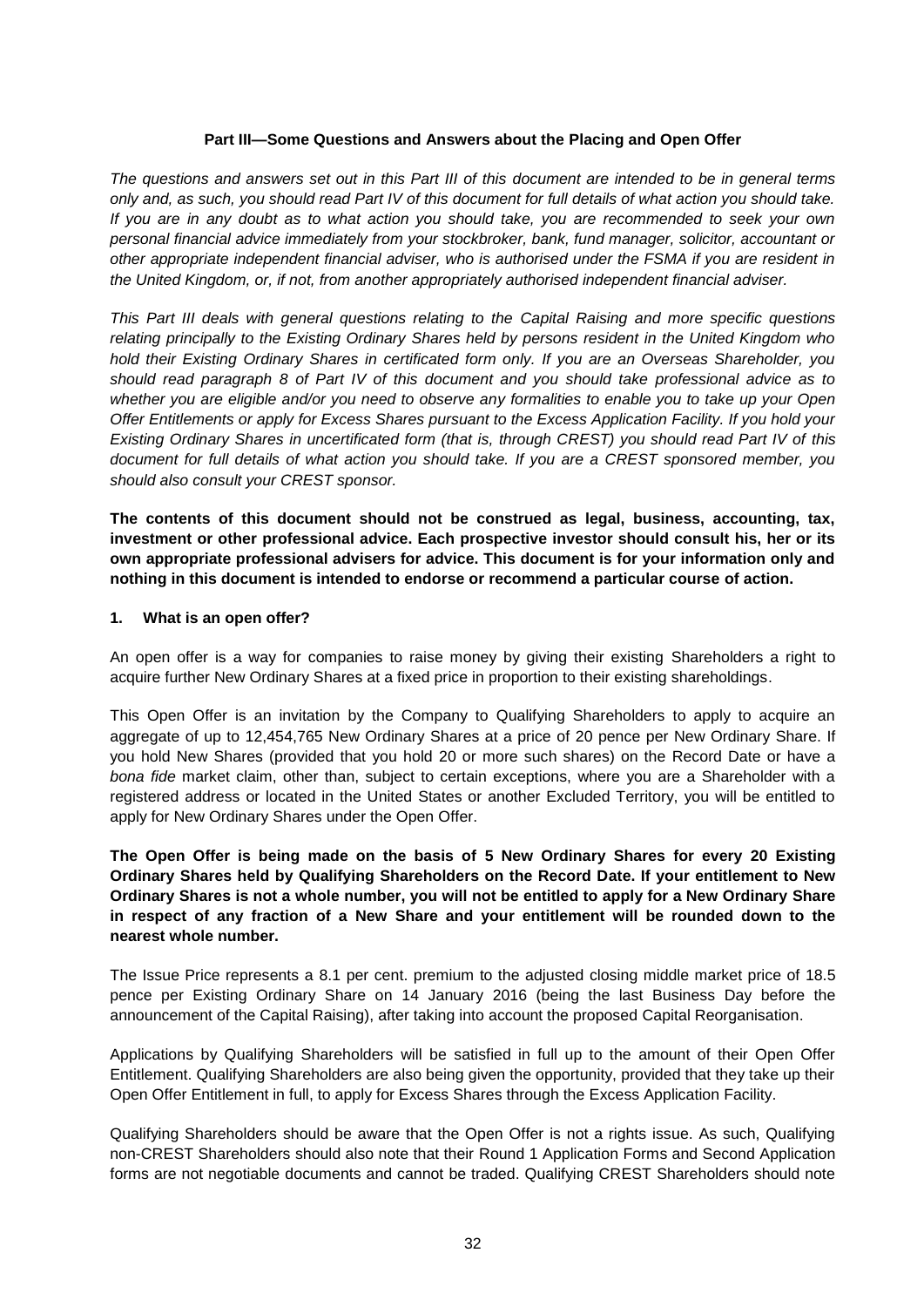**Part III—Some Questions and Answers about the Placing and Open Offer**

*The questions and answers set out in this Part III of this document are intended to be in general terms only and, as such, you should read Part IV of this document for full details of what action you should take. If you are in any doubt as to what action you should take, you are recommended to seek your own personal financial advice immediately from your stockbroker, bank, fund manager, solicitor, accountant or other appropriate independent financial adviser, who is authorised under the FSMA if you are resident in the United Kingdom, or, if not, from another appropriately authorised independent financial adviser.*

*This Part III deals with general questions relating to the Capital Raising and more specific questions relating principally to the Existing Ordinary Shares held by persons resident in the United Kingdom who hold their Existing Ordinary Shares in certificated form only. If you are an Overseas Shareholder, you should read paragraph 8 of Part IV of this document and you should take professional advice as to whether you are eligible and/or you need to observe any formalities to enable you to take up your Open Offer Entitlements or apply for Excess Shares pursuant to the Excess Application Facility. If you hold your Existing Ordinary Shares in uncertificated form (that is, through CREST) you should read Part IV of this document for full details of what action you should take. If you are a CREST sponsored member, you should also consult your CREST sponsor.*

**The contents of this document should not be construed as legal, business, accounting, tax, investment or other professional advice. Each prospective investor should consult his, her or its own appropriate professional advisers for advice. This document is for your information only and nothing in this document is intended to endorse or recommend a particular course of action.**

**1. What is an open offer?**

An open offer is a way for companies to raise money by giving their existing Shareholders a right to acquire further New Ordinary Shares at a fixed price in proportion to their existing shareholdings.

This Open Offer is an invitation by the Company to Qualifying Shareholders to apply to acquire an aggregate of up to 12,454,765 New Ordinary Shares at a price of 20 pence per New Ordinary Share. If you hold New Shares (provided that you hold 20 or more such shares) on the Record Date or have a *bona fide* market claim, other than, subject to certain exceptions, where you are a Shareholder with a registered address or located in the United States or another Excluded Territory, you will be entitled to apply for New Ordinary Shares under the Open Offer.

**The Open Offer is being made on the basis of 5 New Ordinary Shares for every 20 Existing Ordinary Shares held by Qualifying Shareholders on the Record Date. If your entitlement to New Ordinary Shares is not a whole number, you will not be entitled to apply for a New Ordinary Share in respect of any fraction of a New Share and your entitlement will be rounded down to the nearest whole number.**

The Issue Price represents a 8.1 per cent. premium to the adjusted closing middle market price of 18.5 pence per Existing Ordinary Share on 14 January 2016 (being the last Business Day before the announcement of the Capital Raising), after taking into account the proposed Capital Reorganisation.

Applications by Qualifying Shareholders will be satisfied in full up to the amount of their Open Offer Entitlement. Qualifying Shareholders are also being given the opportunity, provided that they take up their Open Offer Entitlement in full, to apply for Excess Shares through the Excess Application Facility.

Qualifying Shareholders should be aware that the Open Offer is not a rights issue. As such, Qualifying non-CREST Shareholders should also note that their Round 1 Application Forms and Second Application forms are not negotiable documents and cannot be traded. Qualifying CREST Shareholders should note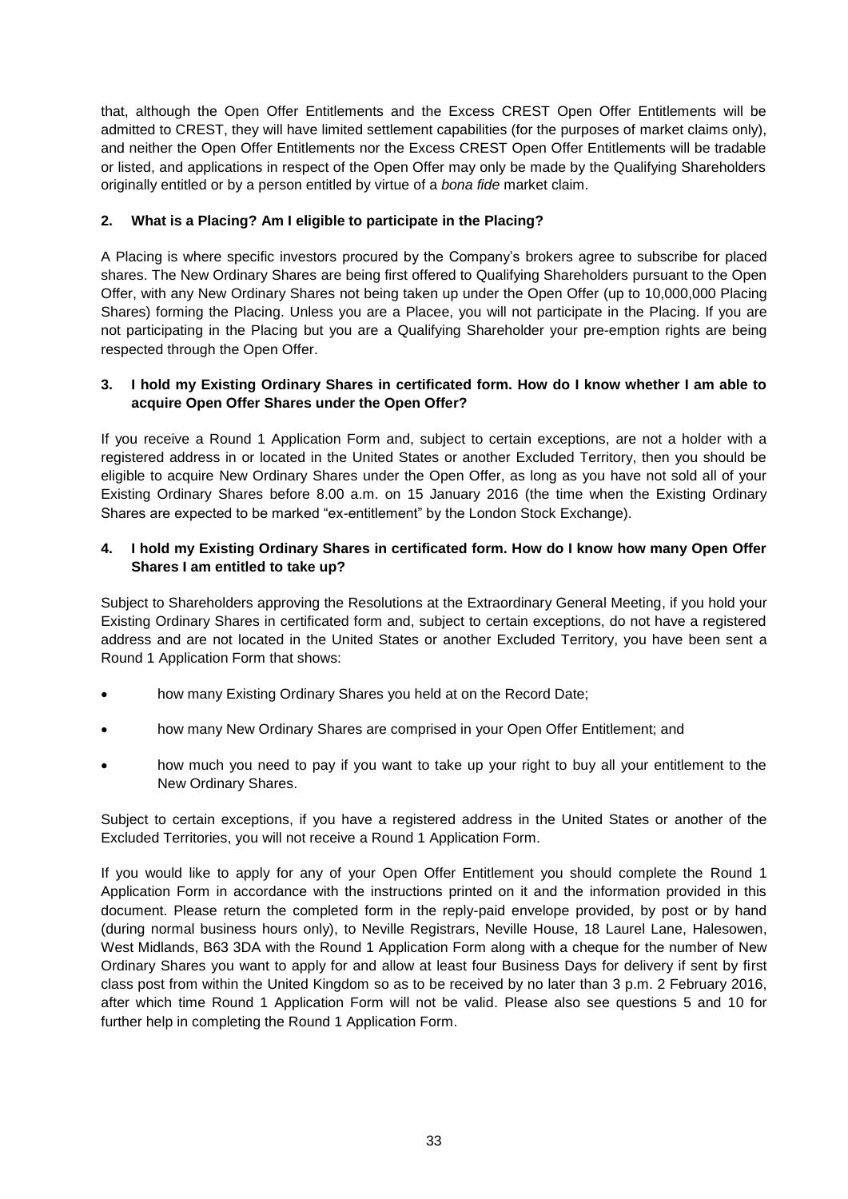that, although the Open Offer Entitlements and the Excess CREST Open Offer Entitlements will be admitted to CREST, they will have limited settlement capabilities (for the purposes of market claims only), and neither the Open Offer Entitlements nor the Excess CREST Open Offer Entitlements will be tradable or listed, and applications in respect of the Open Offer may only be made by the Qualifying Shareholders originally entitled or by a person entitled by virtue of a *bona fide* market claim.

**2. What is a Placing? Am I eligible to participate in the Placing?**

A Placing is where specific investors procured by the Company's brokers agree to subscribe for placed shares. The New Ordinary Shares are being first offered to Qualifying Shareholders pursuant to the Open Offer, with any New Ordinary Shares not being taken up under the Open Offer (up to 10,000,000 Placing Shares) forming the Placing. Unless you are a Placee, you will not participate in the Placing. If you are not participating in the Placing but you are a Qualifying Shareholder your pre-emption rights are being respected through the Open Offer.

**3. I hold my Existing Ordinary Shares in certificated form. How do I know whether I am able to acquire Open Offer Shares under the Open Offer?**

If you receive a Round 1 Application Form and, subject to certain exceptions, are not a holder with a registered address in or located in the United States or another Excluded Territory, then you should be eligible to acquire New Ordinary Shares under the Open Offer, as long as you have not sold all of your Existing Ordinary Shares before 8.00 a.m. on 15 January 2016 (the time when the Existing Ordinary Shares are expected to be marked "ex-entitlement" by the London Stock Exchange).

**4. I hold my Existing Ordinary Shares in certificated form. How do I know how many Open Offer Shares I am entitled to take up?**

Subject to Shareholders approving the Resolutions at the Extraordinary General Meeting, if you hold your Existing Ordinary Shares in certificated form and, subject to certain exceptions, do not have a registered address and are not located in the United States or another Excluded Territory, you have been sent a Round 1 Application Form that shows:

- how many Existing Ordinary Shares you held at on the Record Date;
- how many New Ordinary Shares are comprised in your Open Offer Entitlement; and
- how much you need to pay if you want to take up your right to buy all your entitlement to the New Ordinary Shares.

Subject to certain exceptions, if you have a registered address in the United States or another of the Excluded Territories, you will not receive a Round 1 Application Form.

If you would like to apply for any of your Open Offer Entitlement you should complete the Round 1 Application Form in accordance with the instructions printed on it and the information provided in this document. Please return the completed form in the reply-paid envelope provided, by post or by hand (during normal business hours only), to Neville Registrars, Neville House, 18 Laurel Lane, Halesowen, West Midlands, B63 3DA with the Round 1 Application Form along with a cheque for the number of New Ordinary Shares you want to apply for and allow at least four Business Days for delivery if sent by first class post from within the United Kingdom so as to be received by no later than 3 p.m. 2 February 2016, after which time Round 1 Application Form will not be valid. Please also see questions 5 and 10 for further help in completing the Round 1 Application Form.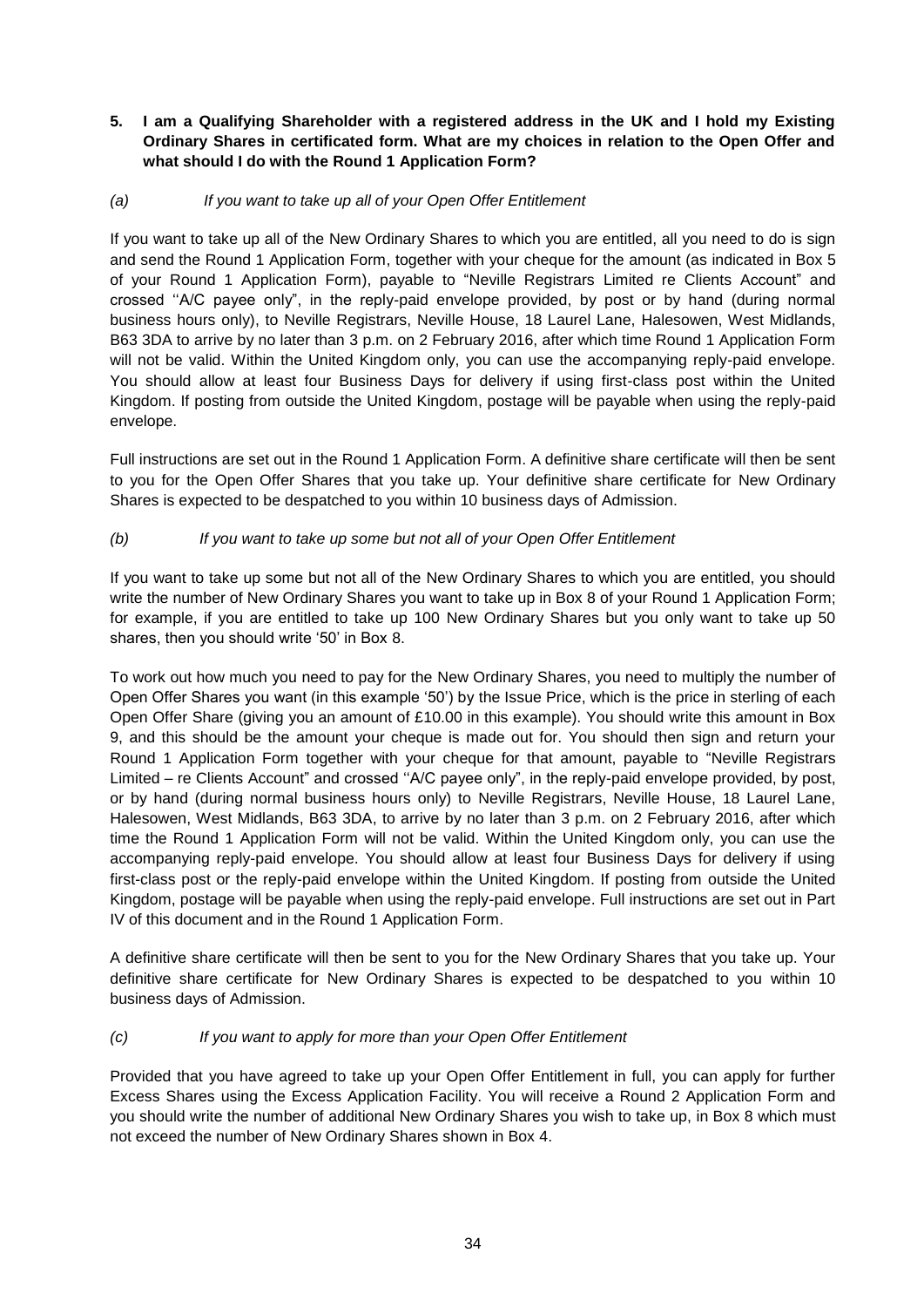**5. I am a Qualifying Shareholder with a registered address in the UK and I hold my Existing Ordinary Shares in certificated form. What are my choices in relation to the Open Offer and what should I do with the Round 1 Application Form?**

*(a) If you want to take up all of your Open Offer Entitlement*

If you want to take up all of the New Ordinary Shares to which you are entitled, all you need to do is sign and send the Round 1 Application Form, together with your cheque for the amount (as indicated in Box 5 of your Round 1 Application Form), payable to "Neville Registrars Limited re Clients Account" and crossed ''A/C payee only", in the reply-paid envelope provided, by post or by hand (during normal business hours only), to Neville Registrars, Neville House, 18 Laurel Lane, Halesowen, West Midlands, B63 3DA to arrive by no later than 3 p.m. on 2 February 2016, after which time Round 1 Application Form will not be valid. Within the United Kingdom only, you can use the accompanying reply-paid envelope. You should allow at least four Business Days for delivery if using first-class post within the United Kingdom. If posting from outside the United Kingdom, postage will be payable when using the reply-paid envelope.

Full instructions are set out in the Round 1 Application Form. A definitive share certificate will then be sent to you for the Open Offer Shares that you take up. Your definitive share certificate for New Ordinary Shares is expected to be despatched to you within 10 business days of Admission.

*(b) If you want to take up some but not all of your Open Offer Entitlement*

If you want to take up some but not all of the New Ordinary Shares to which you are entitled, you should write the number of New Ordinary Shares you want to take up in Box 8 of your Round 1 Application Form; for example, if you are entitled to take up 100 New Ordinary Shares but you only want to take up 50 shares, then you should write '50' in Box 8.

To work out how much you need to pay for the New Ordinary Shares, you need to multiply the number of Open Offer Shares you want (in this example '50') by the Issue Price, which is the price in sterling of each Open Offer Share (giving you an amount of £10.00 in this example). You should write this amount in Box 9, and this should be the amount your cheque is made out for. You should then sign and return your Round 1 Application Form together with your cheque for that amount, payable to "Neville Registrars Limited – re Clients Account" and crossed ''A/C payee only", in the reply-paid envelope provided, by post, or by hand (during normal business hours only) to Neville Registrars, Neville House, 18 Laurel Lane, Halesowen, West Midlands, B63 3DA, to arrive by no later than 3 p.m. on 2 February 2016, after which time the Round 1 Application Form will not be valid. Within the United Kingdom only, you can use the accompanying reply-paid envelope. You should allow at least four Business Days for delivery if using first-class post or the reply-paid envelope within the United Kingdom. If posting from outside the United Kingdom, postage will be payable when using the reply-paid envelope. Full instructions are set out in Part IV of this document and in the Round 1 Application Form.

A definitive share certificate will then be sent to you for the New Ordinary Shares that you take up. Your definitive share certificate for New Ordinary Shares is expected to be despatched to you within 10 business days of Admission.

*(c) If you want to apply for more than your Open Offer Entitlement*

Provided that you have agreed to take up your Open Offer Entitlement in full, you can apply for further Excess Shares using the Excess Application Facility. You will receive a Round 2 Application Form and you should write the number of additional New Ordinary Shares you wish to take up, in Box 8 which must not exceed the number of New Ordinary Shares shown in Box 4.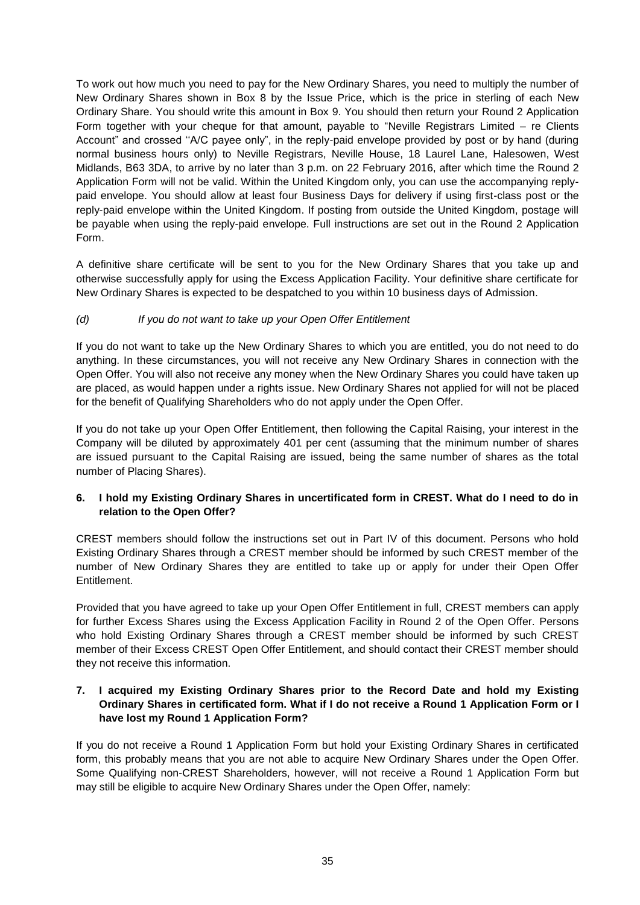To work out how much you need to pay for the New Ordinary Shares, you need to multiply the number of New Ordinary Shares shown in Box 8 by the Issue Price, which is the price in sterling of each New Ordinary Share. You should write this amount in Box 9. You should then return your Round 2 Application Form together with your cheque for that amount, payable to "Neville Registrars Limited – re Clients Account" and crossed ''A/C payee only", in the reply-paid envelope provided by post or by hand (during normal business hours only) to Neville Registrars, Neville House, 18 Laurel Lane, Halesowen, West Midlands, B63 3DA, to arrive by no later than 3 p.m. on 22 February 2016, after which time the Round 2 Application Form will not be valid. Within the United Kingdom only, you can use the accompanying reply-paid envelope. You should allow at least four Business Days for delivery if using first-class post or the reply-paid envelope within the United Kingdom. If posting from outside the United Kingdom, postage will be payable when using the reply-paid envelope. Full instructions are set out in the Round 2 Application Form.

A definitive share certificate will be sent to you for the New Ordinary Shares that you take up and otherwise successfully apply for using the Excess Application Facility. Your definitive share certificate for New Ordinary Shares is expected to be despatched to you within 10 business days of Admission.

*(d) If you do not want to take up your Open Offer Entitlement*

If you do not want to take up the New Ordinary Shares to which you are entitled, you do not need to do anything. In these circumstances, you will not receive any New Ordinary Shares in connection with the Open Offer. You will also not receive any money when the New Ordinary Shares you could have taken up are placed, as would happen under a rights issue. New Ordinary Shares not applied for will not be placed for the benefit of Qualifying Shareholders who do not apply under the Open Offer.

If you do not take up your Open Offer Entitlement, then following the Capital Raising, your interest in the Company will be diluted by approximately 401 per cent (assuming that the minimum number of shares are issued pursuant to the Capital Raising are issued, being the same number of shares as the total number of Placing Shares).

**6. I hold my Existing Ordinary Shares in uncertificated form in CREST. What do I need to do in relation to the Open Offer?**

CREST members should follow the instructions set out in Part IV of this document. Persons who hold Existing Ordinary Shares through a CREST member should be informed by such CREST member of the number of New Ordinary Shares they are entitled to take up or apply for under their Open Offer Entitlement.

Provided that you have agreed to take up your Open Offer Entitlement in full, CREST members can apply for further Excess Shares using the Excess Application Facility in Round 2 of the Open Offer. Persons who hold Existing Ordinary Shares through a CREST member should be informed by such CREST member of their Excess CREST Open Offer Entitlement, and should contact their CREST member should they not receive this information.

**7. I acquired my Existing Ordinary Shares prior to the Record Date and hold my Existing Ordinary Shares in certificated form. What if I do not receive a Round 1 Application Form or I have lost my Round 1 Application Form?**

If you do not receive a Round 1 Application Form but hold your Existing Ordinary Shares in certificated form, this probably means that you are not able to acquire New Ordinary Shares under the Open Offer. Some Qualifying non-CREST Shareholders, however, will not receive a Round 1 Application Form but may still be eligible to acquire New Ordinary Shares under the Open Offer, namely: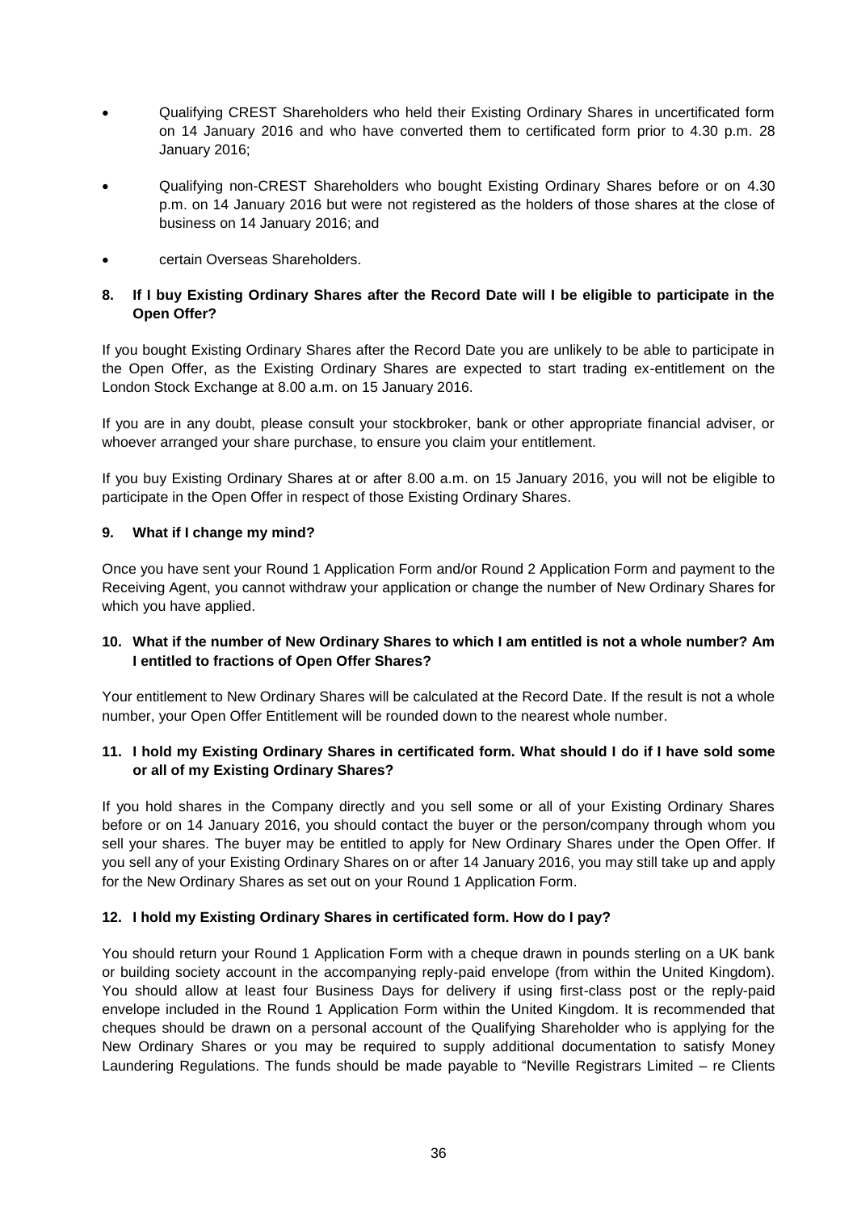- Qualifying CREST Shareholders who held their Existing Ordinary Shares in uncertificated form on 14 January 2016 and who have converted them to certificated form prior to 4.30 p.m. 28 January 2016;
- Qualifying non-CREST Shareholders who bought Existing Ordinary Shares before or on 4.30 p.m. on 14 January 2016 but were not registered as the holders of those shares at the close of business on 14 January 2016; and
- certain Overseas Shareholders.

**8. If I buy Existing Ordinary Shares after the Record Date will I be eligible to participate in the Open Offer?**

If you bought Existing Ordinary Shares after the Record Date you are unlikely to be able to participate in the Open Offer, as the Existing Ordinary Shares are expected to start trading ex-entitlement on the London Stock Exchange at 8.00 a.m. on 15 January 2016.

If you are in any doubt, please consult your stockbroker, bank or other appropriate financial adviser, or whoever arranged your share purchase, to ensure you claim your entitlement.

If you buy Existing Ordinary Shares at or after 8.00 a.m. on 15 January 2016, you will not be eligible to participate in the Open Offer in respect of those Existing Ordinary Shares.

**9. What if I change my mind?**

Once you have sent your Round 1 Application Form and/or Round 2 Application Form and payment to the Receiving Agent, you cannot withdraw your application or change the number of New Ordinary Shares for which you have applied.

**10. What if the number of New Ordinary Shares to which I am entitled is not a whole number? Am I entitled to fractions of Open Offer Shares?**

Your entitlement to New Ordinary Shares will be calculated at the Record Date. If the result is not a whole number, your Open Offer Entitlement will be rounded down to the nearest whole number.

**11. I hold my Existing Ordinary Shares in certificated form. What should I do if I have sold some or all of my Existing Ordinary Shares?**

If you hold shares in the Company directly and you sell some or all of your Existing Ordinary Shares before or on 14 January 2016, you should contact the buyer or the person/company through whom you sell your shares. The buyer may be entitled to apply for New Ordinary Shares under the Open Offer. If you sell any of your Existing Ordinary Shares on or after 14 January 2016, you may still take up and apply for the New Ordinary Shares as set out on your Round 1 Application Form.

**12. I hold my Existing Ordinary Shares in certificated form. How do I pay?**

You should return your Round 1 Application Form with a cheque drawn in pounds sterling on a UK bank or building society account in the accompanying reply-paid envelope (from within the United Kingdom). You should allow at least four Business Days for delivery if using first-class post or the reply-paid envelope included in the Round 1 Application Form within the United Kingdom. It is recommended that cheques should be drawn on a personal account of the Qualifying Shareholder who is applying for the New Ordinary Shares or you may be required to supply additional documentation to satisfy Money Laundering Regulations. The funds should be made payable to "Neville Registrars Limited – re Clients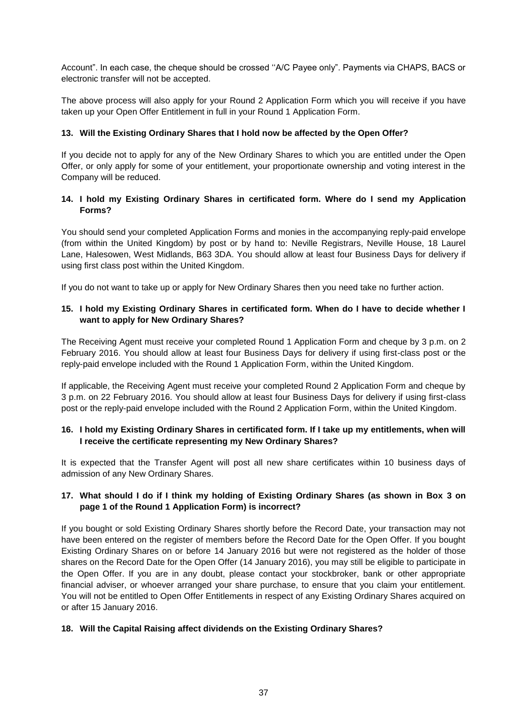Account". In each case, the cheque should be crossed ''A/C Payee only". Payments via CHAPS, BACS or electronic transfer will not be accepted.

The above process will also apply for your Round 2 Application Form which you will receive if you have taken up your Open Offer Entitlement in full in your Round 1 Application Form.

**13. Will the Existing Ordinary Shares that I hold now be affected by the Open Offer?**

If you decide not to apply for any of the New Ordinary Shares to which you are entitled under the Open Offer, or only apply for some of your entitlement, your proportionate ownership and voting interest in the Company will be reduced.

**14. I hold my Existing Ordinary Shares in certificated form. Where do I send my Application Forms?**

You should send your completed Application Forms and monies in the accompanying reply-paid envelope (from within the United Kingdom) by post or by hand to: Neville Registrars, Neville House, 18 Laurel Lane, Halesowen, West Midlands, B63 3DA. You should allow at least four Business Days for delivery if using first class post within the United Kingdom.

If you do not want to take up or apply for New Ordinary Shares then you need take no further action.

**15. I hold my Existing Ordinary Shares in certificated form. When do I have to decide whether I want to apply for New Ordinary Shares?**

The Receiving Agent must receive your completed Round 1 Application Form and cheque by 3 p.m. on 2 February 2016. You should allow at least four Business Days for delivery if using first-class post or the reply-paid envelope included with the Round 1 Application Form, within the United Kingdom.

If applicable, the Receiving Agent must receive your completed Round 2 Application Form and cheque by 3 p.m. on 22 February 2016. You should allow at least four Business Days for delivery if using first-class post or the reply-paid envelope included with the Round 2 Application Form, within the United Kingdom.

**16. I hold my Existing Ordinary Shares in certificated form. If I take up my entitlements, when will I receive the certificate representing my New Ordinary Shares?**

It is expected that the Transfer Agent will post all new share certificates within 10 business days of admission of any New Ordinary Shares.

**17. What should I do if I think my holding of Existing Ordinary Shares (as shown in Box 3 on page 1 of the Round 1 Application Form) is incorrect?**

If you bought or sold Existing Ordinary Shares shortly before the Record Date, your transaction may not have been entered on the register of members before the Record Date for the Open Offer. If you bought Existing Ordinary Shares on or before 14 January 2016 but were not registered as the holder of those shares on the Record Date for the Open Offer (14 January 2016), you may still be eligible to participate in the Open Offer. If you are in any doubt, please contact your stockbroker, bank or other appropriate financial adviser, or whoever arranged your share purchase, to ensure that you claim your entitlement. You will not be entitled to Open Offer Entitlements in respect of any Existing Ordinary Shares acquired on or after 15 January 2016.

**18. Will the Capital Raising affect dividends on the Existing Ordinary Shares?**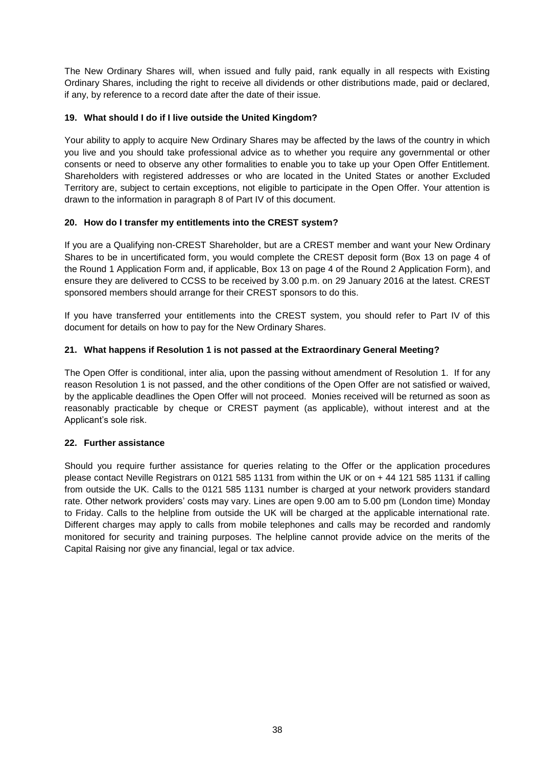The New Ordinary Shares will, when issued and fully paid, rank equally in all respects with Existing Ordinary Shares, including the right to receive all dividends or other distributions made, paid or declared, if any, by reference to a record date after the date of their issue.

### 19. What should I do if I live outside the United Kingdom?

Your ability to apply to acquire New Ordinary Shares may be affected by the laws of the country in which you live and you should take professional advice as to whether you require any governmental or other consents or need to observe any other formalities to enable you to take up your Open Offer Entitlement. Shareholders with registered addresses or who are located in the United States or another Excluded Territory are, subject to certain exceptions, not eligible to participate in the Open Offer. Your attention is drawn to the information in paragraph 8 of Part IV of this document.

### 20. How do I transfer my entitlements into the CREST system?

If you are a Qualifying non-CREST Shareholder, but are a CREST member and want your New Ordinary Shares to be in uncertificated form, you would complete the CREST deposit form (Box 13 on page 4 of the Round 1 Application Form and, if applicable, Box 13 on page 4 of the Round 2 Application Form), and ensure they are delivered to CCSS to be received by 3.00 p.m. on 29 January 2016 at the latest. CREST sponsored members should arrange for their CREST sponsors to do this.

If you have transferred your entitlements into the CREST system, you should refer to Part IV of this document for details on how to pay for the New Ordinary Shares.

### 21. What happens if Resolution 1 is not passed at the Extraordinary General Meeting?

The Open Offer is conditional, inter alia, upon the passing without amendment of Resolution 1. If for any reason Resolution 1 is not passed, and the other conditions of the Open Offer are not satisfied or waived, by the applicable deadlines the Open Offer will not proceed. Monies received will be returned as soon as reasonably practicable by cheque or CREST payment (as applicable), without interest and at the Applicant's sole risk.

### 22. Further assistance

Should you require further assistance for queries relating to the Offer or the application procedures please contact Neville Registrars on 0121 585 1131 from within the UK or on + 44 121 585 1131 if calling from outside the UK. Calls to the 0121 585 1131 number is charged at your network providers standard rate. Other network providers' costs may vary. Lines are open 9.00 am to 5.00 pm (London time) Monday to Friday. Calls to the helpline from outside the UK will be charged at the applicable international rate. Different charges may apply to calls from mobile telephones and calls may be recorded and randomly monitored for security and training purposes. The helpline cannot provide advice on the merits of the Capital Raising nor give any financial, legal or tax advice.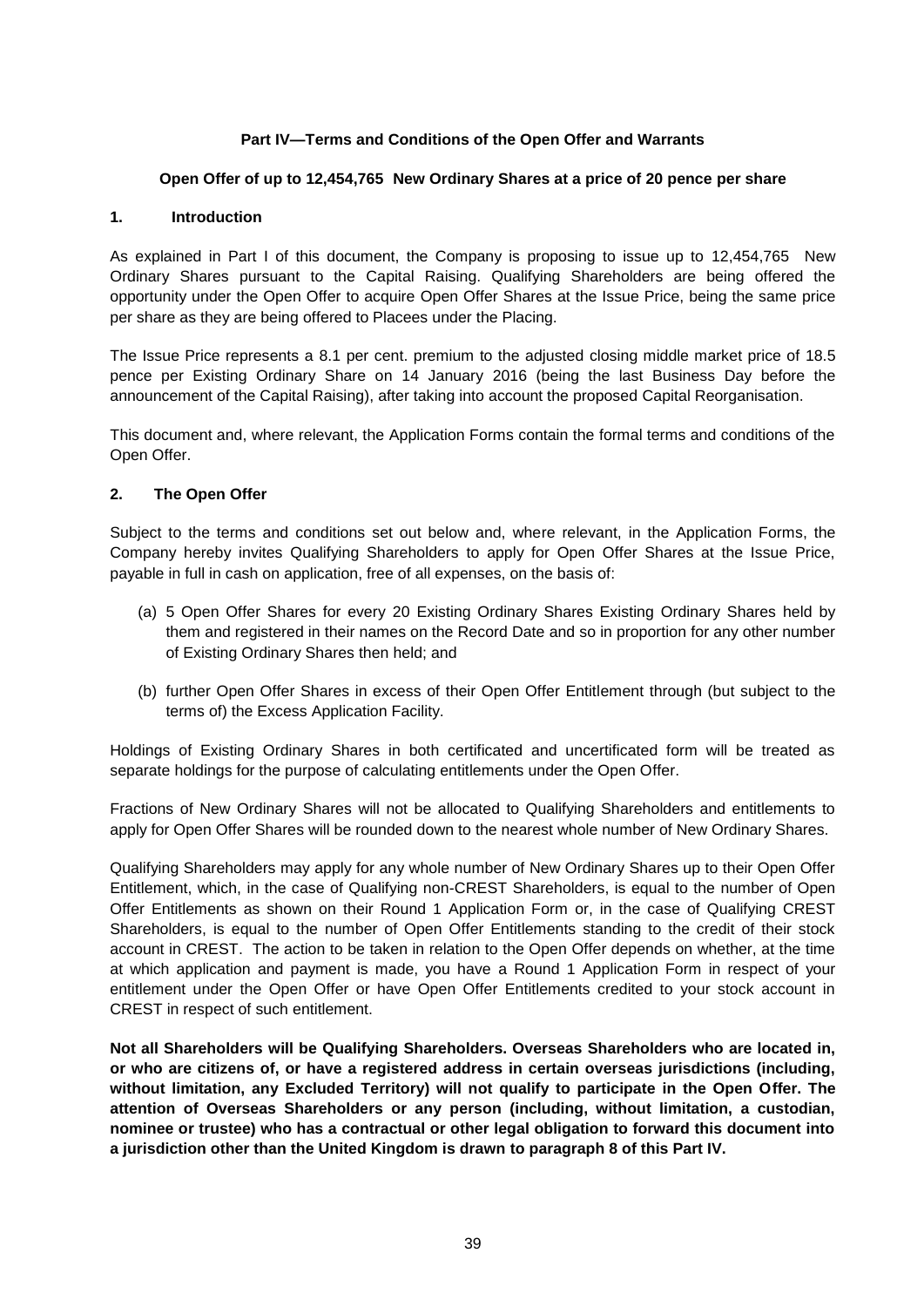## Part IV—Terms and Conditions of the Open Offer and Warrants

### Open Offer of up to 12,454,765 New Ordinary Shares at a price of 20 pence per share

### 1. Introduction

As explained in Part I of this document, the Company is proposing to issue up to 12,454,765 New Ordinary Shares pursuant to the Capital Raising. Qualifying Shareholders are being offered the opportunity under the Open Offer to acquire Open Offer Shares at the Issue Price, being the same price per share as they are being offered to Placees under the Placing.

The Issue Price represents a 8.1 per cent. premium to the adjusted closing middle market price of 18.5 pence per Existing Ordinary Share on 14 January 2016 (being the last Business Day before the announcement of the Capital Raising), after taking into account the proposed Capital Reorganisation.

This document and, where relevant, the Application Forms contain the formal terms and conditions of the Open Offer.

### 2. The Open Offer

Subject to the terms and conditions set out below and, where relevant, in the Application Forms, the Company hereby invites Qualifying Shareholders to apply for Open Offer Shares at the Issue Price, payable in full in cash on application, free of all expenses, on the basis of:

(a) 5 Open Offer Shares for every 20 Existing Ordinary Shares Existing Ordinary Shares held by them and registered in their names on the Record Date and so in proportion for any other number of Existing Ordinary Shares then held; and

(b) further Open Offer Shares in excess of their Open Offer Entitlement through (but subject to the terms of) the Excess Application Facility.

Holdings of Existing Ordinary Shares in both certificated and uncertificated form will be treated as separate holdings for the purpose of calculating entitlements under the Open Offer.

Fractions of New Ordinary Shares will not be allocated to Qualifying Shareholders and entitlements to apply for Open Offer Shares will be rounded down to the nearest whole number of New Ordinary Shares.

Qualifying Shareholders may apply for any whole number of New Ordinary Shares up to their Open Offer Entitlement, which, in the case of Qualifying non-CREST Shareholders, is equal to the number of Open Offer Entitlements as shown on their Round 1 Application Form or, in the case of Qualifying CREST Shareholders, is equal to the number of Open Offer Entitlements standing to the credit of their stock account in CREST. The action to be taken in relation to the Open Offer depends on whether, at the time at which application and payment is made, you have a Round 1 Application Form in respect of your entitlement under the Open Offer or have Open Offer Entitlements credited to your stock account in CREST in respect of such entitlement.

**Not all Shareholders will be Qualifying Shareholders. Overseas Shareholders who are located in, or who are citizens of, or have a registered address in certain overseas jurisdictions (including, without limitation, any Excluded Territory) will not qualify to participate in the Open Offer. The attention of Overseas Shareholders or any person (including, without limitation, a custodian, nominee or trustee) who has a contractual or other legal obligation to forward this document into a jurisdiction other than the United Kingdom is drawn to paragraph 8 of this Part IV.**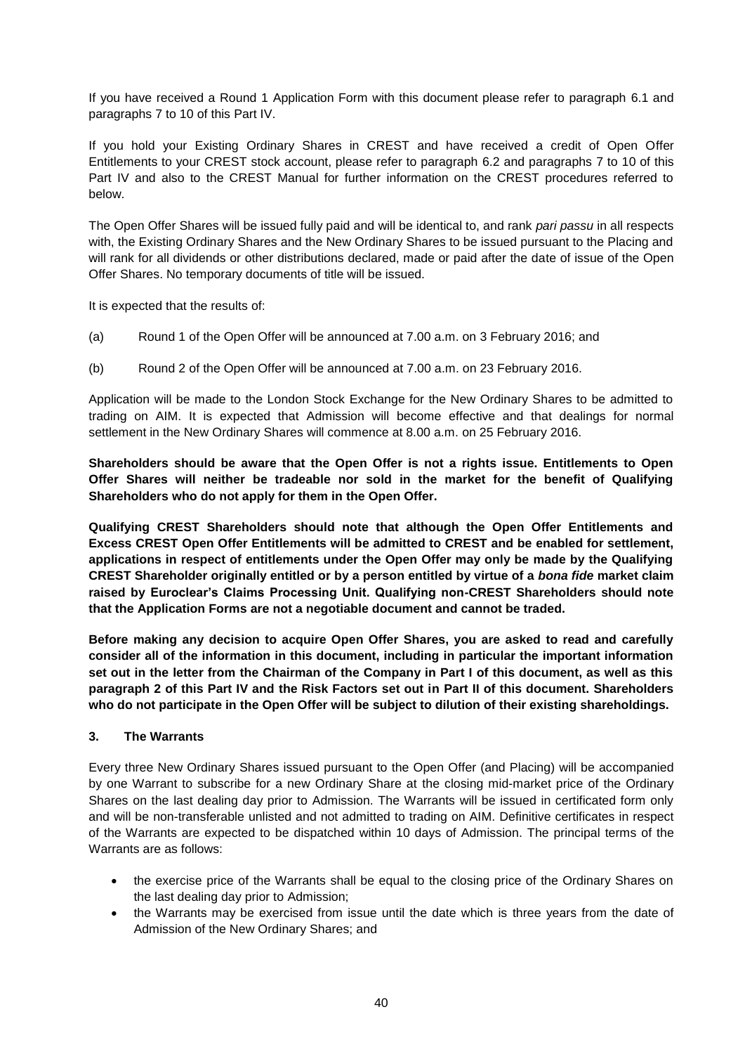If you have received a Round 1 Application Form with this document please refer to paragraph 6.1 and paragraphs 7 to 10 of this Part IV.

If you hold your Existing Ordinary Shares in CREST and have received a credit of Open Offer Entitlements to your CREST stock account, please refer to paragraph 6.2 and paragraphs 7 to 10 of this Part IV and also to the CREST Manual for further information on the CREST procedures referred to below.

The Open Offer Shares will be issued fully paid and will be identical to, and rank *pari passu* in all respects with, the Existing Ordinary Shares and the New Ordinary Shares to be issued pursuant to the Placing and will rank for all dividends or other distributions declared, made or paid after the date of issue of the Open Offer Shares. No temporary documents of title will be issued.

It is expected that the results of:

(a) Round 1 of the Open Offer will be announced at 7.00 a.m. on 3 February 2016; and

(b) Round 2 of the Open Offer will be announced at 7.00 a.m. on 23 February 2016.

Application will be made to the London Stock Exchange for the New Ordinary Shares to be admitted to trading on AIM. It is expected that Admission will become effective and that dealings for normal settlement in the New Ordinary Shares will commence at 8.00 a.m. on 25 February 2016.

**Shareholders should be aware that the Open Offer is not a rights issue. Entitlements to Open Offer Shares will neither be tradeable nor sold in the market for the benefit of Qualifying Shareholders who do not apply for them in the Open Offer.**

**Qualifying CREST Shareholders should note that although the Open Offer Entitlements and Excess CREST Open Offer Entitlements will be admitted to CREST and be enabled for settlement, applications in respect of entitlements under the Open Offer may only be made by the Qualifying CREST Shareholder originally entitled or by a person entitled by virtue of a *bona fide* market claim raised by Euroclear's Claims Processing Unit. Qualifying non-CREST Shareholders should note that the Application Forms are not a negotiable document and cannot be traded.**

**Before making any decision to acquire Open Offer Shares, you are asked to read and carefully consider all of the information in this document, including in particular the important information set out in the letter from the Chairman of the Company in Part I of this document, as well as this paragraph 2 of this Part IV and the Risk Factors set out in Part II of this document. Shareholders who do not participate in the Open Offer will be subject to dilution of their existing shareholdings.**

### 3. The Warrants

Every three New Ordinary Shares issued pursuant to the Open Offer (and Placing) will be accompanied by one Warrant to subscribe for a new Ordinary Share at the closing mid-market price of the Ordinary Shares on the last dealing day prior to Admission. The Warrants will be issued in certificated form only and will be non-transferable unlisted and not admitted to trading on AIM. Definitive certificates in respect of the Warrants are expected to be dispatched within 10 days of Admission. The principal terms of the Warrants are as follows:

- the exercise price of the Warrants shall be equal to the closing price of the Ordinary Shares on the last dealing day prior to Admission;
- the Warrants may be exercised from issue until the date which is three years from the date of Admission of the New Ordinary Shares; and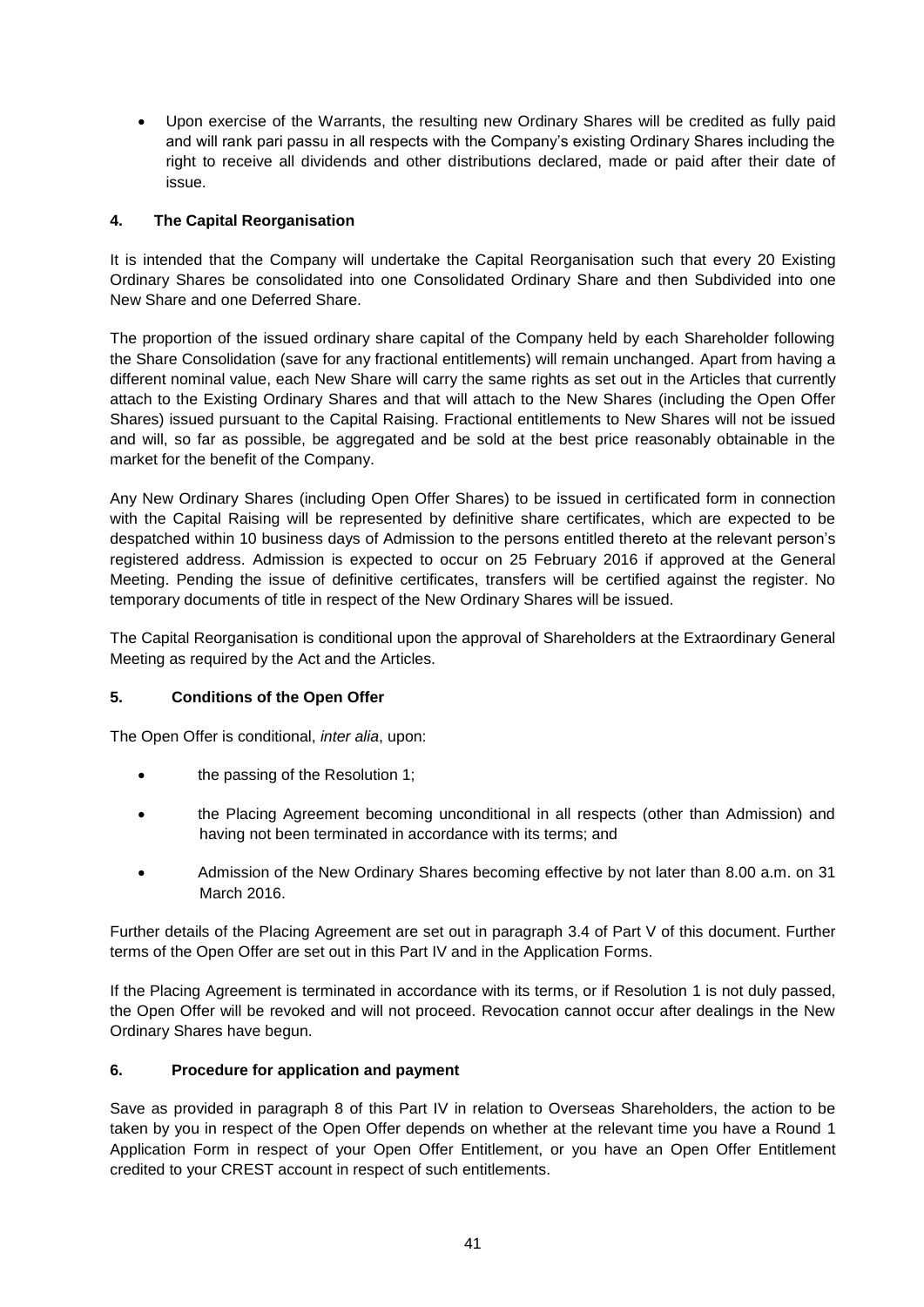- Upon exercise of the Warrants, the resulting new Ordinary Shares will be credited as fully paid and will rank pari passu in all respects with the Company's existing Ordinary Shares including the right to receive all dividends and other distributions declared, made or paid after their date of issue.

## 4. The Capital Reorganisation

It is intended that the Company will undertake the Capital Reorganisation such that every 20 Existing Ordinary Shares be consolidated into one Consolidated Ordinary Share and then Subdivided into one New Share and one Deferred Share.

The proportion of the issued ordinary share capital of the Company held by each Shareholder following the Share Consolidation (save for any fractional entitlements) will remain unchanged. Apart from having a different nominal value, each New Share will carry the same rights as set out in the Articles that currently attach to the Existing Ordinary Shares and that will attach to the New Shares (including the Open Offer Shares) issued pursuant to the Capital Raising. Fractional entitlements to New Shares will not be issued and will, so far as possible, be aggregated and be sold at the best price reasonably obtainable in the market for the benefit of the Company.

Any New Ordinary Shares (including Open Offer Shares) to be issued in certificated form in connection with the Capital Raising will be represented by definitive share certificates, which are expected to be despatched within 10 business days of Admission to the persons entitled thereto at the relevant person's registered address. Admission is expected to occur on 25 February 2016 if approved at the General Meeting. Pending the issue of definitive certificates, transfers will be certified against the register. No temporary documents of title in respect of the New Ordinary Shares will be issued.

The Capital Reorganisation is conditional upon the approval of Shareholders at the Extraordinary General Meeting as required by the Act and the Articles.

## 5. Conditions of the Open Offer

The Open Offer is conditional, *inter alia*, upon:

- the passing of the Resolution 1;
- the Placing Agreement becoming unconditional in all respects (other than Admission) and having not been terminated in accordance with its terms; and
- Admission of the New Ordinary Shares becoming effective by not later than 8.00 a.m. on 31 March 2016.

Further details of the Placing Agreement are set out in paragraph 3.4 of Part V of this document. Further terms of the Open Offer are set out in this Part IV and in the Application Forms.

If the Placing Agreement is terminated in accordance with its terms, or if Resolution 1 is not duly passed, the Open Offer will be revoked and will not proceed. Revocation cannot occur after dealings in the New Ordinary Shares have begun.

## 6. Procedure for application and payment

Save as provided in paragraph 8 of this Part IV in relation to Overseas Shareholders, the action to be taken by you in respect of the Open Offer depends on whether at the relevant time you have a Round 1 Application Form in respect of your Open Offer Entitlement, or you have an Open Offer Entitlement credited to your CREST account in respect of such entitlements.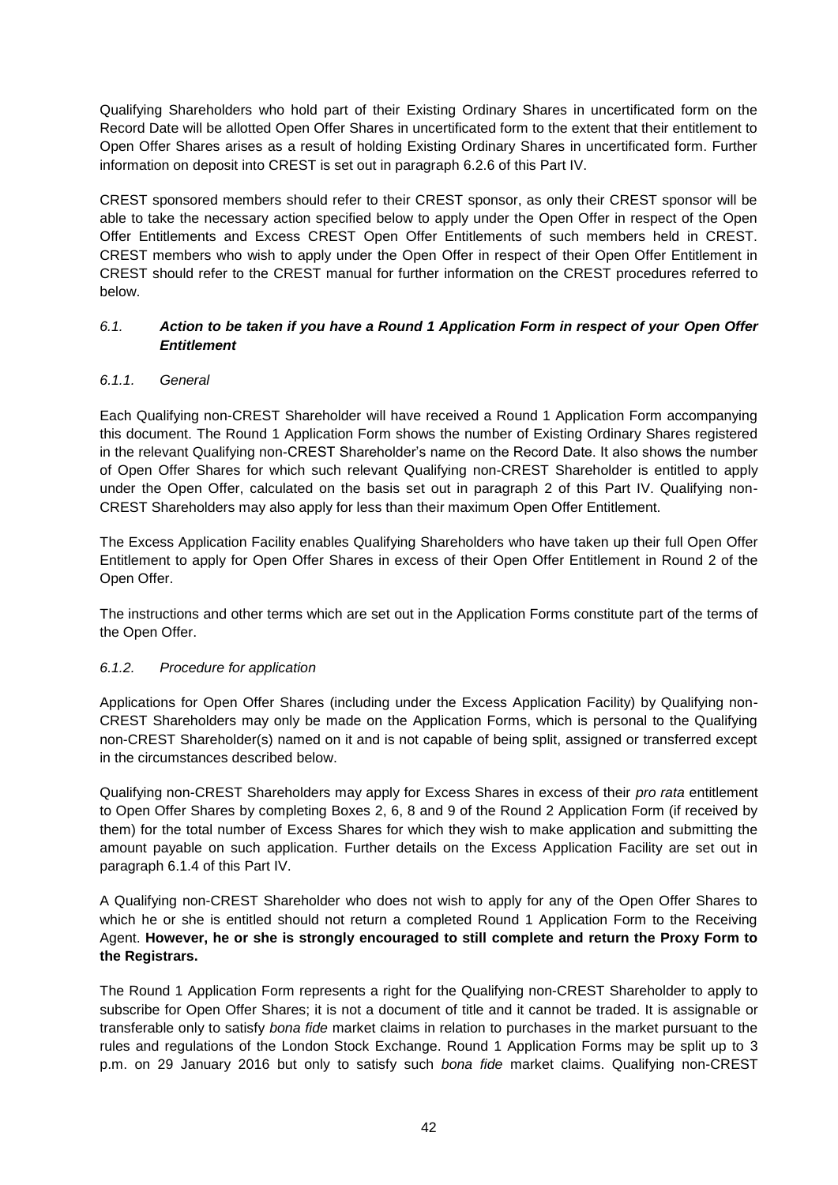Qualifying Shareholders who hold part of their Existing Ordinary Shares in uncertificated form on the Record Date will be allotted Open Offer Shares in uncertificated form to the extent that their entitlement to Open Offer Shares arises as a result of holding Existing Ordinary Shares in uncertificated form. Further information on deposit into CREST is set out in paragraph 6.2.6 of this Part IV.

CREST sponsored members should refer to their CREST sponsor, as only their CREST sponsor will be able to take the necessary action specified below to apply under the Open Offer in respect of the Open Offer Entitlements and Excess CREST Open Offer Entitlements of such members held in CREST. CREST members who wish to apply under the Open Offer in respect of their Open Offer Entitlement in CREST should refer to the CREST manual for further information on the CREST procedures referred to below.

### *6.1. Action to be taken if you have a Round 1 Application Form in respect of your Open Offer Entitlement*

#### *6.1.1. General*

Each Qualifying non-CREST Shareholder will have received a Round 1 Application Form accompanying this document. The Round 1 Application Form shows the number of Existing Ordinary Shares registered in the relevant Qualifying non-CREST Shareholder's name on the Record Date. It also shows the number of Open Offer Shares for which such relevant Qualifying non-CREST Shareholder is entitled to apply under the Open Offer, calculated on the basis set out in paragraph 2 of this Part IV. Qualifying non-CREST Shareholders may also apply for less than their maximum Open Offer Entitlement.

The Excess Application Facility enables Qualifying Shareholders who have taken up their full Open Offer Entitlement to apply for Open Offer Shares in excess of their Open Offer Entitlement in Round 2 of the Open Offer.

The instructions and other terms which are set out in the Application Forms constitute part of the terms of the Open Offer.

#### *6.1.2. Procedure for application*

Applications for Open Offer Shares (including under the Excess Application Facility) by Qualifying non-CREST Shareholders may only be made on the Application Forms, which is personal to the Qualifying non-CREST Shareholder(s) named on it and is not capable of being split, assigned or transferred except in the circumstances described below.

Qualifying non-CREST Shareholders may apply for Excess Shares in excess of their *pro rata* entitlement to Open Offer Shares by completing Boxes 2, 6, 8 and 9 of the Round 2 Application Form (if received by them) for the total number of Excess Shares for which they wish to make application and submitting the amount payable on such application. Further details on the Excess Application Facility are set out in paragraph 6.1.4 of this Part IV.

A Qualifying non-CREST Shareholder who does not wish to apply for any of the Open Offer Shares to which he or she is entitled should not return a completed Round 1 Application Form to the Receiving Agent. **However, he or she is strongly encouraged to still complete and return the Proxy Form to the Registrars.**

The Round 1 Application Form represents a right for the Qualifying non-CREST Shareholder to apply to subscribe for Open Offer Shares; it is not a document of title and it cannot be traded. It is assignable or transferable only to satisfy *bona fide* market claims in relation to purchases in the market pursuant to the rules and regulations of the London Stock Exchange. Round 1 Application Forms may be split up to 3 p.m. on 29 January 2016 but only to satisfy such *bona fide* market claims. Qualifying non-CREST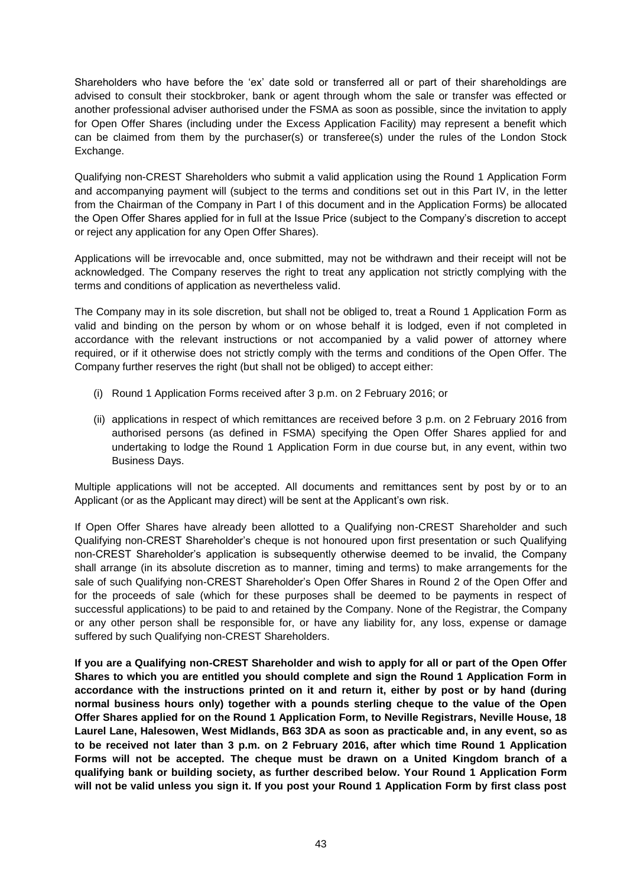Shareholders who have before the 'ex' date sold or transferred all or part of their shareholdings are advised to consult their stockbroker, bank or agent through whom the sale or transfer was effected or another professional adviser authorised under the FSMA as soon as possible, since the invitation to apply for Open Offer Shares (including under the Excess Application Facility) may represent a benefit which can be claimed from them by the purchaser(s) or transferee(s) under the rules of the London Stock Exchange.

Qualifying non-CREST Shareholders who submit a valid application using the Round 1 Application Form and accompanying payment will (subject to the terms and conditions set out in this Part IV, in the letter from the Chairman of the Company in Part I of this document and in the Application Forms) be allocated the Open Offer Shares applied for in full at the Issue Price (subject to the Company's discretion to accept or reject any application for any Open Offer Shares).

Applications will be irrevocable and, once submitted, may not be withdrawn and their receipt will not be acknowledged. The Company reserves the right to treat any application not strictly complying with the terms and conditions of application as nevertheless valid.

The Company may in its sole discretion, but shall not be obliged to, treat a Round 1 Application Form as valid and binding on the person by whom or on whose behalf it is lodged, even if not completed in accordance with the relevant instructions or not accompanied by a valid power of attorney where required, or if it otherwise does not strictly comply with the terms and conditions of the Open Offer. The Company further reserves the right (but shall not be obliged) to accept either:

(i) Round 1 Application Forms received after 3 p.m. on 2 February 2016; or

(ii) applications in respect of which remittances are received before 3 p.m. on 2 February 2016 from authorised persons (as defined in FSMA) specifying the Open Offer Shares applied for and undertaking to lodge the Round 1 Application Form in due course but, in any event, within two Business Days.

Multiple applications will not be accepted. All documents and remittances sent by post by or to an Applicant (or as the Applicant may direct) will be sent at the Applicant's own risk.

If Open Offer Shares have already been allotted to a Qualifying non-CREST Shareholder and such Qualifying non-CREST Shareholder's cheque is not honoured upon first presentation or such Qualifying non-CREST Shareholder's application is subsequently otherwise deemed to be invalid, the Company shall arrange (in its absolute discretion as to manner, timing and terms) to make arrangements for the sale of such Qualifying non-CREST Shareholder's Open Offer Shares in Round 2 of the Open Offer and for the proceeds of sale (which for these purposes shall be deemed to be payments in respect of successful applications) to be paid to and retained by the Company. None of the Registrar, the Company or any other person shall be responsible for, or have any liability for, any loss, expense or damage suffered by such Qualifying non-CREST Shareholders.

**If you are a Qualifying non-CREST Shareholder and wish to apply for all or part of the Open Offer Shares to which you are entitled you should complete and sign the Round 1 Application Form in accordance with the instructions printed on it and return it, either by post or by hand (during normal business hours only) together with a pounds sterling cheque to the value of the Open Offer Shares applied for on the Round 1 Application Form, to Neville Registrars, Neville House, 18 Laurel Lane, Halesowen, West Midlands, B63 3DA as soon as practicable and, in any event, so as to be received not later than 3 p.m. on 2 February 2016, after which time Round 1 Application Forms will not be accepted. The cheque must be drawn on a United Kingdom branch of a qualifying bank or building society, as further described below. Your Round 1 Application Form will not be valid unless you sign it. If you post your Round 1 Application Form by first class post**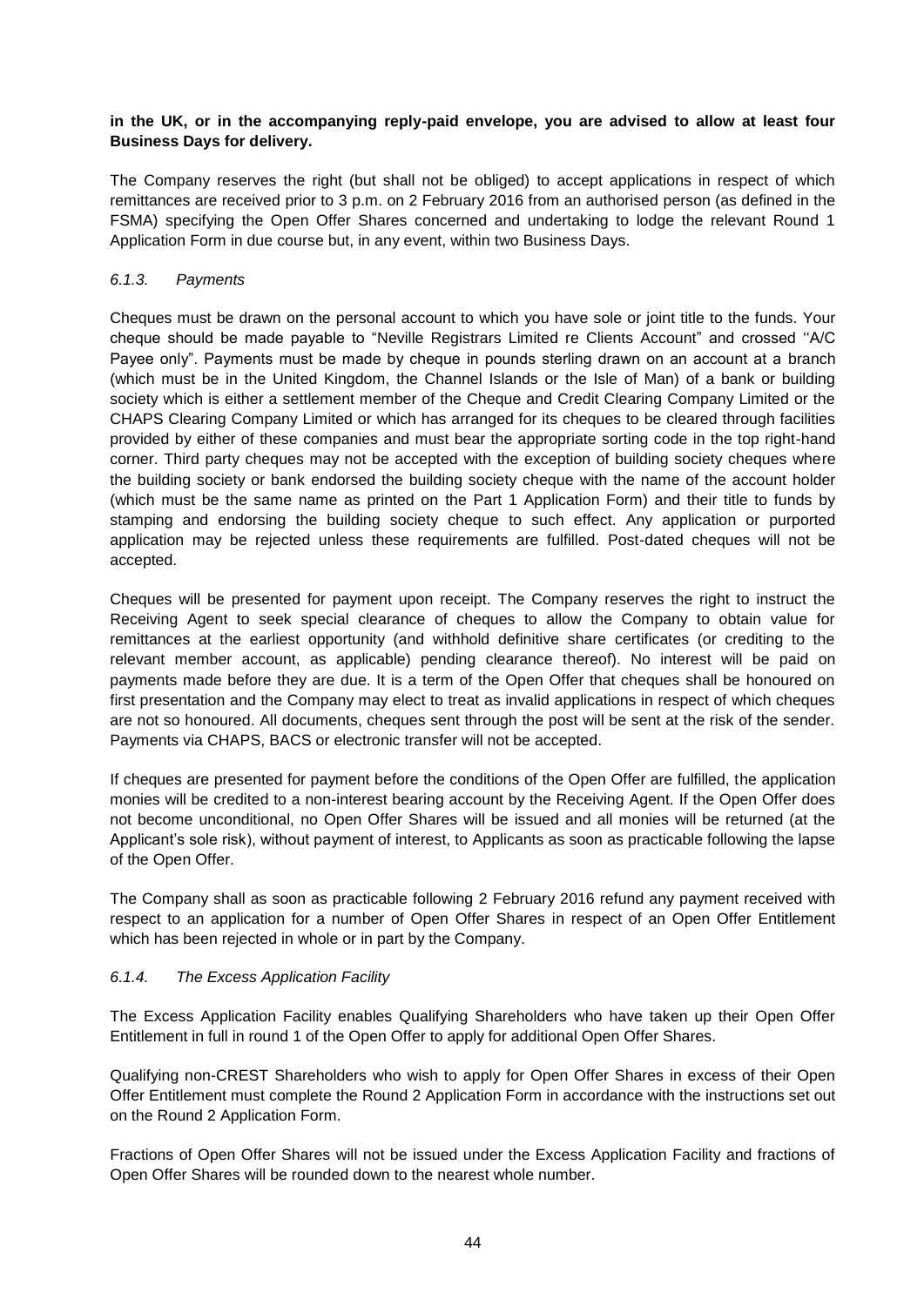**in the UK, or in the accompanying reply-paid envelope, you are advised to allow at least four Business Days for delivery.**

The Company reserves the right (but shall not be obliged) to accept applications in respect of which remittances are received prior to 3 p.m. on 2 February 2016 from an authorised person (as defined in the FSMA) specifying the Open Offer Shares concerned and undertaking to lodge the relevant Round 1 Application Form in due course but, in any event, within two Business Days.

*6.1.3. Payments*

Cheques must be drawn on the personal account to which you have sole or joint title to the funds. Your cheque should be made payable to "Neville Registrars Limited re Clients Account" and crossed "A/C Payee only". Payments must be made by cheque in pounds sterling drawn on an account at a branch (which must be in the United Kingdom, the Channel Islands or the Isle of Man) of a bank or building society which is either a settlement member of the Cheque and Credit Clearing Company Limited or the CHAPS Clearing Company Limited or which has arranged for its cheques to be cleared through facilities provided by either of these companies and must bear the appropriate sorting code in the top right-hand corner. Third party cheques may not be accepted with the exception of building society cheques where the building society or bank endorsed the building society cheque with the name of the account holder (which must be the same name as printed on the Part 1 Application Form) and their title to funds by stamping and endorsing the building society cheque to such effect. Any application or purported application may be rejected unless these requirements are fulfilled. Post-dated cheques will not be accepted.

Cheques will be presented for payment upon receipt. The Company reserves the right to instruct the Receiving Agent to seek special clearance of cheques to allow the Company to obtain value for remittances at the earliest opportunity (and withhold definitive share certificates (or crediting to the relevant member account, as applicable) pending clearance thereof). No interest will be paid on payments made before they are due. It is a term of the Open Offer that cheques shall be honoured on first presentation and the Company may elect to treat as invalid applications in respect of which cheques are not so honoured. All documents, cheques sent through the post will be sent at the risk of the sender. Payments via CHAPS, BACS or electronic transfer will not be accepted.

If cheques are presented for payment before the conditions of the Open Offer are fulfilled, the application monies will be credited to a non-interest bearing account by the Receiving Agent. If the Open Offer does not become unconditional, no Open Offer Shares will be issued and all monies will be returned (at the Applicant's sole risk), without payment of interest, to Applicants as soon as practicable following the lapse of the Open Offer.

The Company shall as soon as practicable following 2 February 2016 refund any payment received with respect to an application for a number of Open Offer Shares in respect of an Open Offer Entitlement which has been rejected in whole or in part by the Company.

*6.1.4. The Excess Application Facility*

The Excess Application Facility enables Qualifying Shareholders who have taken up their Open Offer Entitlement in full in round 1 of the Open Offer to apply for additional Open Offer Shares.

Qualifying non-CREST Shareholders who wish to apply for Open Offer Shares in excess of their Open Offer Entitlement must complete the Round 2 Application Form in accordance with the instructions set out on the Round 2 Application Form.

Fractions of Open Offer Shares will not be issued under the Excess Application Facility and fractions of Open Offer Shares will be rounded down to the nearest whole number.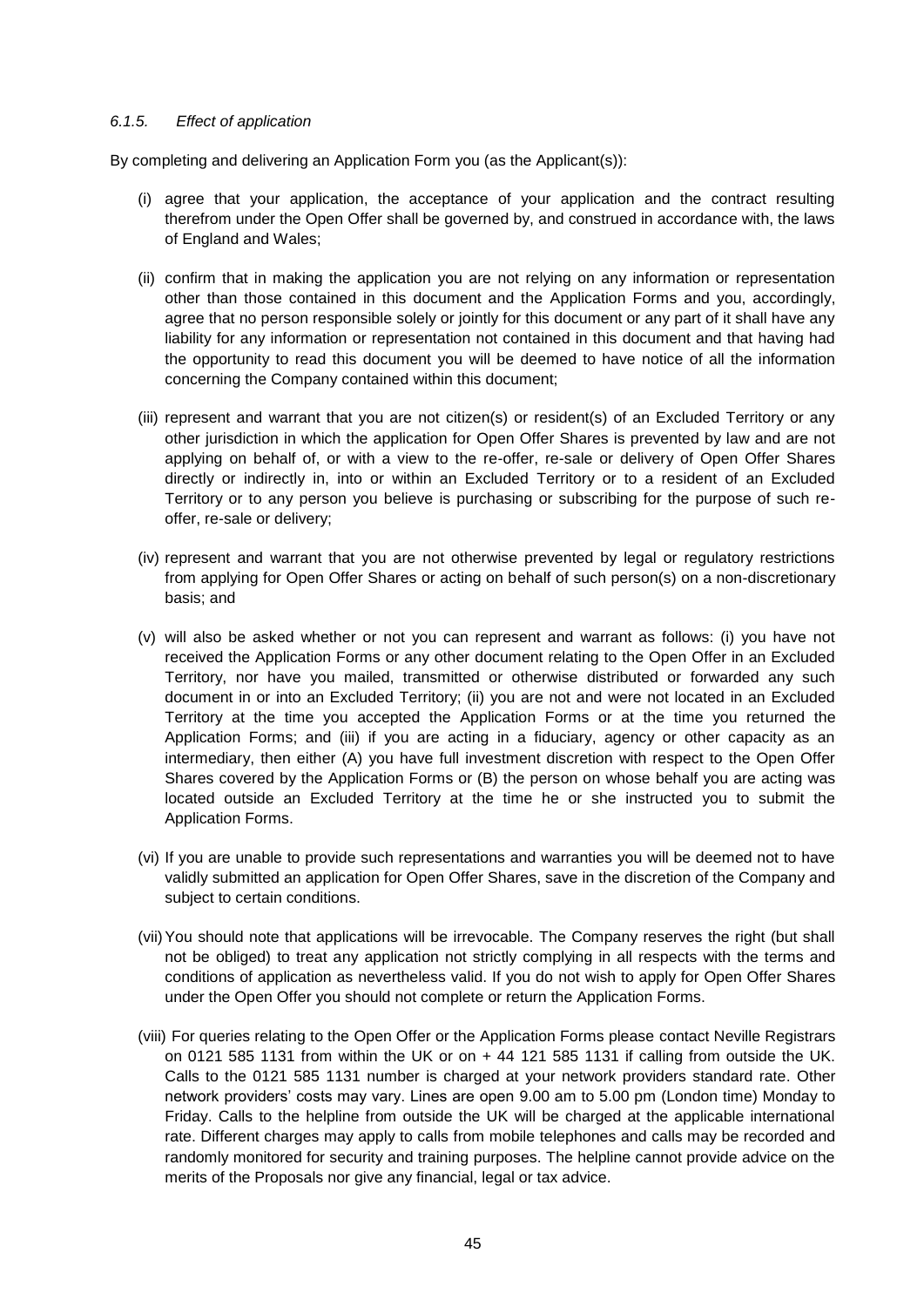#### *6.1.5. Effect of application*

By completing and delivering an Application Form you (as the Applicant(s)):

(i) agree that your application, the acceptance of your application and the contract resulting therefrom under the Open Offer shall be governed by, and construed in accordance with, the laws of England and Wales;

(ii) confirm that in making the application you are not relying on any information or representation other than those contained in this document and the Application Forms and you, accordingly, agree that no person responsible solely or jointly for this document or any part of it shall have any liability for any information or representation not contained in this document and that having had the opportunity to read this document you will be deemed to have notice of all the information concerning the Company contained within this document;

(iii) represent and warrant that you are not citizen(s) or resident(s) of an Excluded Territory or any other jurisdiction in which the application for Open Offer Shares is prevented by law and are not applying on behalf of, or with a view to the re-offer, re-sale or delivery of Open Offer Shares directly or indirectly in, into or within an Excluded Territory or to a resident of an Excluded Territory or to any person you believe is purchasing or subscribing for the purpose of such re-offer, re-sale or delivery;

(iv) represent and warrant that you are not otherwise prevented by legal or regulatory restrictions from applying for Open Offer Shares or acting on behalf of such person(s) on a non-discretionary basis; and

(v) will also be asked whether or not you can represent and warrant as follows: (i) you have not received the Application Forms or any other document relating to the Open Offer in an Excluded Territory, nor have you mailed, transmitted or otherwise distributed or forwarded any such document in or into an Excluded Territory; (ii) you are not and were not located in an Excluded Territory at the time you accepted the Application Forms or at the time you returned the Application Forms; and (iii) if you are acting in a fiduciary, agency or other capacity as an intermediary, then either (A) you have full investment discretion with respect to the Open Offer Shares covered by the Application Forms or (B) the person on whose behalf you are acting was located outside an Excluded Territory at the time he or she instructed you to submit the Application Forms.

(vi) If you are unable to provide such representations and warranties you will be deemed not to have validly submitted an application for Open Offer Shares, save in the discretion of the Company and subject to certain conditions.

(vii) You should note that applications will be irrevocable. The Company reserves the right (but shall not be obliged) to treat any application not strictly complying in all respects with the terms and conditions of application as nevertheless valid. If you do not wish to apply for Open Offer Shares under the Open Offer you should not complete or return the Application Forms.

(viii) For queries relating to the Open Offer or the Application Forms please contact Neville Registrars on 0121 585 1131 from within the UK or on + 44 121 585 1131 if calling from outside the UK. Calls to the 0121 585 1131 number is charged at your network providers standard rate. Other network providers' costs may vary. Lines are open 9.00 am to 5.00 pm (London time) Monday to Friday. Calls to the helpline from outside the UK will be charged at the applicable international rate. Different charges may apply to calls from mobile telephones and calls may be recorded and randomly monitored for security and training purposes. The helpline cannot provide advice on the merits of the Proposals nor give any financial, legal or tax advice.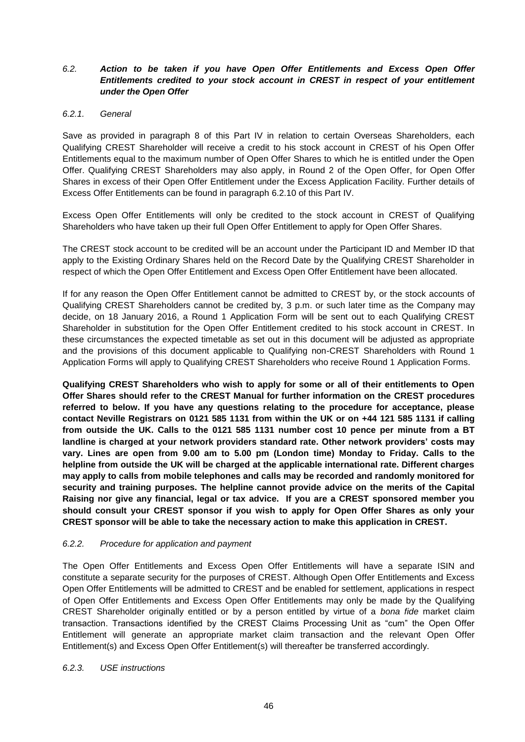### *6.2. Action to be taken if you have Open Offer Entitlements and Excess Open Offer Entitlements credited to your stock account in CREST in respect of your entitlement under the Open Offer*

*6.2.1. General*

Save as provided in paragraph 8 of this Part IV in relation to certain Overseas Shareholders, each Qualifying CREST Shareholder will receive a credit to his stock account in CREST of his Open Offer Entitlements equal to the maximum number of Open Offer Shares to which he is entitled under the Open Offer. Qualifying CREST Shareholders may also apply, in Round 2 of the Open Offer, for Open Offer Shares in excess of their Open Offer Entitlement under the Excess Application Facility. Further details of Excess Offer Entitlements can be found in paragraph 6.2.10 of this Part IV.

Excess Open Offer Entitlements will only be credited to the stock account in CREST of Qualifying Shareholders who have taken up their full Open Offer Entitlement to apply for Open Offer Shares.

The CREST stock account to be credited will be an account under the Participant ID and Member ID that apply to the Existing Ordinary Shares held on the Record Date by the Qualifying CREST Shareholder in respect of which the Open Offer Entitlement and Excess Open Offer Entitlement have been allocated.

If for any reason the Open Offer Entitlement cannot be admitted to CREST by, or the stock accounts of Qualifying CREST Shareholders cannot be credited by, 3 p.m. or such later time as the Company may decide, on 18 January 2016, a Round 1 Application Form will be sent out to each Qualifying CREST Shareholder in substitution for the Open Offer Entitlement credited to his stock account in CREST. In these circumstances the expected timetable as set out in this document will be adjusted as appropriate and the provisions of this document applicable to Qualifying non-CREST Shareholders with Round 1 Application Forms will apply to Qualifying CREST Shareholders who receive Round 1 Application Forms.

**Qualifying CREST Shareholders who wish to apply for some or all of their entitlements to Open Offer Shares should refer to the CREST Manual for further information on the CREST procedures referred to below. If you have any questions relating to the procedure for acceptance, please contact Neville Registrars on 0121 585 1131 from within the UK or on +44 121 585 1131 if calling from outside the UK. Calls to the 0121 585 1131 number cost 10 pence per minute from a BT landline is charged at your network providers standard rate. Other network providers' costs may vary. Lines are open from 9.00 am to 5.00 pm (London time) Monday to Friday. Calls to the helpline from outside the UK will be charged at the applicable international rate. Different charges may apply to calls from mobile telephones and calls may be recorded and randomly monitored for security and training purposes. The helpline cannot provide advice on the merits of the Capital Raising nor give any financial, legal or tax advice. If you are a CREST sponsored member you should consult your CREST sponsor if you wish to apply for Open Offer Shares as only your CREST sponsor will be able to take the necessary action to make this application in CREST.**

*6.2.2. Procedure for application and payment*

The Open Offer Entitlements and Excess Open Offer Entitlements will have a separate ISIN and constitute a separate security for the purposes of CREST. Although Open Offer Entitlements and Excess Open Offer Entitlements will be admitted to CREST and be enabled for settlement, applications in respect of Open Offer Entitlements and Excess Open Offer Entitlements may only be made by the Qualifying CREST Shareholder originally entitled or by a person entitled by virtue of a *bona fide* market claim transaction. Transactions identified by the CREST Claims Processing Unit as "cum" the Open Offer Entitlement will generate an appropriate market claim transaction and the relevant Open Offer Entitlement(s) and Excess Open Offer Entitlement(s) will thereafter be transferred accordingly.

*6.2.3. USE instructions*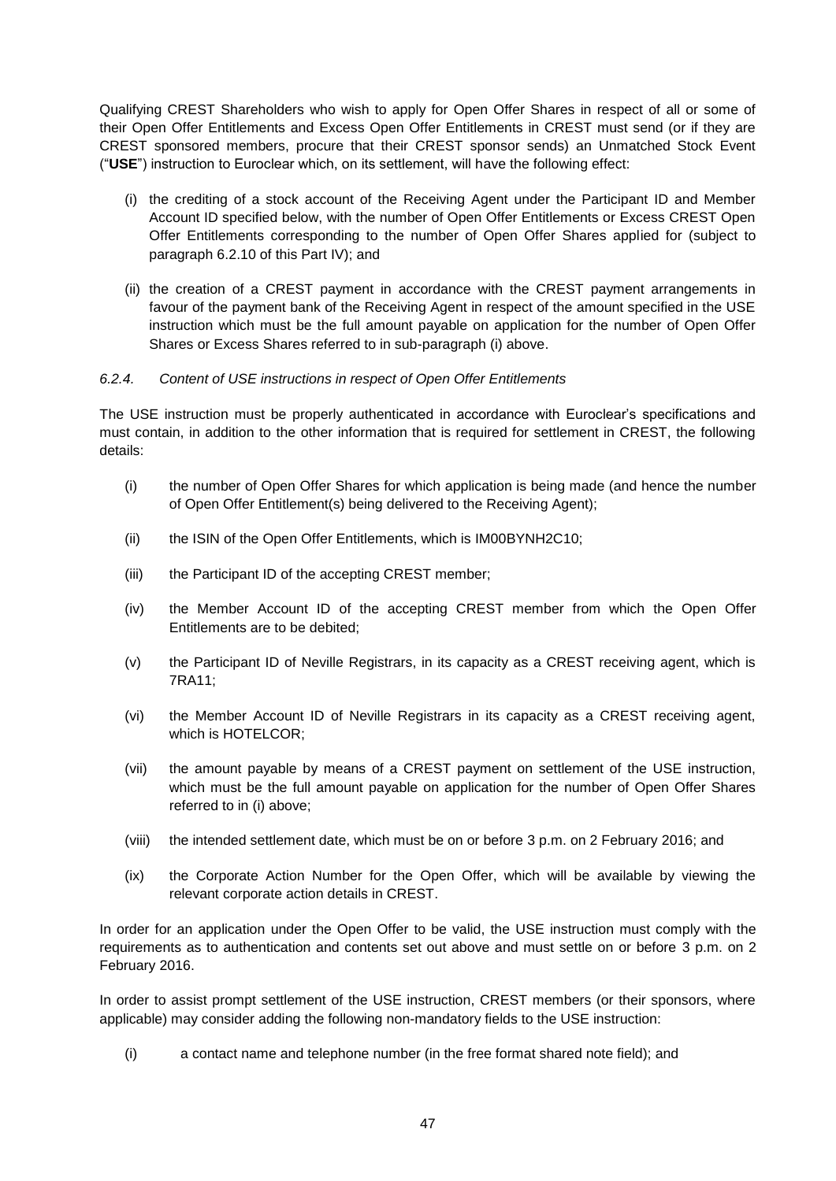Qualifying CREST Shareholders who wish to apply for Open Offer Shares in respect of all or some of their Open Offer Entitlements and Excess Open Offer Entitlements in CREST must send (or if they are CREST sponsored members, procure that their CREST sponsor sends) an Unmatched Stock Event ("**USE**") instruction to Euroclear which, on its settlement, will have the following effect:

(i) the crediting of a stock account of the Receiving Agent under the Participant ID and Member Account ID specified below, with the number of Open Offer Entitlements or Excess CREST Open Offer Entitlements corresponding to the number of Open Offer Shares applied for (subject to paragraph 6.2.10 of this Part IV); and

(ii) the creation of a CREST payment in accordance with the CREST payment arrangements in favour of the payment bank of the Receiving Agent in respect of the amount specified in the USE instruction which must be the full amount payable on application for the number of Open Offer Shares or Excess Shares referred to in sub-paragraph (i) above.

*6.2.4. Content of USE instructions in respect of Open Offer Entitlements*

The USE instruction must be properly authenticated in accordance with Euroclear's specifications and must contain, in addition to the other information that is required for settlement in CREST, the following details:

(i) the number of Open Offer Shares for which application is being made (and hence the number of Open Offer Entitlement(s) being delivered to the Receiving Agent);

(ii) the ISIN of the Open Offer Entitlements, which is IM00BYNH2C10;

(iii) the Participant ID of the accepting CREST member;

(iv) the Member Account ID of the accepting CREST member from which the Open Offer Entitlements are to be debited;

(v) the Participant ID of Neville Registrars, in its capacity as a CREST receiving agent, which is 7RA11;

(vi) the Member Account ID of Neville Registrars in its capacity as a CREST receiving agent, which is HOTELCOR;

(vii) the amount payable by means of a CREST payment on settlement of the USE instruction, which must be the full amount payable on application for the number of Open Offer Shares referred to in (i) above;

(viii) the intended settlement date, which must be on or before 3 p.m. on 2 February 2016; and

(ix) the Corporate Action Number for the Open Offer, which will be available by viewing the relevant corporate action details in CREST.

In order for an application under the Open Offer to be valid, the USE instruction must comply with the requirements as to authentication and contents set out above and must settle on or before 3 p.m. on 2 February 2016.

In order to assist prompt settlement of the USE instruction, CREST members (or their sponsors, where applicable) may consider adding the following non-mandatory fields to the USE instruction:

(i) a contact name and telephone number (in the free format shared note field); and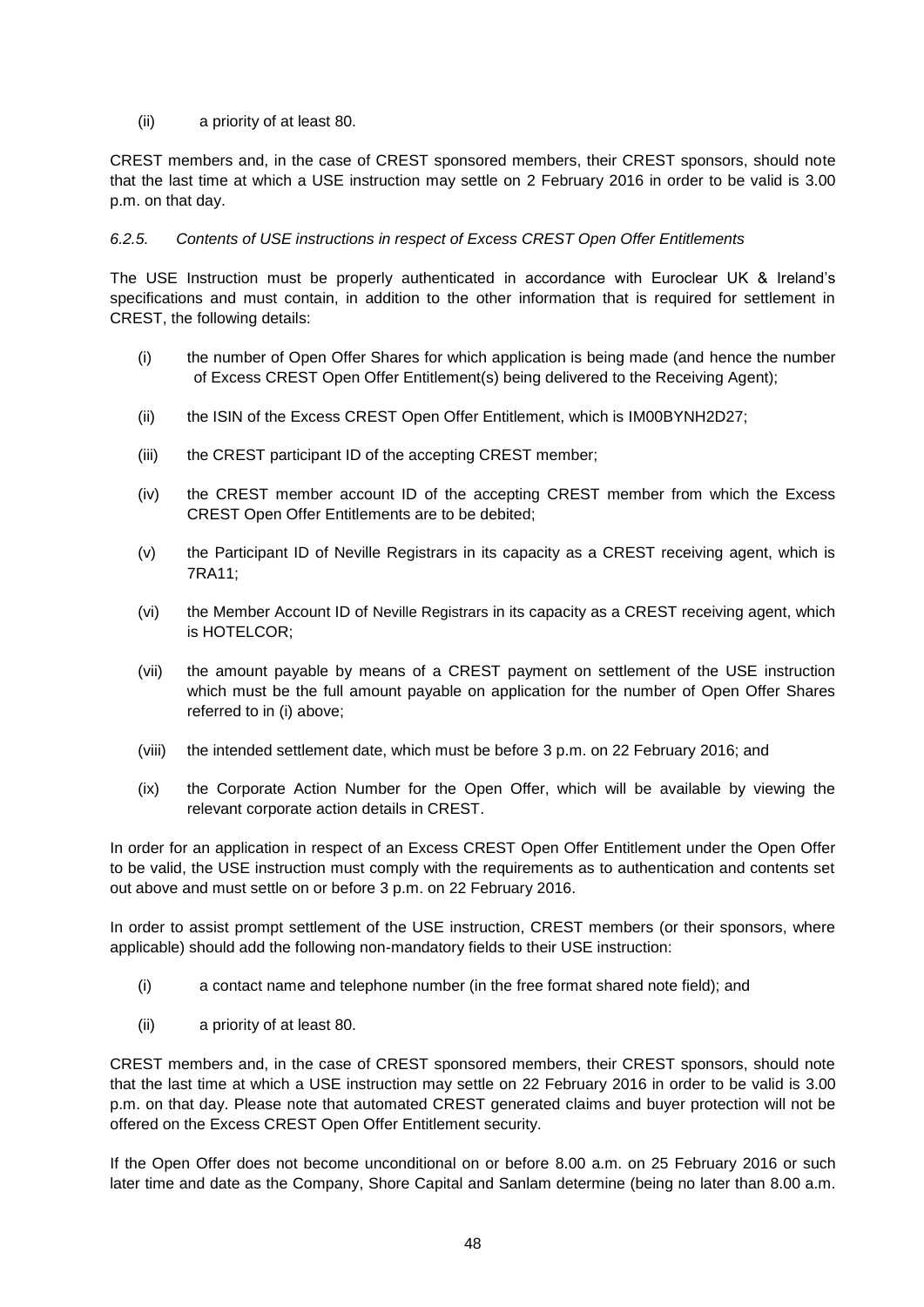(ii) a priority of at least 80.

CREST members and, in the case of CREST sponsored members, their CREST sponsors, should note that the last time at which a USE instruction may settle on 2 February 2016 in order to be valid is 3.00 p.m. on that day.

*6.2.5. Contents of USE instructions in respect of Excess CREST Open Offer Entitlements*

The USE Instruction must be properly authenticated in accordance with Euroclear UK & Ireland's specifications and must contain, in addition to the other information that is required for settlement in CREST, the following details:

(i) the number of Open Offer Shares for which application is being made (and hence the number of Excess CREST Open Offer Entitlement(s) being delivered to the Receiving Agent);

(ii) the ISIN of the Excess CREST Open Offer Entitlement, which is IM00BYNH2D27;

(iii) the CREST participant ID of the accepting CREST member;

(iv) the CREST member account ID of the accepting CREST member from which the Excess CREST Open Offer Entitlements are to be debited;

(v) the Participant ID of Neville Registrars in its capacity as a CREST receiving agent, which is 7RA11;

(vi) the Member Account ID of Neville Registrars in its capacity as a CREST receiving agent, which is HOTELCOR;

(vii) the amount payable by means of a CREST payment on settlement of the USE instruction which must be the full amount payable on application for the number of Open Offer Shares referred to in (i) above;

(viii) the intended settlement date, which must be before 3 p.m. on 22 February 2016; and

(ix) the Corporate Action Number for the Open Offer, which will be available by viewing the relevant corporate action details in CREST.

In order for an application in respect of an Excess CREST Open Offer Entitlement under the Open Offer to be valid, the USE instruction must comply with the requirements as to authentication and contents set out above and must settle on or before 3 p.m. on 22 February 2016.

In order to assist prompt settlement of the USE instruction, CREST members (or their sponsors, where applicable) should add the following non-mandatory fields to their USE instruction:

(i) a contact name and telephone number (in the free format shared note field); and

(ii) a priority of at least 80.

CREST members and, in the case of CREST sponsored members, their CREST sponsors, should note that the last time at which a USE instruction may settle on 22 February 2016 in order to be valid is 3.00 p.m. on that day. Please note that automated CREST generated claims and buyer protection will not be offered on the Excess CREST Open Offer Entitlement security.

If the Open Offer does not become unconditional on or before 8.00 a.m. on 25 February 2016 or such later time and date as the Company, Shore Capital and Sanlam determine (being no later than 8.00 a.m.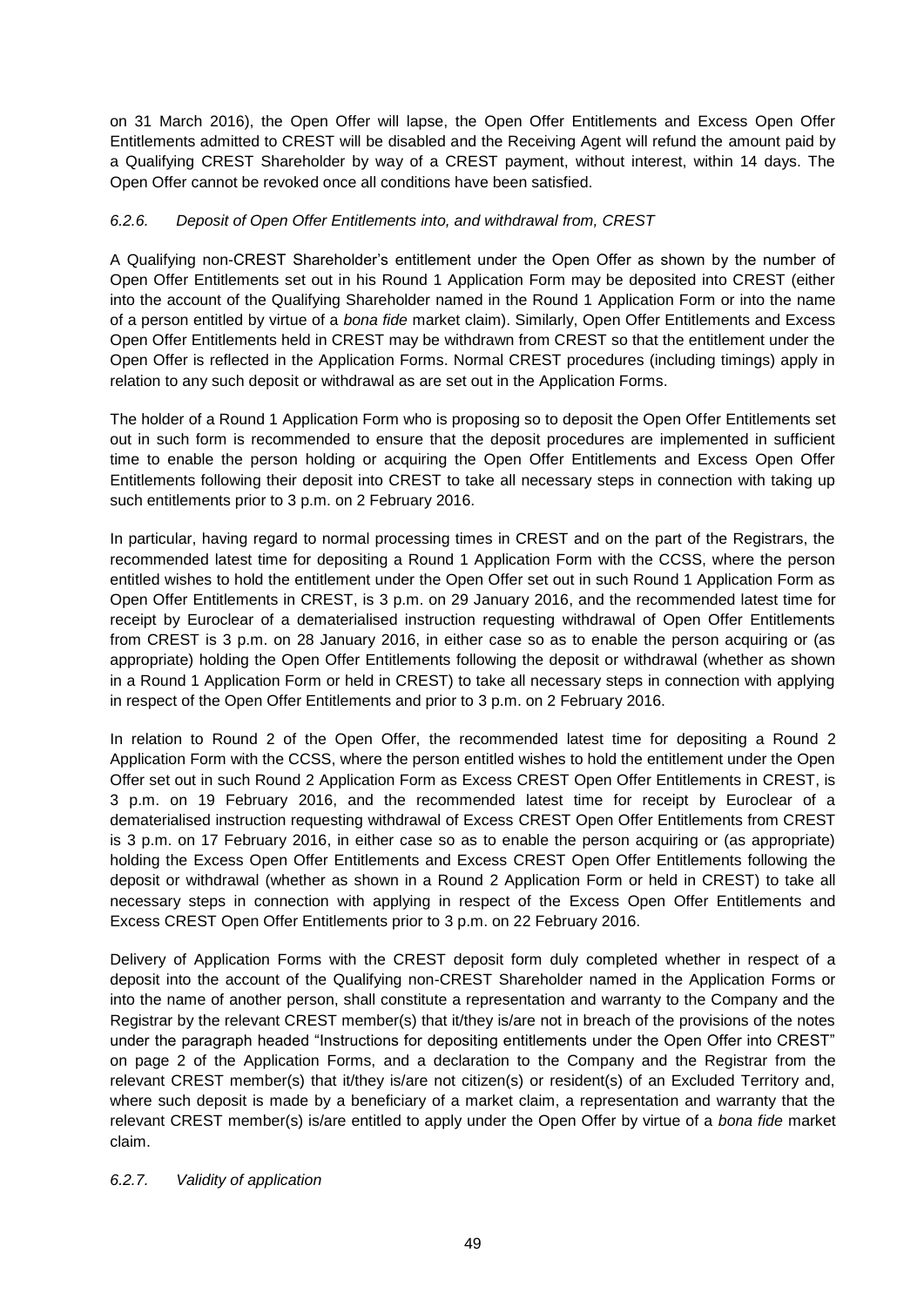on 31 March 2016), the Open Offer will lapse, the Open Offer Entitlements and Excess Open Offer Entitlements admitted to CREST will be disabled and the Receiving Agent will refund the amount paid by a Qualifying CREST Shareholder by way of a CREST payment, without interest, within 14 days. The Open Offer cannot be revoked once all conditions have been satisfied.

#### *6.2.6. Deposit of Open Offer Entitlements into, and withdrawal from, CREST*

A Qualifying non-CREST Shareholder's entitlement under the Open Offer as shown by the number of Open Offer Entitlements set out in his Round 1 Application Form may be deposited into CREST (either into the account of the Qualifying Shareholder named in the Round 1 Application Form or into the name of a person entitled by virtue of a *bona fide* market claim). Similarly, Open Offer Entitlements and Excess Open Offer Entitlements held in CREST may be withdrawn from CREST so that the entitlement under the Open Offer is reflected in the Application Forms. Normal CREST procedures (including timings) apply in relation to any such deposit or withdrawal as are set out in the Application Forms.

The holder of a Round 1 Application Form who is proposing so to deposit the Open Offer Entitlements set out in such form is recommended to ensure that the deposit procedures are implemented in sufficient time to enable the person holding or acquiring the Open Offer Entitlements and Excess Open Offer Entitlements following their deposit into CREST to take all necessary steps in connection with taking up such entitlements prior to 3 p.m. on 2 February 2016.

In particular, having regard to normal processing times in CREST and on the part of the Registrars, the recommended latest time for depositing a Round 1 Application Form with the CCSS, where the person entitled wishes to hold the entitlement under the Open Offer set out in such Round 1 Application Form as Open Offer Entitlements in CREST, is 3 p.m. on 29 January 2016, and the recommended latest time for receipt by Euroclear of a dematerialised instruction requesting withdrawal of Open Offer Entitlements from CREST is 3 p.m. on 28 January 2016, in either case so as to enable the person acquiring or (as appropriate) holding the Open Offer Entitlements following the deposit or withdrawal (whether as shown in a Round 1 Application Form or held in CREST) to take all necessary steps in connection with applying in respect of the Open Offer Entitlements and prior to 3 p.m. on 2 February 2016.

In relation to Round 2 of the Open Offer, the recommended latest time for depositing a Round 2 Application Form with the CCSS, where the person entitled wishes to hold the entitlement under the Open Offer set out in such Round 2 Application Form as Excess CREST Open Offer Entitlements in CREST, is 3 p.m. on 19 February 2016, and the recommended latest time for receipt by Euroclear of a dematerialised instruction requesting withdrawal of Excess CREST Open Offer Entitlements from CREST is 3 p.m. on 17 February 2016, in either case so as to enable the person acquiring or (as appropriate) holding the Excess Open Offer Entitlements and Excess CREST Open Offer Entitlements following the deposit or withdrawal (whether as shown in a Round 2 Application Form or held in CREST) to take all necessary steps in connection with applying in respect of the Excess Open Offer Entitlements and Excess CREST Open Offer Entitlements prior to 3 p.m. on 22 February 2016.

Delivery of Application Forms with the CREST deposit form duly completed whether in respect of a deposit into the account of the Qualifying non-CREST Shareholder named in the Application Forms or into the name of another person, shall constitute a representation and warranty to the Company and the Registrar by the relevant CREST member(s) that it/they is/are not in breach of the provisions of the notes under the paragraph headed "Instructions for depositing entitlements under the Open Offer into CREST" on page 2 of the Application Forms, and a declaration to the Company and the Registrar from the relevant CREST member(s) that it/they is/are not citizen(s) or resident(s) of an Excluded Territory and, where such deposit is made by a beneficiary of a market claim, a representation and warranty that the relevant CREST member(s) is/are entitled to apply under the Open Offer by virtue of a *bona fide* market claim.

#### *6.2.7. Validity of application*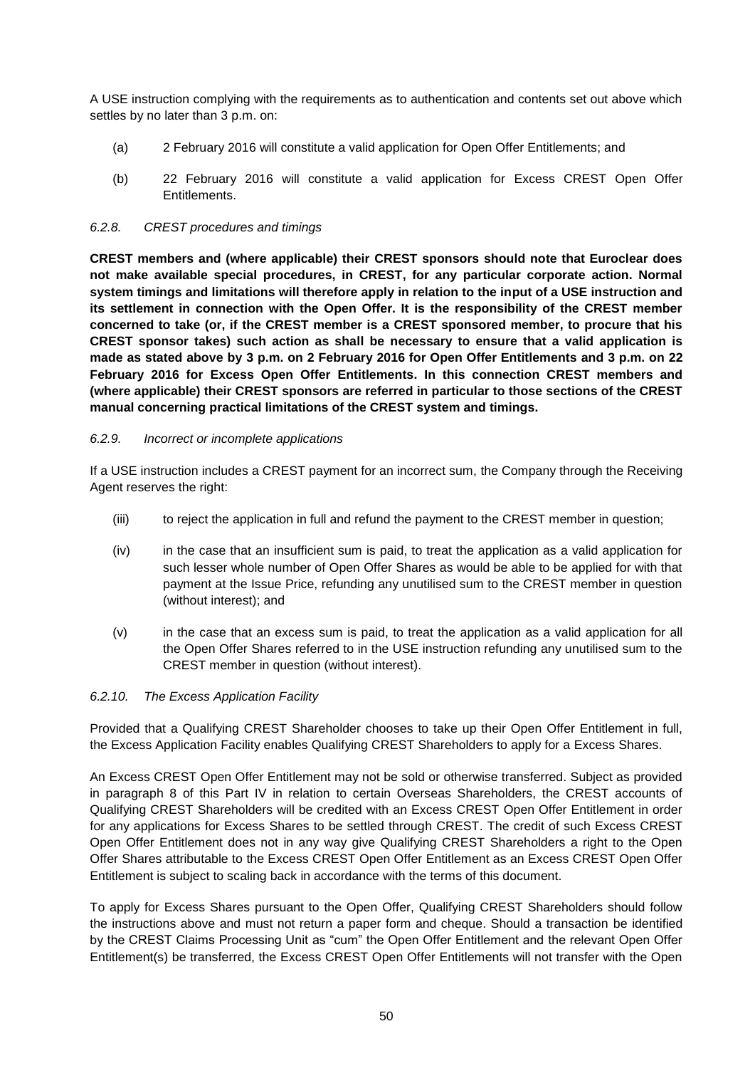A USE instruction complying with the requirements as to authentication and contents set out above which settles by no later than 3 p.m. on:

(a) 2 February 2016 will constitute a valid application for Open Offer Entitlements; and

(b) 22 February 2016 will constitute a valid application for Excess CREST Open Offer Entitlements.

*6.2.8. CREST procedures and timings*

**CREST members and (where applicable) their CREST sponsors should note that Euroclear does not make available special procedures, in CREST, for any particular corporate action. Normal system timings and limitations will therefore apply in relation to the input of a USE instruction and its settlement in connection with the Open Offer. It is the responsibility of the CREST member concerned to take (or, if the CREST member is a CREST sponsored member, to procure that his CREST sponsor takes) such action as shall be necessary to ensure that a valid application is made as stated above by 3 p.m. on 2 February 2016 for Open Offer Entitlements and 3 p.m. on 22 February 2016 for Excess Open Offer Entitlements. In this connection CREST members and (where applicable) their CREST sponsors are referred in particular to those sections of the CREST manual concerning practical limitations of the CREST system and timings.**

*6.2.9. Incorrect or incomplete applications*

If a USE instruction includes a CREST payment for an incorrect sum, the Company through the Receiving Agent reserves the right:

(iii) to reject the application in full and refund the payment to the CREST member in question;

(iv) in the case that an insufficient sum is paid, to treat the application as a valid application for such lesser whole number of Open Offer Shares as would be able to be applied for with that payment at the Issue Price, refunding any unutilised sum to the CREST member in question (without interest); and

(v) in the case that an excess sum is paid, to treat the application as a valid application for all the Open Offer Shares referred to in the USE instruction refunding any unutilised sum to the CREST member in question (without interest).

*6.2.10. The Excess Application Facility*

Provided that a Qualifying CREST Shareholder chooses to take up their Open Offer Entitlement in full, the Excess Application Facility enables Qualifying CREST Shareholders to apply for a Excess Shares.

An Excess CREST Open Offer Entitlement may not be sold or otherwise transferred. Subject as provided in paragraph 8 of this Part IV in relation to certain Overseas Shareholders, the CREST accounts of Qualifying CREST Shareholders will be credited with an Excess CREST Open Offer Entitlement in order for any applications for Excess Shares to be settled through CREST. The credit of such Excess CREST Open Offer Entitlement does not in any way give Qualifying CREST Shareholders a right to the Open Offer Shares attributable to the Excess CREST Open Offer Entitlement as an Excess CREST Open Offer Entitlement is subject to scaling back in accordance with the terms of this document.

To apply for Excess Shares pursuant to the Open Offer, Qualifying CREST Shareholders should follow the instructions above and must not return a paper form and cheque. Should a transaction be identified by the CREST Claims Processing Unit as "cum" the Open Offer Entitlement and the relevant Open Offer Entitlement(s) be transferred, the Excess CREST Open Offer Entitlements will not transfer with the Open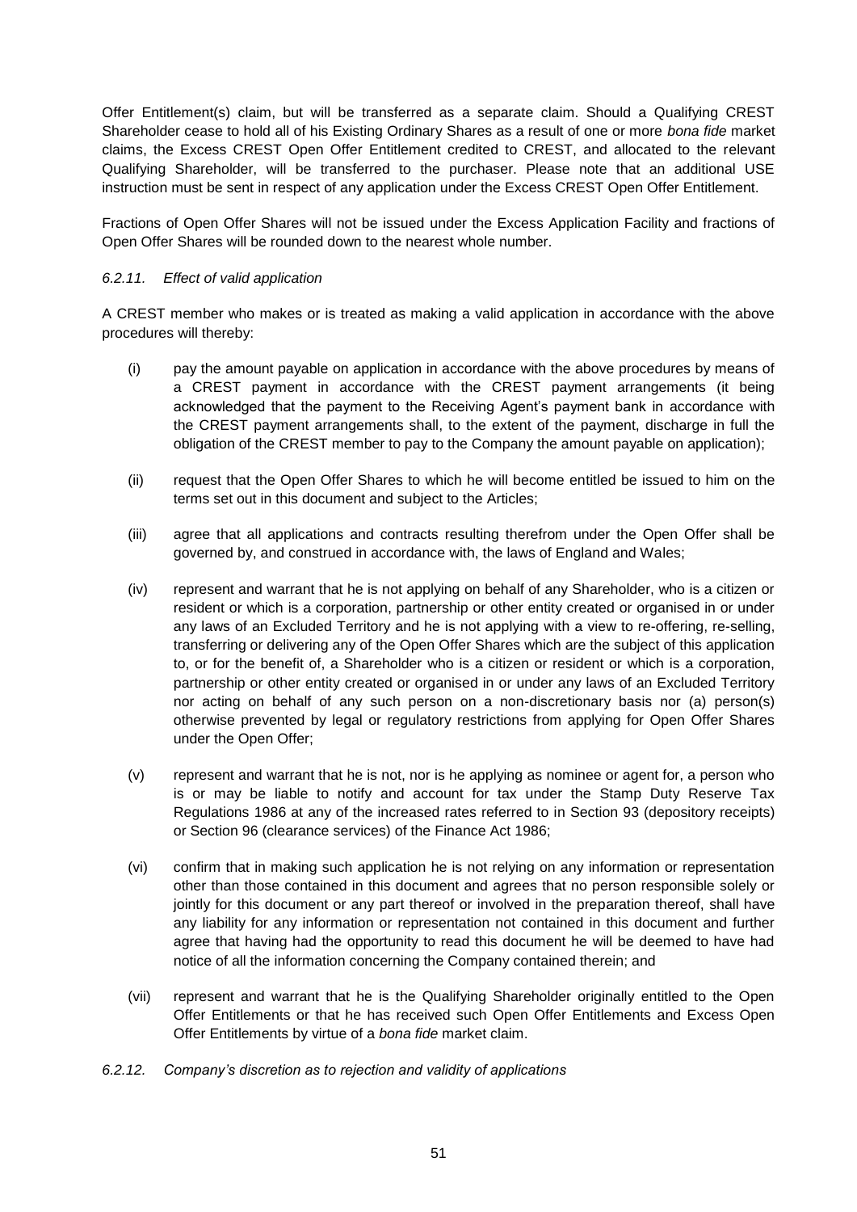Offer Entitlement(s) claim, but will be transferred as a separate claim. Should a Qualifying CREST Shareholder cease to hold all of his Existing Ordinary Shares as a result of one or more *bona fide* market claims, the Excess CREST Open Offer Entitlement credited to CREST, and allocated to the relevant Qualifying Shareholder, will be transferred to the purchaser. Please note that an additional USE instruction must be sent in respect of any application under the Excess CREST Open Offer Entitlement.

Fractions of Open Offer Shares will not be issued under the Excess Application Facility and fractions of Open Offer Shares will be rounded down to the nearest whole number.

*6.2.11. Effect of valid application*

A CREST member who makes or is treated as making a valid application in accordance with the above procedures will thereby:

(i) pay the amount payable on application in accordance with the above procedures by means of a CREST payment in accordance with the CREST payment arrangements (it being acknowledged that the payment to the Receiving Agent's payment bank in accordance with the CREST payment arrangements shall, to the extent of the payment, discharge in full the obligation of the CREST member to pay to the Company the amount payable on application);

(ii) request that the Open Offer Shares to which he will become entitled be issued to him on the terms set out in this document and subject to the Articles;

(iii) agree that all applications and contracts resulting therefrom under the Open Offer shall be governed by, and construed in accordance with, the laws of England and Wales;

(iv) represent and warrant that he is not applying on behalf of any Shareholder, who is a citizen or resident or which is a corporation, partnership or other entity created or organised in or under any laws of an Excluded Territory and he is not applying with a view to re-offering, re-selling, transferring or delivering any of the Open Offer Shares which are the subject of this application to, or for the benefit of, a Shareholder who is a citizen or resident or which is a corporation, partnership or other entity created or organised in or under any laws of an Excluded Territory nor acting on behalf of any such person on a non-discretionary basis nor (a) person(s) otherwise prevented by legal or regulatory restrictions from applying for Open Offer Shares under the Open Offer;

(v) represent and warrant that he is not, nor is he applying as nominee or agent for, a person who is or may be liable to notify and account for tax under the Stamp Duty Reserve Tax Regulations 1986 at any of the increased rates referred to in Section 93 (depository receipts) or Section 96 (clearance services) of the Finance Act 1986;

(vi) confirm that in making such application he is not relying on any information or representation other than those contained in this document and agrees that no person responsible solely or jointly for this document or any part thereof or involved in the preparation thereof, shall have any liability for any information or representation not contained in this document and further agree that having had the opportunity to read this document he will be deemed to have had notice of all the information concerning the Company contained therein; and

(vii) represent and warrant that he is the Qualifying Shareholder originally entitled to the Open Offer Entitlements or that he has received such Open Offer Entitlements and Excess Open Offer Entitlements by virtue of a *bona fide* market claim.

*6.2.12. Company's discretion as to rejection and validity of applications*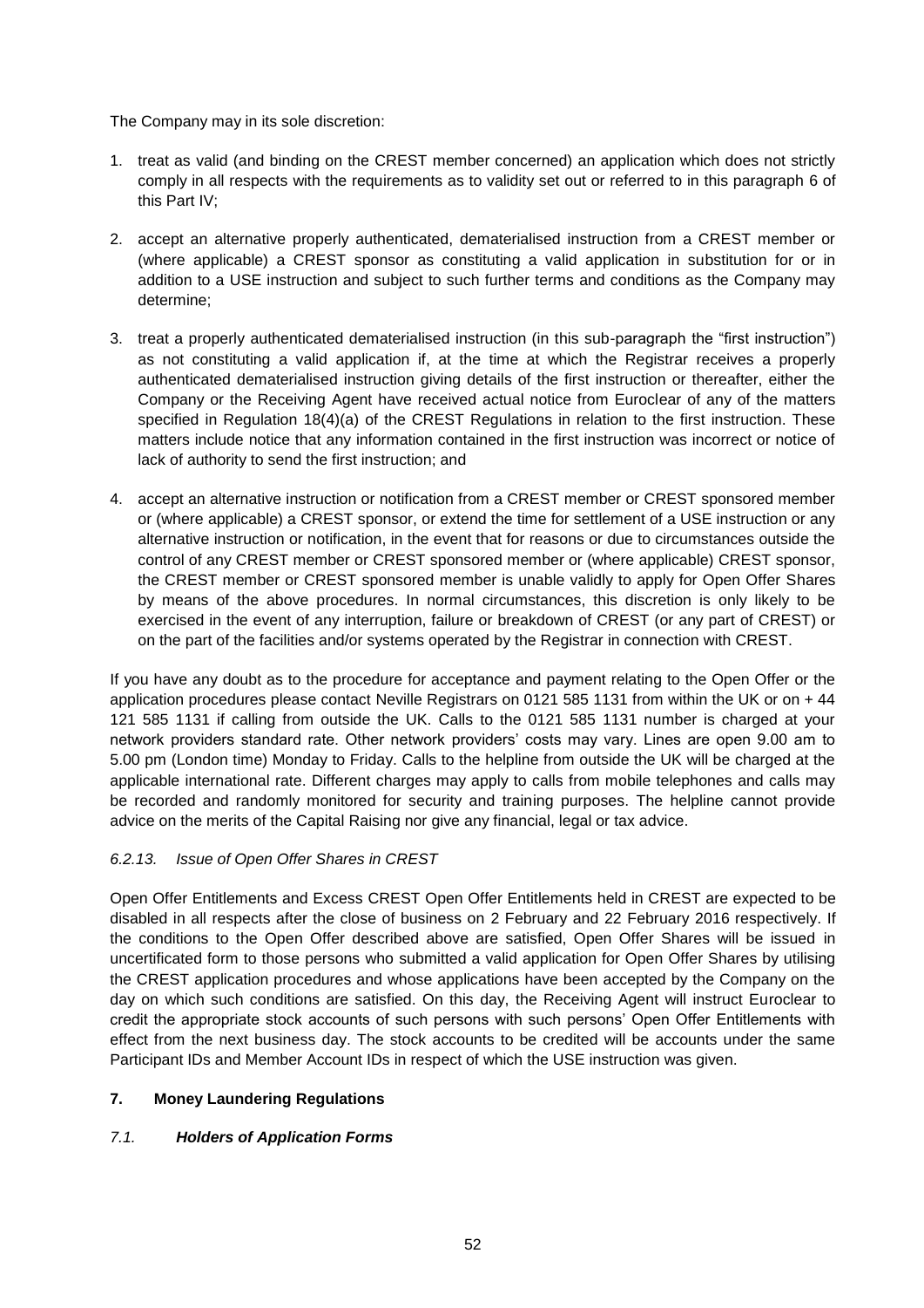The Company may in its sole discretion:

1. treat as valid (and binding on the CREST member concerned) an application which does not strictly comply in all respects with the requirements as to validity set out or referred to in this paragraph 6 of this Part IV;

2. accept an alternative properly authenticated, dematerialised instruction from a CREST member or (where applicable) a CREST sponsor as constituting a valid application in substitution for or in addition to a USE instruction and subject to such further terms and conditions as the Company may determine;

3. treat a properly authenticated dematerialised instruction (in this sub-paragraph the "first instruction") as not constituting a valid application if, at the time at which the Registrar receives a properly authenticated dematerialised instruction giving details of the first instruction or thereafter, either the Company or the Receiving Agent have received actual notice from Euroclear of any of the matters specified in Regulation 18(4)(a) of the CREST Regulations in relation to the first instruction. These matters include notice that any information contained in the first instruction was incorrect or notice of lack of authority to send the first instruction; and

4. accept an alternative instruction or notification from a CREST member or CREST sponsored member or (where applicable) a CREST sponsor, or extend the time for settlement of a USE instruction or any alternative instruction or notification, in the event that for reasons or due to circumstances outside the control of any CREST member or CREST sponsored member or (where applicable) CREST sponsor, the CREST member or CREST sponsored member is unable validly to apply for Open Offer Shares by means of the above procedures. In normal circumstances, this discretion is only likely to be exercised in the event of any interruption, failure or breakdown of CREST (or any part of CREST) or on the part of the facilities and/or systems operated by the Registrar in connection with CREST.

If you have any doubt as to the procedure for acceptance and payment relating to the Open Offer or the application procedures please contact Neville Registrars on 0121 585 1131 from within the UK or on + 44 121 585 1131 if calling from outside the UK. Calls to the 0121 585 1131 number is charged at your network providers standard rate. Other network providers' costs may vary. Lines are open 9.00 am to 5.00 pm (London time) Monday to Friday. Calls to the helpline from outside the UK will be charged at the applicable international rate. Different charges may apply to calls from mobile telephones and calls may be recorded and randomly monitored for security and training purposes. The helpline cannot provide advice on the merits of the Capital Raising nor give any financial, legal or tax advice.

#### *6.2.13. Issue of Open Offer Shares in CREST*

Open Offer Entitlements and Excess CREST Open Offer Entitlements held in CREST are expected to be disabled in all respects after the close of business on 2 February and 22 February 2016 respectively. If the conditions to the Open Offer described above are satisfied, Open Offer Shares will be issued in uncertificated form to those persons who submitted a valid application for Open Offer Shares by utilising the CREST application procedures and whose applications have been accepted by the Company on the day on which such conditions are satisfied. On this day, the Receiving Agent will instruct Euroclear to credit the appropriate stock accounts of such persons with such persons' Open Offer Entitlements with effect from the next business day. The stock accounts to be credited will be accounts under the same Participant IDs and Member Account IDs in respect of which the USE instruction was given.

## 7. Money Laundering Regulations

### *7.1. Holders of Application Forms*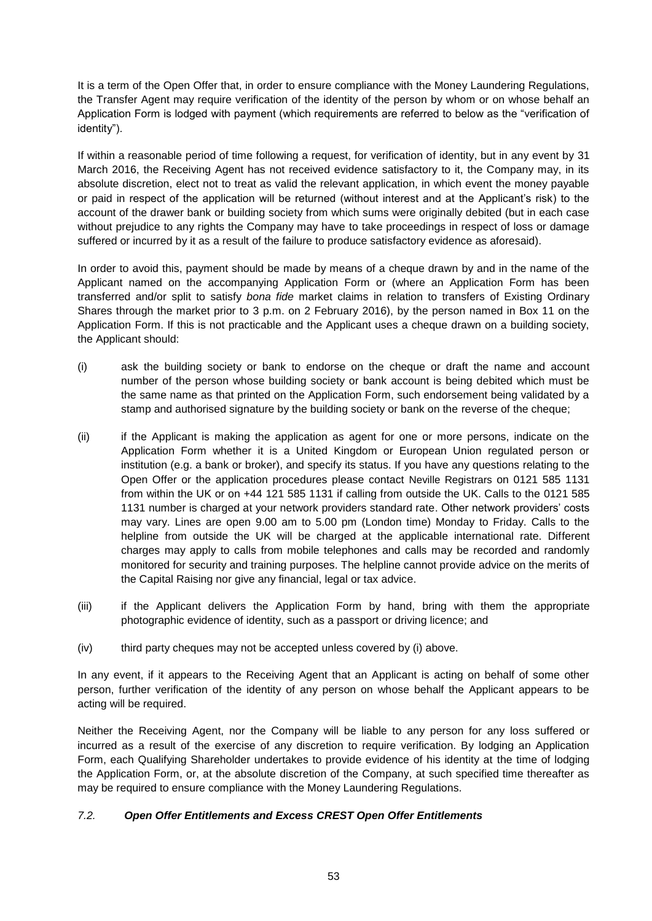It is a term of the Open Offer that, in order to ensure compliance with the Money Laundering Regulations, the Transfer Agent may require verification of the identity of the person by whom or on whose behalf an Application Form is lodged with payment (which requirements are referred to below as the "verification of identity").

If within a reasonable period of time following a request, for verification of identity, but in any event by 31 March 2016, the Receiving Agent has not received evidence satisfactory to it, the Company may, in its absolute discretion, elect not to treat as valid the relevant application, in which event the money payable or paid in respect of the application will be returned (without interest and at the Applicant's risk) to the account of the drawer bank or building society from which sums were originally debited (but in each case without prejudice to any rights the Company may have to take proceedings in respect of loss or damage suffered or incurred by it as a result of the failure to produce satisfactory evidence as aforesaid).

In order to avoid this, payment should be made by means of a cheque drawn by and in the name of the Applicant named on the accompanying Application Form or (where an Application Form has been transferred and/or split to satisfy *bona fide* market claims in relation to transfers of Existing Ordinary Shares through the market prior to 3 p.m. on 2 February 2016), by the person named in Box 11 on the Application Form. If this is not practicable and the Applicant uses a cheque drawn on a building society, the Applicant should:

(i) ask the building society or bank to endorse on the cheque or draft the name and account number of the person whose building society or bank account is being debited which must be the same name as that printed on the Application Form, such endorsement being validated by a stamp and authorised signature by the building society or bank on the reverse of the cheque;

(ii) if the Applicant is making the application as agent for one or more persons, indicate on the Application Form whether it is a United Kingdom or European Union regulated person or institution (e.g. a bank or broker), and specify its status. If you have any questions relating to the Open Offer or the application procedures please contact Neville Registrars on 0121 585 1131 from within the UK or on +44 121 585 1131 if calling from outside the UK. Calls to the 0121 585 1131 number is charged at your network providers standard rate. Other network providers' costs may vary. Lines are open 9.00 am to 5.00 pm (London time) Monday to Friday. Calls to the helpline from outside the UK will be charged at the applicable international rate. Different charges may apply to calls from mobile telephones and calls may be recorded and randomly monitored for security and training purposes. The helpline cannot provide advice on the merits of the Capital Raising nor give any financial, legal or tax advice.

(iii) if the Applicant delivers the Application Form by hand, bring with them the appropriate photographic evidence of identity, such as a passport or driving licence; and

(iv) third party cheques may not be accepted unless covered by (i) above.

In any event, if it appears to the Receiving Agent that an Applicant is acting on behalf of some other person, further verification of the identity of any person on whose behalf the Applicant appears to be acting will be required.

Neither the Receiving Agent, nor the Company will be liable to any person for any loss suffered or incurred as a result of the exercise of any discretion to require verification. By lodging an Application Form, each Qualifying Shareholder undertakes to provide evidence of his identity at the time of lodging the Application Form, or, at the absolute discretion of the Company, at such specified time thereafter as may be required to ensure compliance with the Money Laundering Regulations.

### *7.2. Open Offer Entitlements and Excess CREST Open Offer Entitlements*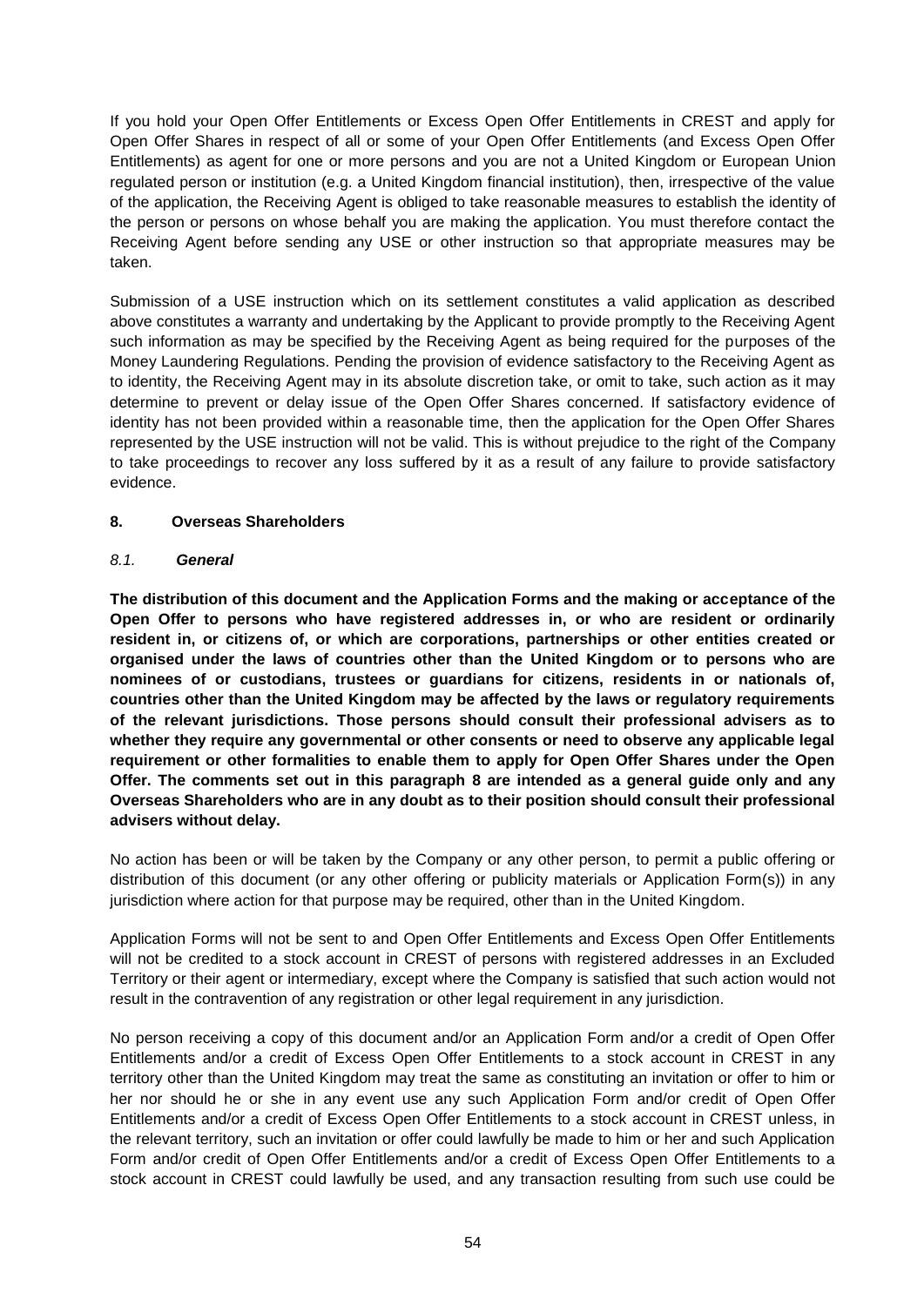If you hold your Open Offer Entitlements or Excess Open Offer Entitlements in CREST and apply for Open Offer Shares in respect of all or some of your Open Offer Entitlements (and Excess Open Offer Entitlements) as agent for one or more persons and you are not a United Kingdom or European Union regulated person or institution (e.g. a United Kingdom financial institution), then, irrespective of the value of the application, the Receiving Agent is obliged to take reasonable measures to establish the identity of the person or persons on whose behalf you are making the application. You must therefore contact the Receiving Agent before sending any USE or other instruction so that appropriate measures may be taken.

Submission of a USE instruction which on its settlement constitutes a valid application as described above constitutes a warranty and undertaking by the Applicant to provide promptly to the Receiving Agent such information as may be specified by the Receiving Agent as being required for the purposes of the Money Laundering Regulations. Pending the provision of evidence satisfactory to the Receiving Agent as to identity, the Receiving Agent may in its absolute discretion take, or omit to take, such action as it may determine to prevent or delay issue of the Open Offer Shares concerned. If satisfactory evidence of identity has not been provided within a reasonable time, then the application for the Open Offer Shares represented by the USE instruction will not be valid. This is without prejudice to the right of the Company to take proceedings to recover any loss suffered by it as a result of any failure to provide satisfactory evidence.

## 8. Overseas Shareholders

### *8.1. **General***

**The distribution of this document and the Application Forms and the making or acceptance of the Open Offer to persons who have registered addresses in, or who are resident or ordinarily resident in, or citizens of, or which are corporations, partnerships or other entities created or organised under the laws of countries other than the United Kingdom or to persons who are nominees of or custodians, trustees or guardians for citizens, residents in or nationals of, countries other than the United Kingdom may be affected by the laws or regulatory requirements of the relevant jurisdictions. Those persons should consult their professional advisers as to whether they require any governmental or other consents or need to observe any applicable legal requirement or other formalities to enable them to apply for Open Offer Shares under the Open Offer. The comments set out in this paragraph 8 are intended as a general guide only and any Overseas Shareholders who are in any doubt as to their position should consult their professional advisers without delay.**

No action has been or will be taken by the Company or any other person, to permit a public offering or distribution of this document (or any other offering or publicity materials or Application Form(s)) in any jurisdiction where action for that purpose may be required, other than in the United Kingdom.

Application Forms will not be sent to and Open Offer Entitlements and Excess Open Offer Entitlements will not be credited to a stock account in CREST of persons with registered addresses in an Excluded Territory or their agent or intermediary, except where the Company is satisfied that such action would not result in the contravention of any registration or other legal requirement in any jurisdiction.

No person receiving a copy of this document and/or an Application Form and/or a credit of Open Offer Entitlements and/or a credit of Excess Open Offer Entitlements to a stock account in CREST in any territory other than the United Kingdom may treat the same as constituting an invitation or offer to him or her nor should he or she in any event use any such Application Form and/or credit of Open Offer Entitlements and/or a credit of Excess Open Offer Entitlements to a stock account in CREST unless, in the relevant territory, such an invitation or offer could lawfully be made to him or her and such Application Form and/or credit of Open Offer Entitlements and/or a credit of Excess Open Offer Entitlements to a stock account in CREST could lawfully be used, and any transaction resulting from such use could be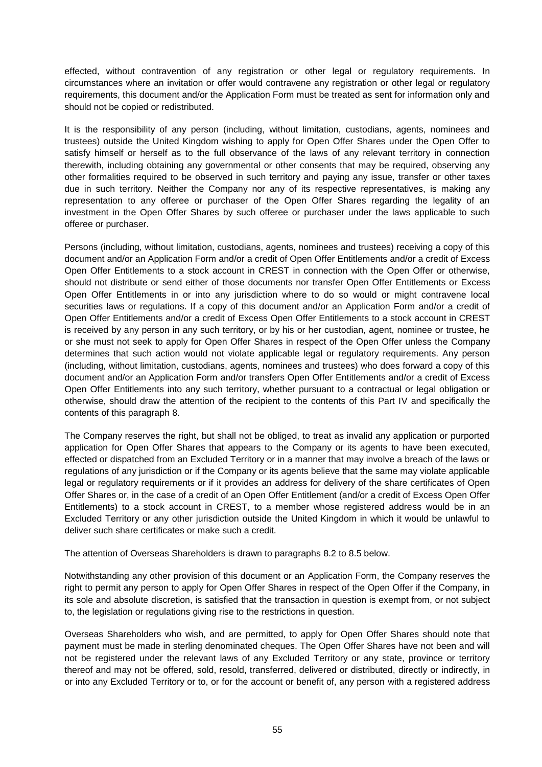effected, without contravention of any registration or other legal or regulatory requirements. In circumstances where an invitation or offer would contravene any registration or other legal or regulatory requirements, this document and/or the Application Form must be treated as sent for information only and should not be copied or redistributed.

It is the responsibility of any person (including, without limitation, custodians, agents, nominees and trustees) outside the United Kingdom wishing to apply for Open Offer Shares under the Open Offer to satisfy himself or herself as to the full observance of the laws of any relevant territory in connection therewith, including obtaining any governmental or other consents that may be required, observing any other formalities required to be observed in such territory and paying any issue, transfer or other taxes due in such territory. Neither the Company nor any of its respective representatives, is making any representation to any offeree or purchaser of the Open Offer Shares regarding the legality of an investment in the Open Offer Shares by such offeree or purchaser under the laws applicable to such offeree or purchaser.

Persons (including, without limitation, custodians, agents, nominees and trustees) receiving a copy of this document and/or an Application Form and/or a credit of Open Offer Entitlements and/or a credit of Excess Open Offer Entitlements to a stock account in CREST in connection with the Open Offer or otherwise, should not distribute or send either of those documents nor transfer Open Offer Entitlements or Excess Open Offer Entitlements in or into any jurisdiction where to do so would or might contravene local securities laws or regulations. If a copy of this document and/or an Application Form and/or a credit of Open Offer Entitlements and/or a credit of Excess Open Offer Entitlements to a stock account in CREST is received by any person in any such territory, or by his or her custodian, agent, nominee or trustee, he or she must not seek to apply for Open Offer Shares in respect of the Open Offer unless the Company determines that such action would not violate applicable legal or regulatory requirements. Any person (including, without limitation, custodians, agents, nominees and trustees) who does forward a copy of this document and/or an Application Form and/or transfers Open Offer Entitlements and/or a credit of Excess Open Offer Entitlements into any such territory, whether pursuant to a contractual or legal obligation or otherwise, should draw the attention of the recipient to the contents of this Part IV and specifically the contents of this paragraph 8.

The Company reserves the right, but shall not be obliged, to treat as invalid any application or purported application for Open Offer Shares that appears to the Company or its agents to have been executed, effected or dispatched from an Excluded Territory or in a manner that may involve a breach of the laws or regulations of any jurisdiction or if the Company or its agents believe that the same may violate applicable legal or regulatory requirements or if it provides an address for delivery of the share certificates of Open Offer Shares or, in the case of a credit of an Open Offer Entitlement (and/or a credit of Excess Open Offer Entitlements) to a stock account in CREST, to a member whose registered address would be in an Excluded Territory or any other jurisdiction outside the United Kingdom in which it would be unlawful to deliver such share certificates or make such a credit.

The attention of Overseas Shareholders is drawn to paragraphs 8.2 to 8.5 below.

Notwithstanding any other provision of this document or an Application Form, the Company reserves the right to permit any person to apply for Open Offer Shares in respect of the Open Offer if the Company, in its sole and absolute discretion, is satisfied that the transaction in question is exempt from, or not subject to, the legislation or regulations giving rise to the restrictions in question.

Overseas Shareholders who wish, and are permitted, to apply for Open Offer Shares should note that payment must be made in sterling denominated cheques. The Open Offer Shares have not been and will not be registered under the relevant laws of any Excluded Territory or any state, province or territory thereof and may not be offered, sold, resold, transferred, delivered or distributed, directly or indirectly, in or into any Excluded Territory or to, or for the account or benefit of, any person with a registered address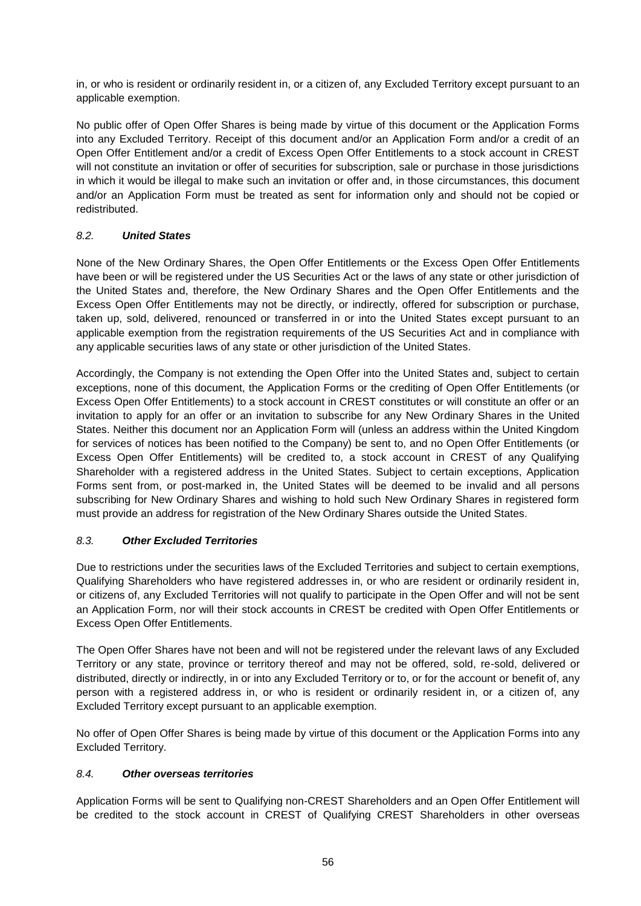in, or who is resident or ordinarily resident in, or a citizen of, any Excluded Territory except pursuant to an applicable exemption.

No public offer of Open Offer Shares is being made by virtue of this document or the Application Forms into any Excluded Territory. Receipt of this document and/or an Application Form and/or a credit of an Open Offer Entitlement and/or a credit of Excess Open Offer Entitlements to a stock account in CREST will not constitute an invitation or offer of securities for subscription, sale or purchase in those jurisdictions in which it would be illegal to make such an invitation or offer and, in those circumstances, this document and/or an Application Form must be treated as sent for information only and should not be copied or redistributed.

### *8.2.* ***United States***

None of the New Ordinary Shares, the Open Offer Entitlements or the Excess Open Offer Entitlements have been or will be registered under the US Securities Act or the laws of any state or other jurisdiction of the United States and, therefore, the New Ordinary Shares and the Open Offer Entitlements and the Excess Open Offer Entitlements may not be directly, or indirectly, offered for subscription or purchase, taken up, sold, delivered, renounced or transferred in or into the United States except pursuant to an applicable exemption from the registration requirements of the US Securities Act and in compliance with any applicable securities laws of any state or other jurisdiction of the United States.

Accordingly, the Company is not extending the Open Offer into the United States and, subject to certain exceptions, none of this document, the Application Forms or the crediting of Open Offer Entitlements (or Excess Open Offer Entitlements) to a stock account in CREST constitutes or will constitute an offer or an invitation to apply for an offer or an invitation to subscribe for any New Ordinary Shares in the United States. Neither this document nor an Application Form will (unless an address within the United Kingdom for services of notices has been notified to the Company) be sent to, and no Open Offer Entitlements (or Excess Open Offer Entitlements) will be credited to, a stock account in CREST of any Qualifying Shareholder with a registered address in the United States. Subject to certain exceptions, Application Forms sent from, or post-marked in, the United States will be deemed to be invalid and all persons subscribing for New Ordinary Shares and wishing to hold such New Ordinary Shares in registered form must provide an address for registration of the New Ordinary Shares outside the United States.

### *8.3.* ***Other Excluded Territories***

Due to restrictions under the securities laws of the Excluded Territories and subject to certain exemptions, Qualifying Shareholders who have registered addresses in, or who are resident or ordinarily resident in, or citizens of, any Excluded Territories will not qualify to participate in the Open Offer and will not be sent an Application Form, nor will their stock accounts in CREST be credited with Open Offer Entitlements or Excess Open Offer Entitlements.

The Open Offer Shares have not been and will not be registered under the relevant laws of any Excluded Territory or any state, province or territory thereof and may not be offered, sold, re-sold, delivered or distributed, directly or indirectly, in or into any Excluded Territory or to, or for the account or benefit of, any person with a registered address in, or who is resident or ordinarily resident in, or a citizen of, any Excluded Territory except pursuant to an applicable exemption.

No offer of Open Offer Shares is being made by virtue of this document or the Application Forms into any Excluded Territory.

### *8.4.* ***Other overseas territories***

Application Forms will be sent to Qualifying non-CREST Shareholders and an Open Offer Entitlement will be credited to the stock account in CREST of Qualifying CREST Shareholders in other overseas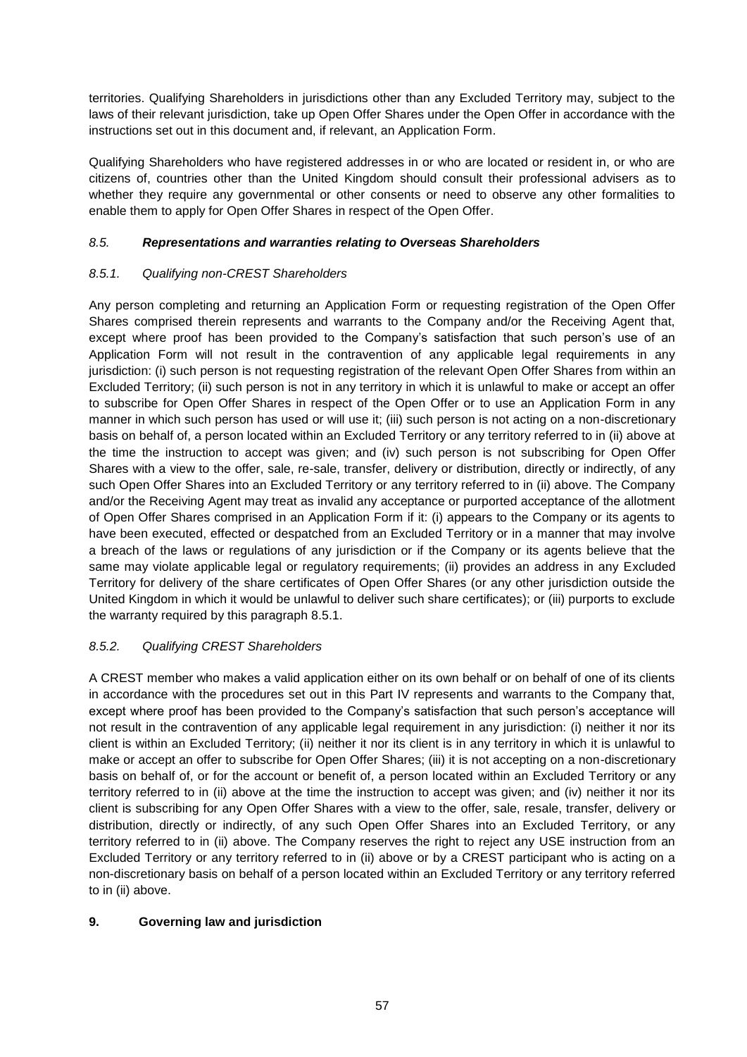territories. Qualifying Shareholders in jurisdictions other than any Excluded Territory may, subject to the laws of their relevant jurisdiction, take up Open Offer Shares under the Open Offer in accordance with the instructions set out in this document and, if relevant, an Application Form.

Qualifying Shareholders who have registered addresses in or who are located or resident in, or who are citizens of, countries other than the United Kingdom should consult their professional advisers as to whether they require any governmental or other consents or need to observe any other formalities to enable them to apply for Open Offer Shares in respect of the Open Offer.

### *8.5. Representations and warranties relating to Overseas Shareholders*

#### *8.5.1. Qualifying non-CREST Shareholders*

Any person completing and returning an Application Form or requesting registration of the Open Offer Shares comprised therein represents and warrants to the Company and/or the Receiving Agent that, except where proof has been provided to the Company's satisfaction that such person's use of an Application Form will not result in the contravention of any applicable legal requirements in any jurisdiction: (i) such person is not requesting registration of the relevant Open Offer Shares from within an Excluded Territory; (ii) such person is not in any territory in which it is unlawful to make or accept an offer to subscribe for Open Offer Shares in respect of the Open Offer or to use an Application Form in any manner in which such person has used or will use it; (iii) such person is not acting on a non-discretionary basis on behalf of, a person located within an Excluded Territory or any territory referred to in (ii) above at the time the instruction to accept was given; and (iv) such person is not subscribing for Open Offer Shares with a view to the offer, sale, re-sale, transfer, delivery or distribution, directly or indirectly, of any such Open Offer Shares into an Excluded Territory or any territory referred to in (ii) above. The Company and/or the Receiving Agent may treat as invalid any acceptance or purported acceptance of the allotment of Open Offer Shares comprised in an Application Form if it: (i) appears to the Company or its agents to have been executed, effected or despatched from an Excluded Territory or in a manner that may involve a breach of the laws or regulations of any jurisdiction or if the Company or its agents believe that the same may violate applicable legal or regulatory requirements; (ii) provides an address in any Excluded Territory for delivery of the share certificates of Open Offer Shares (or any other jurisdiction outside the United Kingdom in which it would be unlawful to deliver such share certificates); or (iii) purports to exclude the warranty required by this paragraph 8.5.1.

#### *8.5.2. Qualifying CREST Shareholders*

A CREST member who makes a valid application either on its own behalf or on behalf of one of its clients in accordance with the procedures set out in this Part IV represents and warrants to the Company that, except where proof has been provided to the Company's satisfaction that such person's acceptance will not result in the contravention of any applicable legal requirement in any jurisdiction: (i) neither it nor its client is within an Excluded Territory; (ii) neither it nor its client is in any territory in which it is unlawful to make or accept an offer to subscribe for Open Offer Shares; (iii) it is not accepting on a non-discretionary basis on behalf of, or for the account or benefit of, a person located within an Excluded Territory or any territory referred to in (ii) above at the time the instruction to accept was given; and (iv) neither it nor its client is subscribing for any Open Offer Shares with a view to the offer, sale, resale, transfer, delivery or distribution, directly or indirectly, of any such Open Offer Shares into an Excluded Territory, or any territory referred to in (ii) above. The Company reserves the right to reject any USE instruction from an Excluded Territory or any territory referred to in (ii) above or by a CREST participant who is acting on a non-discretionary basis on behalf of a person located within an Excluded Territory or any territory referred to in (ii) above.

## 9. Governing law and jurisdiction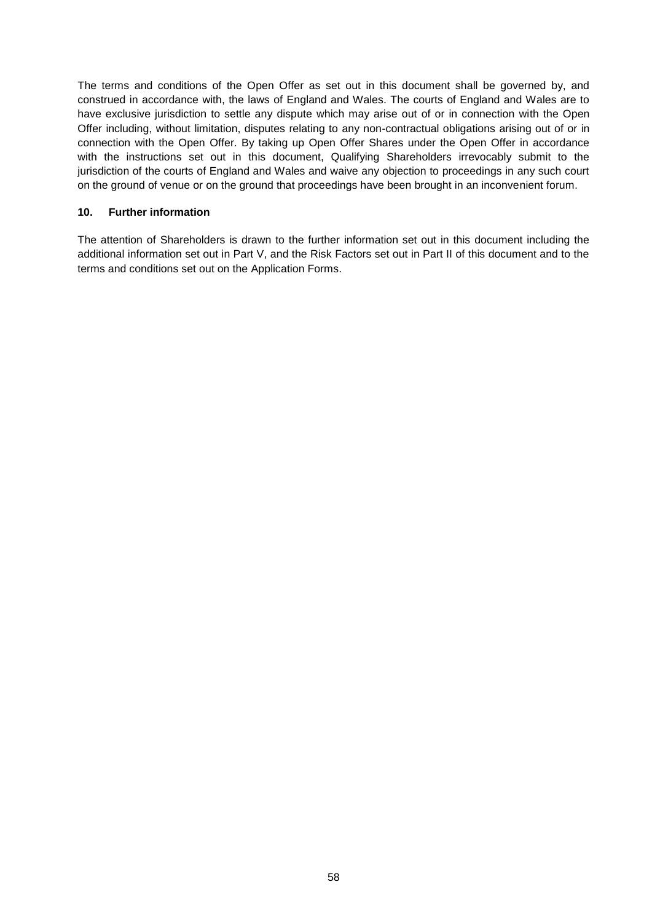The terms and conditions of the Open Offer as set out in this document shall be governed by, and construed in accordance with, the laws of England and Wales. The courts of England and Wales are to have exclusive jurisdiction to settle any dispute which may arise out of or in connection with the Open Offer including, without limitation, disputes relating to any non-contractual obligations arising out of or in connection with the Open Offer. By taking up Open Offer Shares under the Open Offer in accordance with the instructions set out in this document, Qualifying Shareholders irrevocably submit to the jurisdiction of the courts of England and Wales and waive any objection to proceedings in any such court on the ground of venue or on the ground that proceedings have been brought in an inconvenient forum.

**10. Further information**

The attention of Shareholders is drawn to the further information set out in this document including the additional information set out in Part V, and the Risk Factors set out in Part II of this document and to the terms and conditions set out on the Application Forms.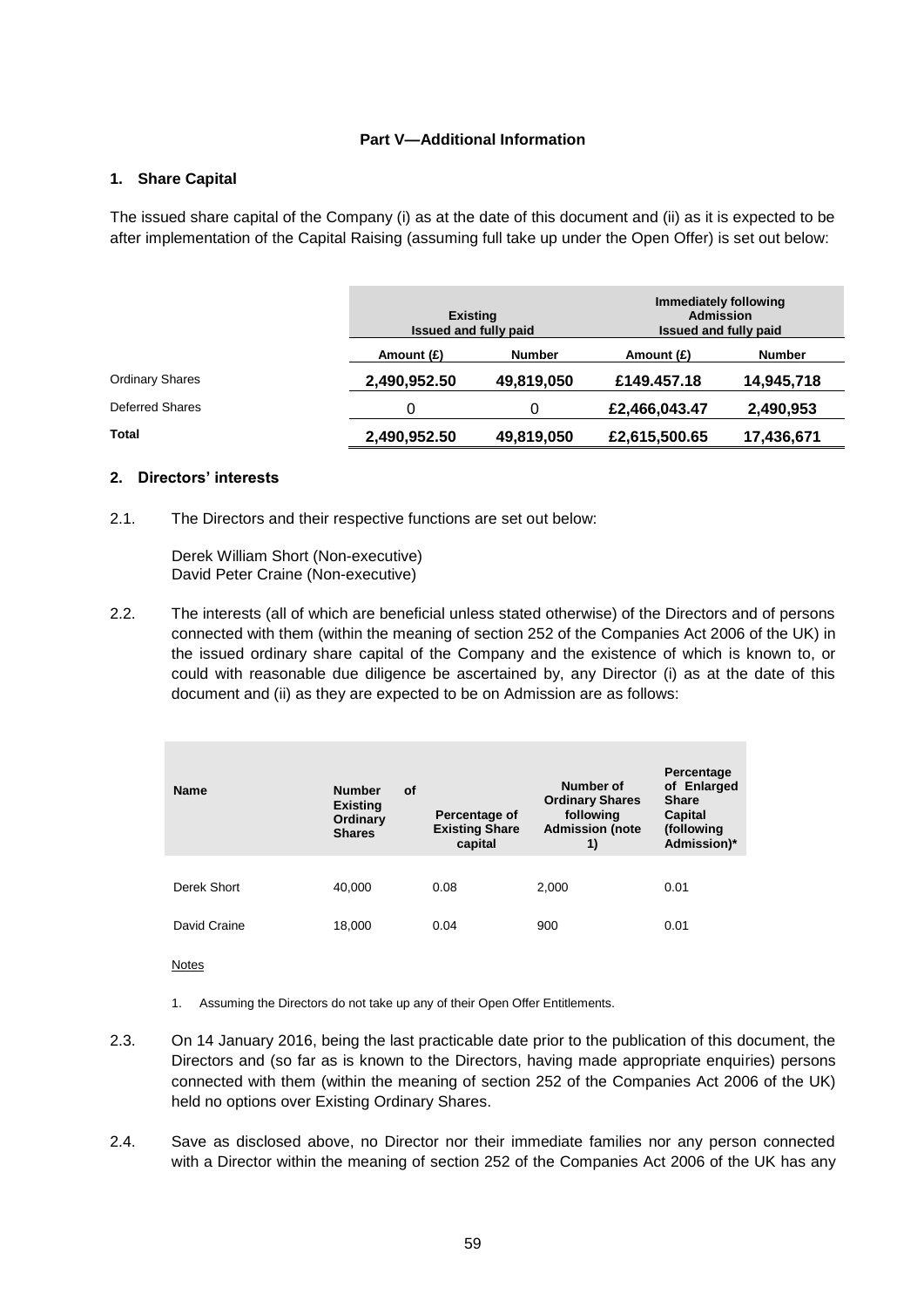## Part V—Additional Information

### 1. Share Capital

The issued share capital of the Company (i) as at the date of this document and (ii) as it is expected to be after implementation of the Capital Raising (assuming full take up under the Open Offer) is set out below:

| | Existing Issued and fully paid | | Immediately following Admission Issued and fully paid | |
|---|---|---|---|---|
| | Amount (£) | Number | Amount (£) | Number |
| Ordinary Shares | 2,490,952.50 | 49,819,050 | £149.457.18 | 14,945,718 |
| Deferred Shares | 0 | 0 | £2,466,043.47 | 2,490,953 |
| **Total** | 2,490,952.50 | 49,819,050 | £2,615,500.65 | 17,436,671 |

### 2. Directors' interests

2.1. The Directors and their respective functions are set out below:

Derek William Short (Non-executive)
David Peter Craine (Non-executive)

2.2. The interests (all of which are beneficial unless stated otherwise) of the Directors and of persons connected with them (within the meaning of section 252 of the Companies Act 2006 of the UK) in the issued ordinary share capital of the Company and the existence of which is known to, or could with reasonable due diligence be ascertained by, any Director (i) as at the date of this document and (ii) as they are expected to be on Admission are as follows:

| Name | Number of Existing Ordinary Shares | Percentage of Existing Share capital | Number of Ordinary Shares following Admission (note 1) | Percentage of Enlarged Share Capital (following Admission)* |
|---|---|---|---|---|
| Derek Short | 40,000 | 0.08 | 2,000 | 0.01 |
| David Craine | 18,000 | 0.04 | 900 | 0.01 |

Notes

1. Assuming the Directors do not take up any of their Open Offer Entitlements.

2.3. On 14 January 2016, being the last practicable date prior to the publication of this document, the Directors and (so far as is known to the Directors, having made appropriate enquiries) persons connected with them (within the meaning of section 252 of the Companies Act 2006 of the UK) held no options over Existing Ordinary Shares.

2.4. Save as disclosed above, no Director nor their immediate families nor any person connected with a Director within the meaning of section 252 of the Companies Act 2006 of the UK has any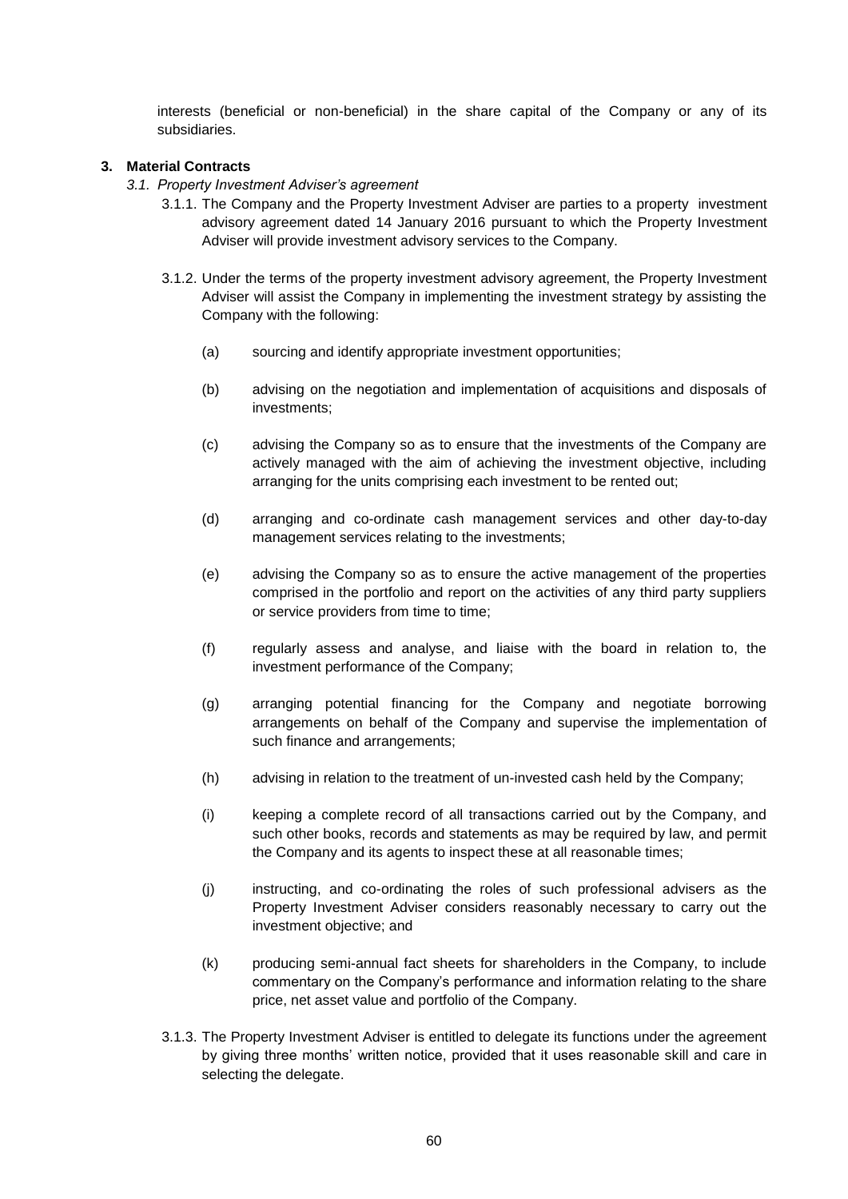interests (beneficial or non-beneficial) in the share capital of the Company or any of its subsidiaries.

**3. Material Contracts**

*3.1. Property Investment Adviser's agreement*

3.1.1. The Company and the Property Investment Adviser are parties to a property investment advisory agreement dated 14 January 2016 pursuant to which the Property Investment Adviser will provide investment advisory services to the Company.

3.1.2. Under the terms of the property investment advisory agreement, the Property Investment Adviser will assist the Company in implementing the investment strategy by assisting the Company with the following:

(a) sourcing and identify appropriate investment opportunities;

(b) advising on the negotiation and implementation of acquisitions and disposals of investments;

(c) advising the Company so as to ensure that the investments of the Company are actively managed with the aim of achieving the investment objective, including arranging for the units comprising each investment to be rented out;

(d) arranging and co-ordinate cash management services and other day-to-day management services relating to the investments;

(e) advising the Company so as to ensure the active management of the properties comprised in the portfolio and report on the activities of any third party suppliers or service providers from time to time;

(f) regularly assess and analyse, and liaise with the board in relation to, the investment performance of the Company;

(g) arranging potential financing for the Company and negotiate borrowing arrangements on behalf of the Company and supervise the implementation of such finance and arrangements;

(h) advising in relation to the treatment of un-invested cash held by the Company;

(i) keeping a complete record of all transactions carried out by the Company, and such other books, records and statements as may be required by law, and permit the Company and its agents to inspect these at all reasonable times;

(j) instructing, and co-ordinating the roles of such professional advisers as the Property Investment Adviser considers reasonably necessary to carry out the investment objective; and

(k) producing semi-annual fact sheets for shareholders in the Company, to include commentary on the Company's performance and information relating to the share price, net asset value and portfolio of the Company.

3.1.3. The Property Investment Adviser is entitled to delegate its functions under the agreement by giving three months' written notice, provided that it uses reasonable skill and care in selecting the delegate.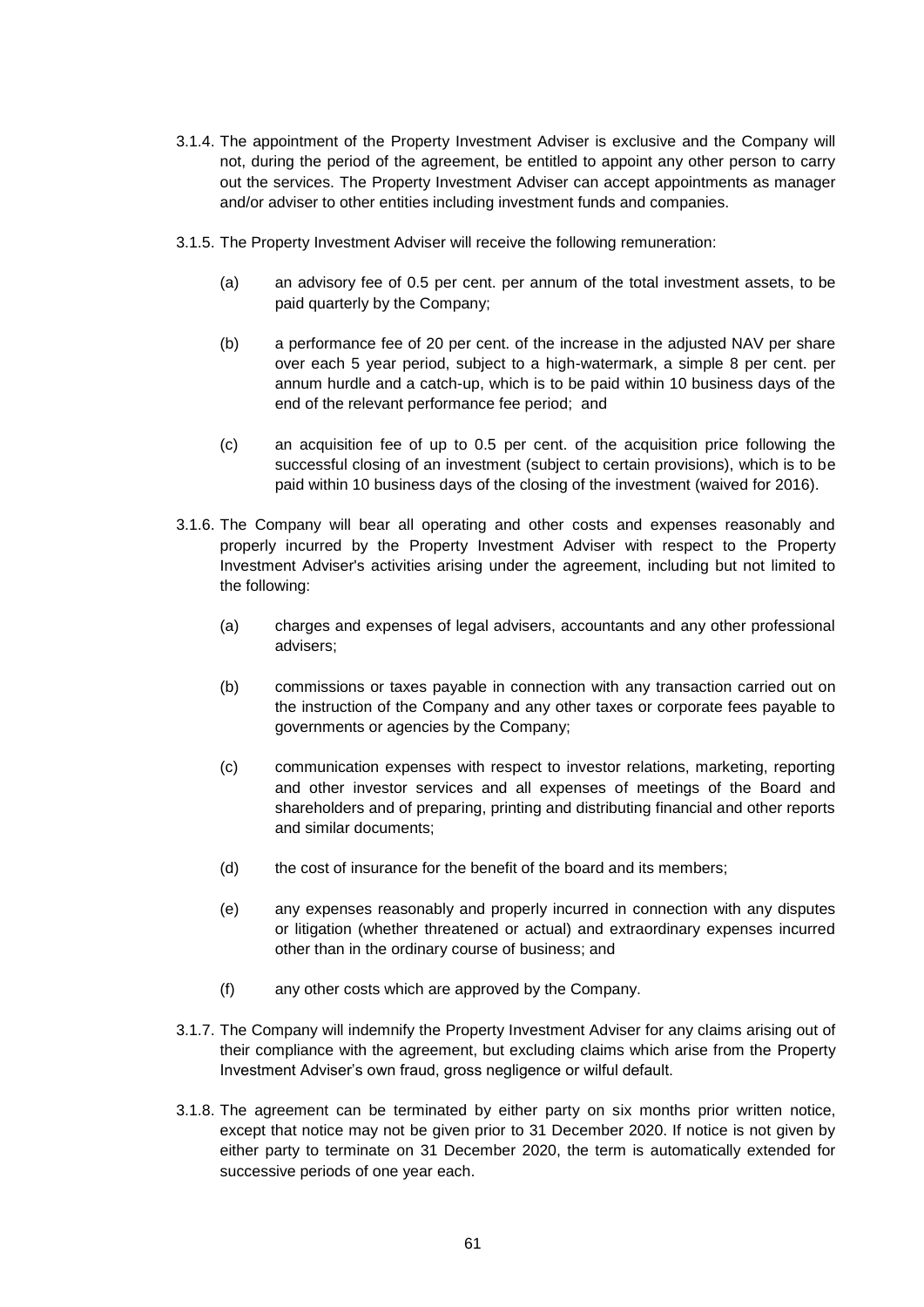3.1.4. The appointment of the Property Investment Adviser is exclusive and the Company will not, during the period of the agreement, be entitled to appoint any other person to carry out the services. The Property Investment Adviser can accept appointments as manager and/or adviser to other entities including investment funds and companies.

3.1.5. The Property Investment Adviser will receive the following remuneration:

(a) an advisory fee of 0.5 per cent. per annum of the total investment assets, to be paid quarterly by the Company;

(b) a performance fee of 20 per cent. of the increase in the adjusted NAV per share over each 5 year period, subject to a high-watermark, a simple 8 per cent. per annum hurdle and a catch-up, which is to be paid within 10 business days of the end of the relevant performance fee period; and

(c) an acquisition fee of up to 0.5 per cent. of the acquisition price following the successful closing of an investment (subject to certain provisions), which is to be paid within 10 business days of the closing of the investment (waived for 2016).

3.1.6. The Company will bear all operating and other costs and expenses reasonably and properly incurred by the Property Investment Adviser with respect to the Property Investment Adviser's activities arising under the agreement, including but not limited to the following:

(a) charges and expenses of legal advisers, accountants and any other professional advisers;

(b) commissions or taxes payable in connection with any transaction carried out on the instruction of the Company and any other taxes or corporate fees payable to governments or agencies by the Company;

(c) communication expenses with respect to investor relations, marketing, reporting and other investor services and all expenses of meetings of the Board and shareholders and of preparing, printing and distributing financial and other reports and similar documents;

(d) the cost of insurance for the benefit of the board and its members;

(e) any expenses reasonably and properly incurred in connection with any disputes or litigation (whether threatened or actual) and extraordinary expenses incurred other than in the ordinary course of business; and

(f) any other costs which are approved by the Company.

3.1.7. The Company will indemnify the Property Investment Adviser for any claims arising out of their compliance with the agreement, but excluding claims which arise from the Property Investment Adviser's own fraud, gross negligence or wilful default.

3.1.8. The agreement can be terminated by either party on six months prior written notice, except that notice may not be given prior to 31 December 2020. If notice is not given by either party to terminate on 31 December 2020, the term is automatically extended for successive periods of one year each.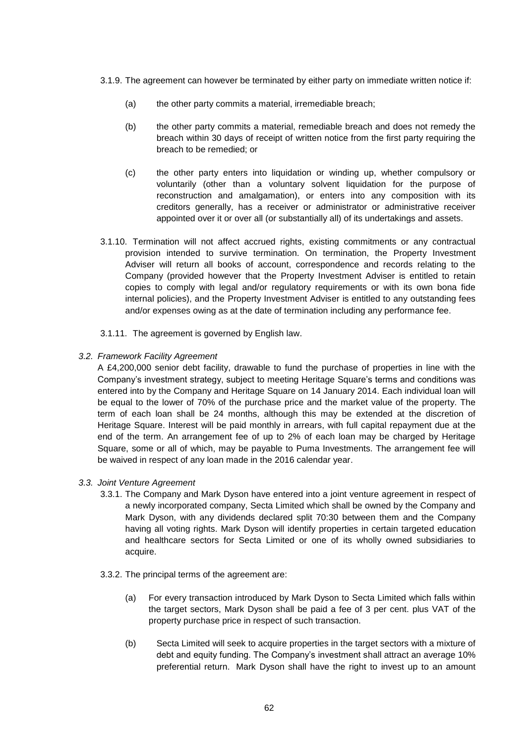3.1.9. The agreement can however be terminated by either party on immediate written notice if:

(a) the other party commits a material, irremediable breach;

(b) the other party commits a material, remediable breach and does not remedy the breach within 30 days of receipt of written notice from the first party requiring the breach to be remedied; or

(c) the other party enters into liquidation or winding up, whether compulsory or voluntarily (other than a voluntary solvent liquidation for the purpose of reconstruction and amalgamation), or enters into any composition with its creditors generally, has a receiver or administrator or administrative receiver appointed over it or over all (or substantially all) of its undertakings and assets.

3.1.10. Termination will not affect accrued rights, existing commitments or any contractual provision intended to survive termination. On termination, the Property Investment Adviser will return all books of account, correspondence and records relating to the Company (provided however that the Property Investment Adviser is entitled to retain copies to comply with legal and/or regulatory requirements or with its own bona fide internal policies), and the Property Investment Adviser is entitled to any outstanding fees and/or expenses owing as at the date of termination including any performance fee.

3.1.11. The agreement is governed by English law.

*3.2. Framework Facility Agreement*

A £4,200,000 senior debt facility, drawable to fund the purchase of properties in line with the Company's investment strategy, subject to meeting Heritage Square's terms and conditions was entered into by the Company and Heritage Square on 14 January 2014. Each individual loan will be equal to the lower of 70% of the purchase price and the market value of the property. The term of each loan shall be 24 months, although this may be extended at the discretion of Heritage Square. Interest will be paid monthly in arrears, with full capital repayment due at the end of the term. An arrangement fee of up to 2% of each loan may be charged by Heritage Square, some or all of which, may be payable to Puma Investments. The arrangement fee will be waived in respect of any loan made in the 2016 calendar year.

*3.3. Joint Venture Agreement*

3.3.1. The Company and Mark Dyson have entered into a joint venture agreement in respect of a newly incorporated company, Secta Limited which shall be owned by the Company and Mark Dyson, with any dividends declared split 70:30 between them and the Company having all voting rights. Mark Dyson will identify properties in certain targeted education and healthcare sectors for Secta Limited or one of its wholly owned subsidiaries to acquire.

3.3.2. The principal terms of the agreement are:

(a) For every transaction introduced by Mark Dyson to Secta Limited which falls within the target sectors, Mark Dyson shall be paid a fee of 3 per cent. plus VAT of the property purchase price in respect of such transaction.

(b) Secta Limited will seek to acquire properties in the target sectors with a mixture of debt and equity funding. The Company's investment shall attract an average 10% preferential return. Mark Dyson shall have the right to invest up to an amount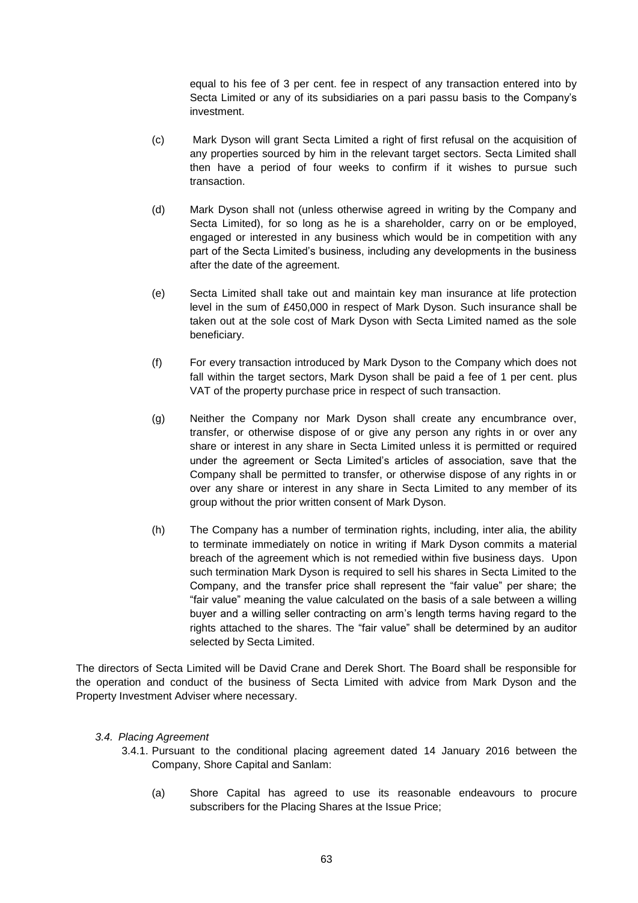equal to his fee of 3 per cent. fee in respect of any transaction entered into by Secta Limited or any of its subsidiaries on a pari passu basis to the Company's investment.

(c) Mark Dyson will grant Secta Limited a right of first refusal on the acquisition of any properties sourced by him in the relevant target sectors. Secta Limited shall then have a period of four weeks to confirm if it wishes to pursue such transaction.

(d) Mark Dyson shall not (unless otherwise agreed in writing by the Company and Secta Limited), for so long as he is a shareholder, carry on or be employed, engaged or interested in any business which would be in competition with any part of the Secta Limited's business, including any developments in the business after the date of the agreement.

(e) Secta Limited shall take out and maintain key man insurance at life protection level in the sum of £450,000 in respect of Mark Dyson. Such insurance shall be taken out at the sole cost of Mark Dyson with Secta Limited named as the sole beneficiary.

(f) For every transaction introduced by Mark Dyson to the Company which does not fall within the target sectors, Mark Dyson shall be paid a fee of 1 per cent. plus VAT of the property purchase price in respect of such transaction.

(g) Neither the Company nor Mark Dyson shall create any encumbrance over, transfer, or otherwise dispose of or give any person any rights in or over any share or interest in any share in Secta Limited unless it is permitted or required under the agreement or Secta Limited's articles of association, save that the Company shall be permitted to transfer, or otherwise dispose of any rights in or over any share or interest in any share in Secta Limited to any member of its group without the prior written consent of Mark Dyson.

(h) The Company has a number of termination rights, including, inter alia, the ability to terminate immediately on notice in writing if Mark Dyson commits a material breach of the agreement which is not remedied within five business days. Upon such termination Mark Dyson is required to sell his shares in Secta Limited to the Company, and the transfer price shall represent the "fair value" per share; the "fair value" meaning the value calculated on the basis of a sale between a willing buyer and a willing seller contracting on arm's length terms having regard to the rights attached to the shares. The "fair value" shall be determined by an auditor selected by Secta Limited.

The directors of Secta Limited will be David Crane and Derek Short. The Board shall be responsible for the operation and conduct of the business of Secta Limited with advice from Mark Dyson and the Property Investment Adviser where necessary.

*3.4. Placing Agreement*

3.4.1. Pursuant to the conditional placing agreement dated 14 January 2016 between the Company, Shore Capital and Sanlam:

(a) Shore Capital has agreed to use its reasonable endeavours to procure subscribers for the Placing Shares at the Issue Price;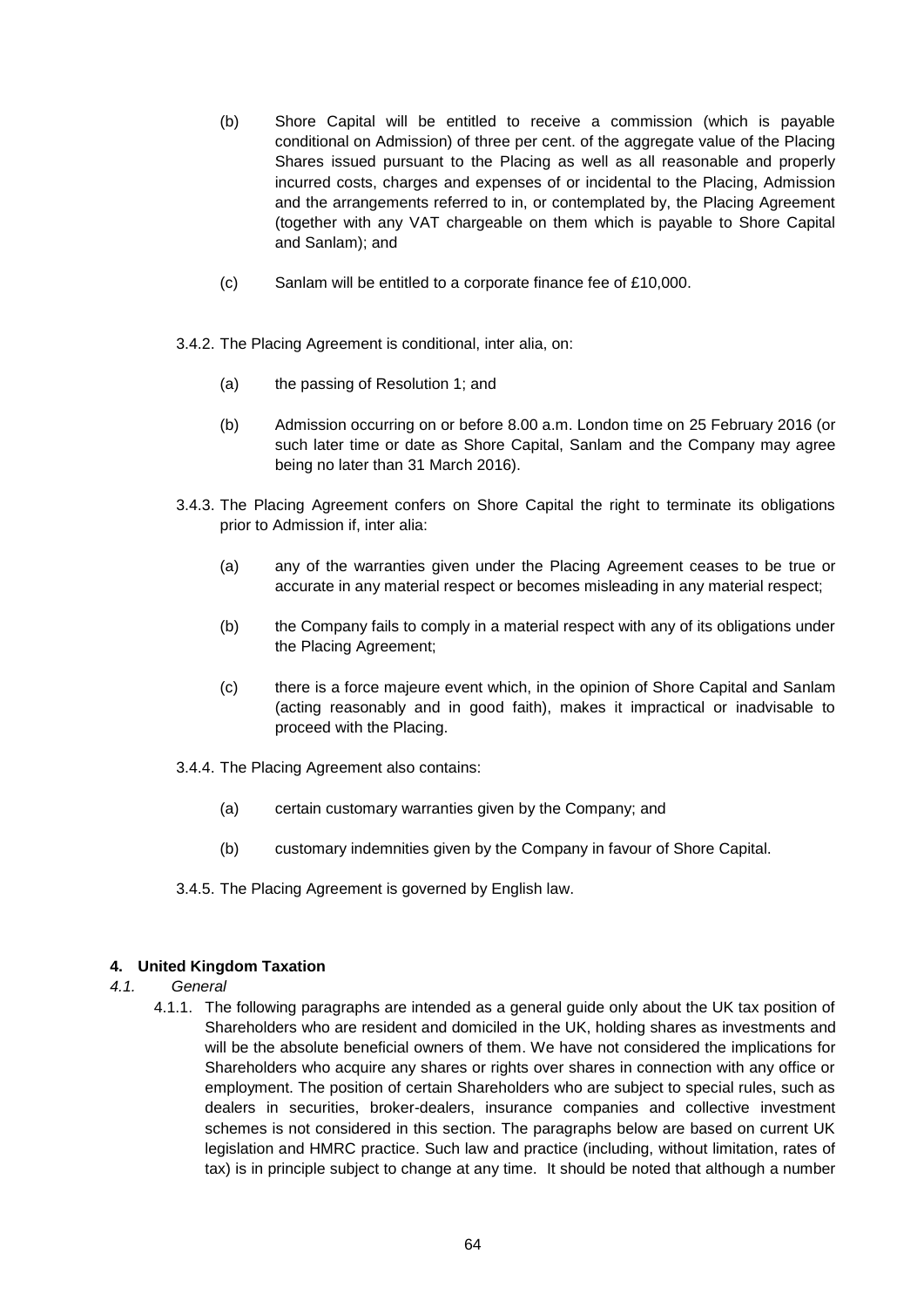(b) Shore Capital will be entitled to receive a commission (which is payable conditional on Admission) of three per cent. of the aggregate value of the Placing Shares issued pursuant to the Placing as well as all reasonable and properly incurred costs, charges and expenses of or incidental to the Placing, Admission and the arrangements referred to in, or contemplated by, the Placing Agreement (together with any VAT chargeable on them which is payable to Shore Capital and Sanlam); and

(c) Sanlam will be entitled to a corporate finance fee of £10,000.

3.4.2. The Placing Agreement is conditional, inter alia, on:

(a) the passing of Resolution 1; and

(b) Admission occurring on or before 8.00 a.m. London time on 25 February 2016 (or such later time or date as Shore Capital, Sanlam and the Company may agree being no later than 31 March 2016).

3.4.3. The Placing Agreement confers on Shore Capital the right to terminate its obligations prior to Admission if, inter alia:

(a) any of the warranties given under the Placing Agreement ceases to be true or accurate in any material respect or becomes misleading in any material respect;

(b) the Company fails to comply in a material respect with any of its obligations under the Placing Agreement;

(c) there is a force majeure event which, in the opinion of Shore Capital and Sanlam (acting reasonably and in good faith), makes it impractical or inadvisable to proceed with the Placing.

3.4.4. The Placing Agreement also contains:

(a) certain customary warranties given by the Company; and

(b) customary indemnities given by the Company in favour of Shore Capital.

3.4.5. The Placing Agreement is governed by English law.

## 4. United Kingdom Taxation

*4.1. General*

4.1.1. The following paragraphs are intended as a general guide only about the UK tax position of Shareholders who are resident and domiciled in the UK, holding shares as investments and will be the absolute beneficial owners of them. We have not considered the implications for Shareholders who acquire any shares or rights over shares in connection with any office or employment. The position of certain Shareholders who are subject to special rules, such as dealers in securities, broker-dealers, insurance companies and collective investment schemes is not considered in this section. The paragraphs below are based on current UK legislation and HMRC practice. Such law and practice (including, without limitation, rates of tax) is in principle subject to change at any time. It should be noted that although a number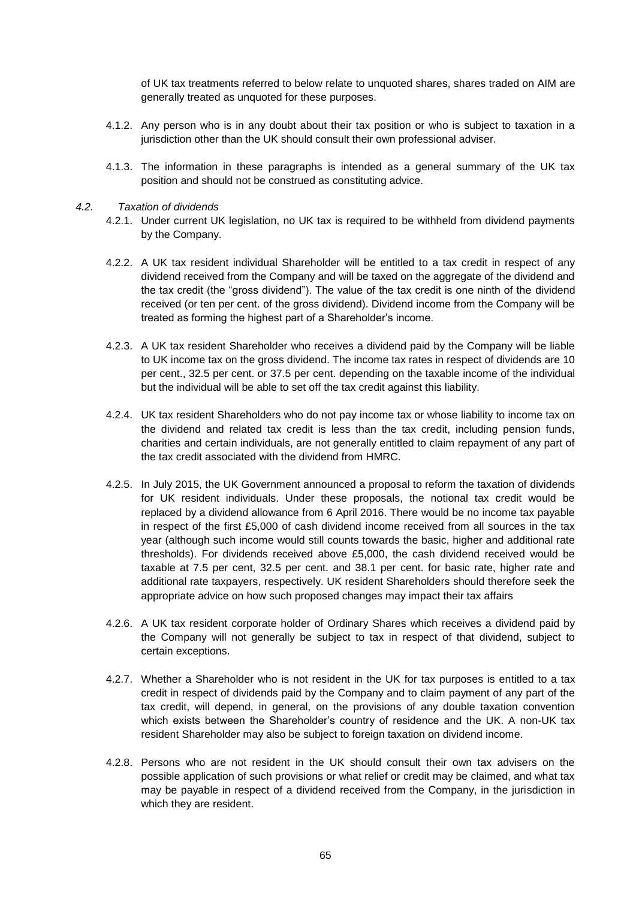of UK tax treatments referred to below relate to unquoted shares, shares traded on AIM are generally treated as unquoted for these purposes.

4.1.2. Any person who is in any doubt about their tax position or who is subject to taxation in a jurisdiction other than the UK should consult their own professional adviser.

4.1.3. The information in these paragraphs is intended as a general summary of the UK tax position and should not be construed as constituting advice.

*4.2. Taxation of dividends*

4.2.1. Under current UK legislation, no UK tax is required to be withheld from dividend payments by the Company.

4.2.2. A UK tax resident individual Shareholder will be entitled to a tax credit in respect of any dividend received from the Company and will be taxed on the aggregate of the dividend and the tax credit (the "gross dividend"). The value of the tax credit is one ninth of the dividend received (or ten per cent. of the gross dividend). Dividend income from the Company will be treated as forming the highest part of a Shareholder's income.

4.2.3. A UK tax resident Shareholder who receives a dividend paid by the Company will be liable to UK income tax on the gross dividend. The income tax rates in respect of dividends are 10 per cent., 32.5 per cent. or 37.5 per cent. depending on the taxable income of the individual but the individual will be able to set off the tax credit against this liability.

4.2.4. UK tax resident Shareholders who do not pay income tax or whose liability to income tax on the dividend and related tax credit is less than the tax credit, including pension funds, charities and certain individuals, are not generally entitled to claim repayment of any part of the tax credit associated with the dividend from HMRC.

4.2.5. In July 2015, the UK Government announced a proposal to reform the taxation of dividends for UK resident individuals. Under these proposals, the notional tax credit would be replaced by a dividend allowance from 6 April 2016. There would be no income tax payable in respect of the first £5,000 of cash dividend income received from all sources in the tax year (although such income would still counts towards the basic, higher and additional rate thresholds). For dividends received above £5,000, the cash dividend received would be taxable at 7.5 per cent, 32.5 per cent. and 38.1 per cent. for basic rate, higher rate and additional rate taxpayers, respectively. UK resident Shareholders should therefore seek the appropriate advice on how such proposed changes may impact their tax affairs

4.2.6. A UK tax resident corporate holder of Ordinary Shares which receives a dividend paid by the Company will not generally be subject to tax in respect of that dividend, subject to certain exceptions.

4.2.7. Whether a Shareholder who is not resident in the UK for tax purposes is entitled to a tax credit in respect of dividends paid by the Company and to claim payment of any part of the tax credit, will depend, in general, on the provisions of any double taxation convention which exists between the Shareholder's country of residence and the UK. A non-UK tax resident Shareholder may also be subject to foreign taxation on dividend income.

4.2.8. Persons who are not resident in the UK should consult their own tax advisers on the possible application of such provisions or what relief or credit may be claimed, and what tax may be payable in respect of a dividend received from the Company, in the jurisdiction in which they are resident.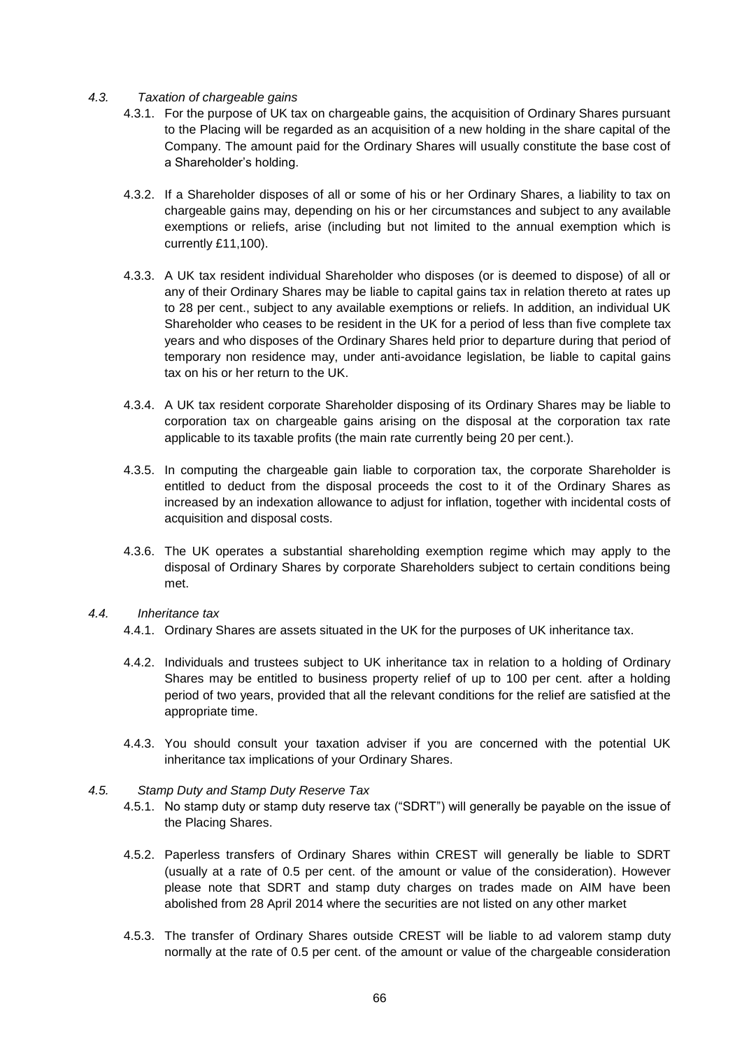*4.3. Taxation of chargeable gains*

4.3.1. For the purpose of UK tax on chargeable gains, the acquisition of Ordinary Shares pursuant to the Placing will be regarded as an acquisition of a new holding in the share capital of the Company. The amount paid for the Ordinary Shares will usually constitute the base cost of a Shareholder's holding.

4.3.2. If a Shareholder disposes of all or some of his or her Ordinary Shares, a liability to tax on chargeable gains may, depending on his or her circumstances and subject to any available exemptions or reliefs, arise (including but not limited to the annual exemption which is currently £11,100).

4.3.3. A UK tax resident individual Shareholder who disposes (or is deemed to dispose) of all or any of their Ordinary Shares may be liable to capital gains tax in relation thereto at rates up to 28 per cent., subject to any available exemptions or reliefs. In addition, an individual UK Shareholder who ceases to be resident in the UK for a period of less than five complete tax years and who disposes of the Ordinary Shares held prior to departure during that period of temporary non residence may, under anti-avoidance legislation, be liable to capital gains tax on his or her return to the UK.

4.3.4. A UK tax resident corporate Shareholder disposing of its Ordinary Shares may be liable to corporation tax on chargeable gains arising on the disposal at the corporation tax rate applicable to its taxable profits (the main rate currently being 20 per cent.).

4.3.5. In computing the chargeable gain liable to corporation tax, the corporate Shareholder is entitled to deduct from the disposal proceeds the cost to it of the Ordinary Shares as increased by an indexation allowance to adjust for inflation, together with incidental costs of acquisition and disposal costs.

4.3.6. The UK operates a substantial shareholding exemption regime which may apply to the disposal of Ordinary Shares by corporate Shareholders subject to certain conditions being met.

*4.4. Inheritance tax*

4.4.1. Ordinary Shares are assets situated in the UK for the purposes of UK inheritance tax.

4.4.2. Individuals and trustees subject to UK inheritance tax in relation to a holding of Ordinary Shares may be entitled to business property relief of up to 100 per cent. after a holding period of two years, provided that all the relevant conditions for the relief are satisfied at the appropriate time.

4.4.3. You should consult your taxation adviser if you are concerned with the potential UK inheritance tax implications of your Ordinary Shares.

*4.5. Stamp Duty and Stamp Duty Reserve Tax*

4.5.1. No stamp duty or stamp duty reserve tax ("SDRT") will generally be payable on the issue of the Placing Shares.

4.5.2. Paperless transfers of Ordinary Shares within CREST will generally be liable to SDRT (usually at a rate of 0.5 per cent. of the amount or value of the consideration). However please note that SDRT and stamp duty charges on trades made on AIM have been abolished from 28 April 2014 where the securities are not listed on any other market

4.5.3. The transfer of Ordinary Shares outside CREST will be liable to ad valorem stamp duty normally at the rate of 0.5 per cent. of the amount or value of the chargeable consideration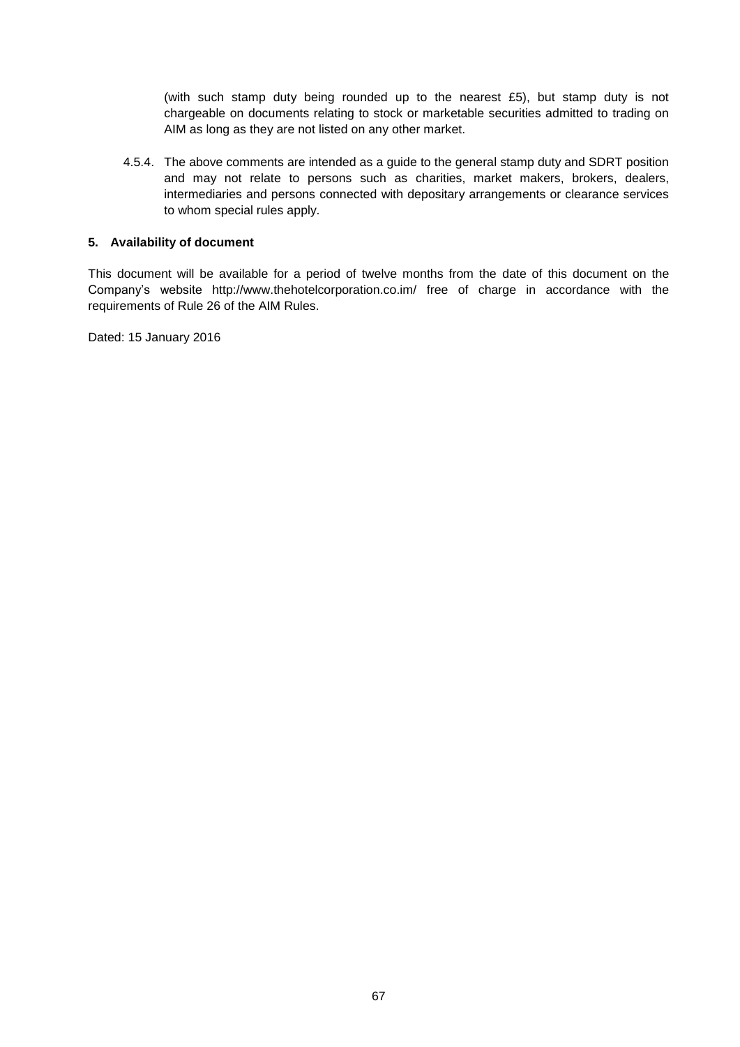(with such stamp duty being rounded up to the nearest £5), but stamp duty is not chargeable on documents relating to stock or marketable securities admitted to trading on AIM as long as they are not listed on any other market.

4.5.4. The above comments are intended as a guide to the general stamp duty and SDRT position and may not relate to persons such as charities, market makers, brokers, dealers, intermediaries and persons connected with depositary arrangements or clearance services to whom special rules apply.

**5. Availability of document**

This document will be available for a period of twelve months from the date of this document on the Company's website http://www.thehotelcorporation.co.im/ free of charge in accordance with the requirements of Rule 26 of the AIM Rules.

Dated: 15 January 2016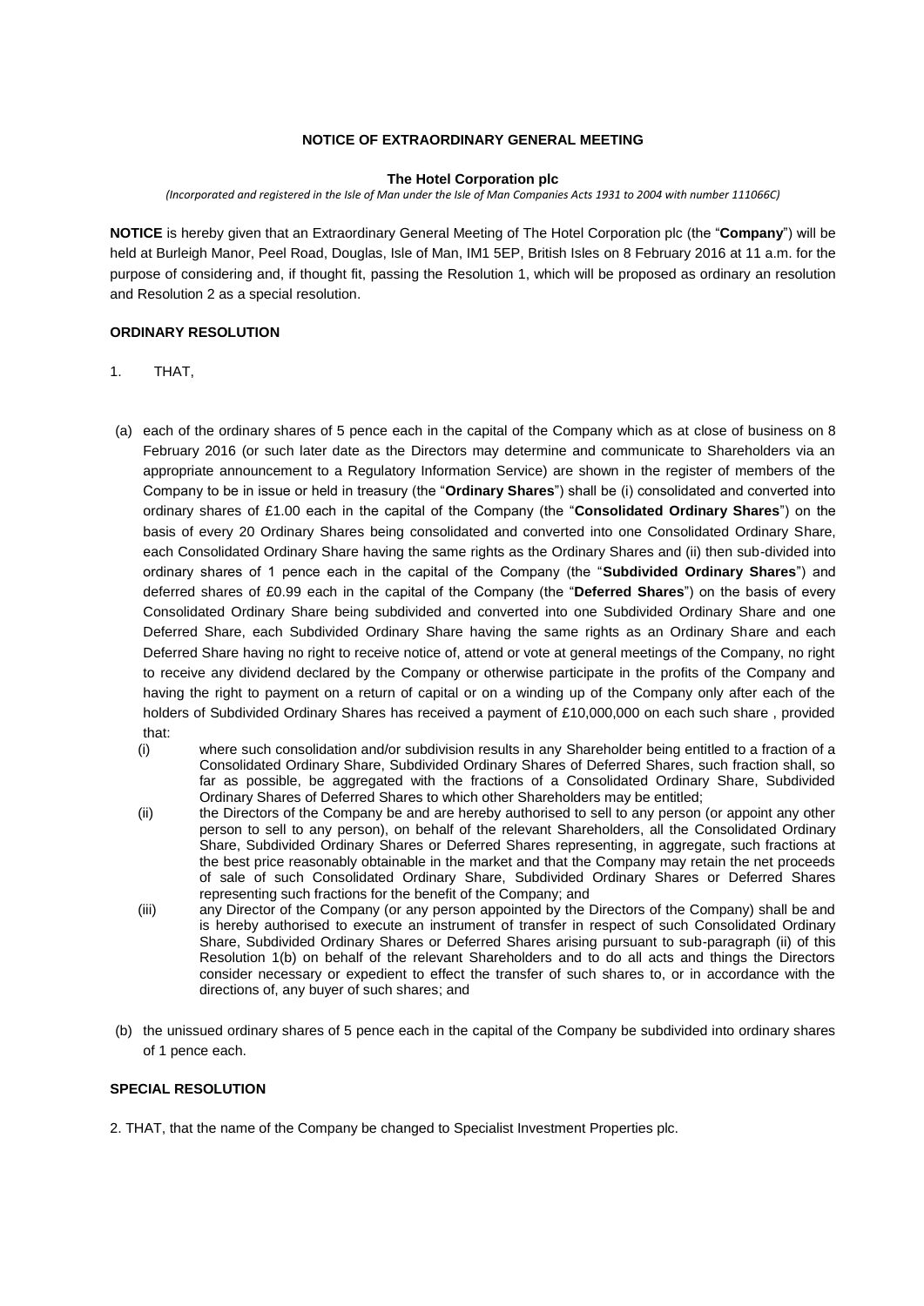**NOTICE OF EXTRAORDINARY GENERAL MEETING**

**The Hotel Corporation plc**

*(Incorporated and registered in the Isle of Man under the Isle of Man Companies Acts 1931 to 2004 with number 111066C)*

**NOTICE** is hereby given that an Extraordinary General Meeting of The Hotel Corporation plc (the "**Company**") will be held at Burleigh Manor, Peel Road, Douglas, Isle of Man, IM1 5EP, British Isles on 8 February 2016 at 11 a.m. for the purpose of considering and, if thought fit, passing the Resolution 1, which will be proposed as ordinary an resolution and Resolution 2 as a special resolution.

**ORDINARY RESOLUTION**

1. THAT,

(a) each of the ordinary shares of 5 pence each in the capital of the Company which as at close of business on 8 February 2016 (or such later date as the Directors may determine and communicate to Shareholders via an appropriate announcement to a Regulatory Information Service) are shown in the register of members of the Company to be in issue or held in treasury (the "**Ordinary Shares**") shall be (i) consolidated and converted into ordinary shares of £1.00 each in the capital of the Company (the "**Consolidated Ordinary Shares**") on the basis of every 20 Ordinary Shares being consolidated and converted into one Consolidated Ordinary Share, each Consolidated Ordinary Share having the same rights as the Ordinary Shares and (ii) then sub-divided into ordinary shares of 1 pence each in the capital of the Company (the "**Subdivided Ordinary Shares**") and deferred shares of £0.99 each in the capital of the Company (the "**Deferred Shares**") on the basis of every Consolidated Ordinary Share being subdivided and converted into one Subdivided Ordinary Share and one Deferred Share, each Subdivided Ordinary Share having the same rights as an Ordinary Share and each Deferred Share having no right to receive notice of, attend or vote at general meetings of the Company, no right to receive any dividend declared by the Company or otherwise participate in the profits of the Company and having the right to payment on a return of capital or on a winding up of the Company only after each of the holders of Subdivided Ordinary Shares has received a payment of £10,000,000 on each such share , provided that:

   (i) where such consolidation and/or subdivision results in any Shareholder being entitled to a fraction of a Consolidated Ordinary Share, Subdivided Ordinary Shares of Deferred Shares, such fraction shall, so far as possible, be aggregated with the fractions of a Consolidated Ordinary Share, Subdivided Ordinary Shares of Deferred Shares to which other Shareholders may be entitled;

   (ii) the Directors of the Company be and are hereby authorised to sell to any person (or appoint any other person to sell to any person), on behalf of the relevant Shareholders, all the Consolidated Ordinary Share, Subdivided Ordinary Shares or Deferred Shares representing, in aggregate, such fractions at the best price reasonably obtainable in the market and that the Company may retain the net proceeds of sale of such Consolidated Ordinary Share, Subdivided Ordinary Shares or Deferred Shares representing such fractions for the benefit of the Company; and

   (iii) any Director of the Company (or any person appointed by the Directors of the Company) shall be and is hereby authorised to execute an instrument of transfer in respect of such Consolidated Ordinary Share, Subdivided Ordinary Shares or Deferred Shares arising pursuant to sub-paragraph (ii) of this Resolution 1(b) on behalf of the relevant Shareholders and to do all acts and things the Directors consider necessary or expedient to effect the transfer of such shares to, or in accordance with the directions of, any buyer of such shares; and

(b) the unissued ordinary shares of 5 pence each in the capital of the Company be subdivided into ordinary shares of 1 pence each.

**SPECIAL RESOLUTION**

2. THAT, that the name of the Company be changed to Specialist Investment Properties plc.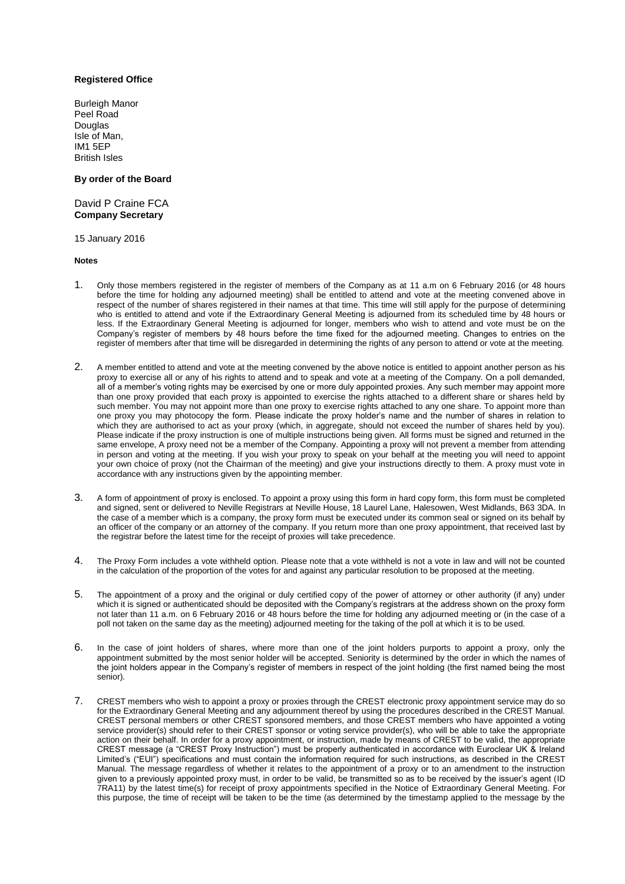**Registered Office**

Burleigh Manor
Peel Road
Douglas
Isle of Man,
IM1 5EP
British Isles

**By order of the Board**

David P Craine FCA
**Company Secretary**

15 January 2016

**Notes**

1. Only those members registered in the register of members of the Company as at 11 a.m on 6 February 2016 (or 48 hours before the time for holding any adjourned meeting) shall be entitled to attend and vote at the meeting convened above in respect of the number of shares registered in their names at that time. This time will still apply for the purpose of determining who is entitled to attend and vote if the Extraordinary General Meeting is adjourned from its scheduled time by 48 hours or less. If the Extraordinary General Meeting is adjourned for longer, members who wish to attend and vote must be on the Company's register of members by 48 hours before the time fixed for the adjourned meeting. Changes to entries on the register of members after that time will be disregarded in determining the rights of any person to attend or vote at the meeting.

2. A member entitled to attend and vote at the meeting convened by the above notice is entitled to appoint another person as his proxy to exercise all or any of his rights to attend and to speak and vote at a meeting of the Company. On a poll demanded, all of a member's voting rights may be exercised by one or more duly appointed proxies. Any such member may appoint more than one proxy provided that each proxy is appointed to exercise the rights attached to a different share or shares held by such member. You may not appoint more than one proxy to exercise rights attached to any one share. To appoint more than one proxy you may photocopy the form. Please indicate the proxy holder's name and the number of shares in relation to which they are authorised to act as your proxy (which, in aggregate, should not exceed the number of shares held by you). Please indicate if the proxy instruction is one of multiple instructions being given. All forms must be signed and returned in the same envelope, A proxy need not be a member of the Company. Appointing a proxy will not prevent a member from attending in person and voting at the meeting. If you wish your proxy to speak on your behalf at the meeting you will need to appoint your own choice of proxy (not the Chairman of the meeting) and give your instructions directly to them. A proxy must vote in accordance with any instructions given by the appointing member.

3. A form of appointment of proxy is enclosed. To appoint a proxy using this form in hard copy form, this form must be completed and signed, sent or delivered to Neville Registrars at Neville House, 18 Laurel Lane, Halesowen, West Midlands, B63 3DA. In the case of a member which is a company, the proxy form must be executed under its common seal or signed on its behalf by an officer of the company or an attorney of the company. If you return more than one proxy appointment, that received last by the registrar before the latest time for the receipt of proxies will take precedence.

4. The Proxy Form includes a vote withheld option. Please note that a vote withheld is not a vote in law and will not be counted in the calculation of the proportion of the votes for and against any particular resolution to be proposed at the meeting.

5. The appointment of a proxy and the original or duly certified copy of the power of attorney or other authority (if any) under which it is signed or authenticated should be deposited with the Company's registrars at the address shown on the proxy form not later than 11 a.m. on 6 February 2016 or 48 hours before the time for holding any adjourned meeting or (in the case of a poll not taken on the same day as the meeting) adjourned meeting for the taking of the poll at which it is to be used.

6. In the case of joint holders of shares, where more than one of the joint holders purports to appoint a proxy, only the appointment submitted by the most senior holder will be accepted. Seniority is determined by the order in which the names of the joint holders appear in the Company's register of members in respect of the joint holding (the first named being the most senior).

7. CREST members who wish to appoint a proxy or proxies through the CREST electronic proxy appointment service may do so for the Extraordinary General Meeting and any adjournment thereof by using the procedures described in the CREST Manual. CREST personal members or other CREST sponsored members, and those CREST members who have appointed a voting service provider(s) should refer to their CREST sponsor or voting service provider(s), who will be able to take the appropriate action on their behalf. In order for a proxy appointment, or instruction, made by means of CREST to be valid, the appropriate CREST message (a "CREST Proxy Instruction") must be properly authenticated in accordance with Euroclear UK & Ireland Limited's ("EUI") specifications and must contain the information required for such instructions, as described in the CREST Manual. The message regardless of whether it relates to the appointment of a proxy or to an amendment to the instruction given to a previously appointed proxy must, in order to be valid, be transmitted so as to be received by the issuer's agent (ID 7RA11) by the latest time(s) for receipt of proxy appointments specified in the Notice of Extraordinary General Meeting. For this purpose, the time of receipt will be taken to be the time (as determined by the timestamp applied to the message by the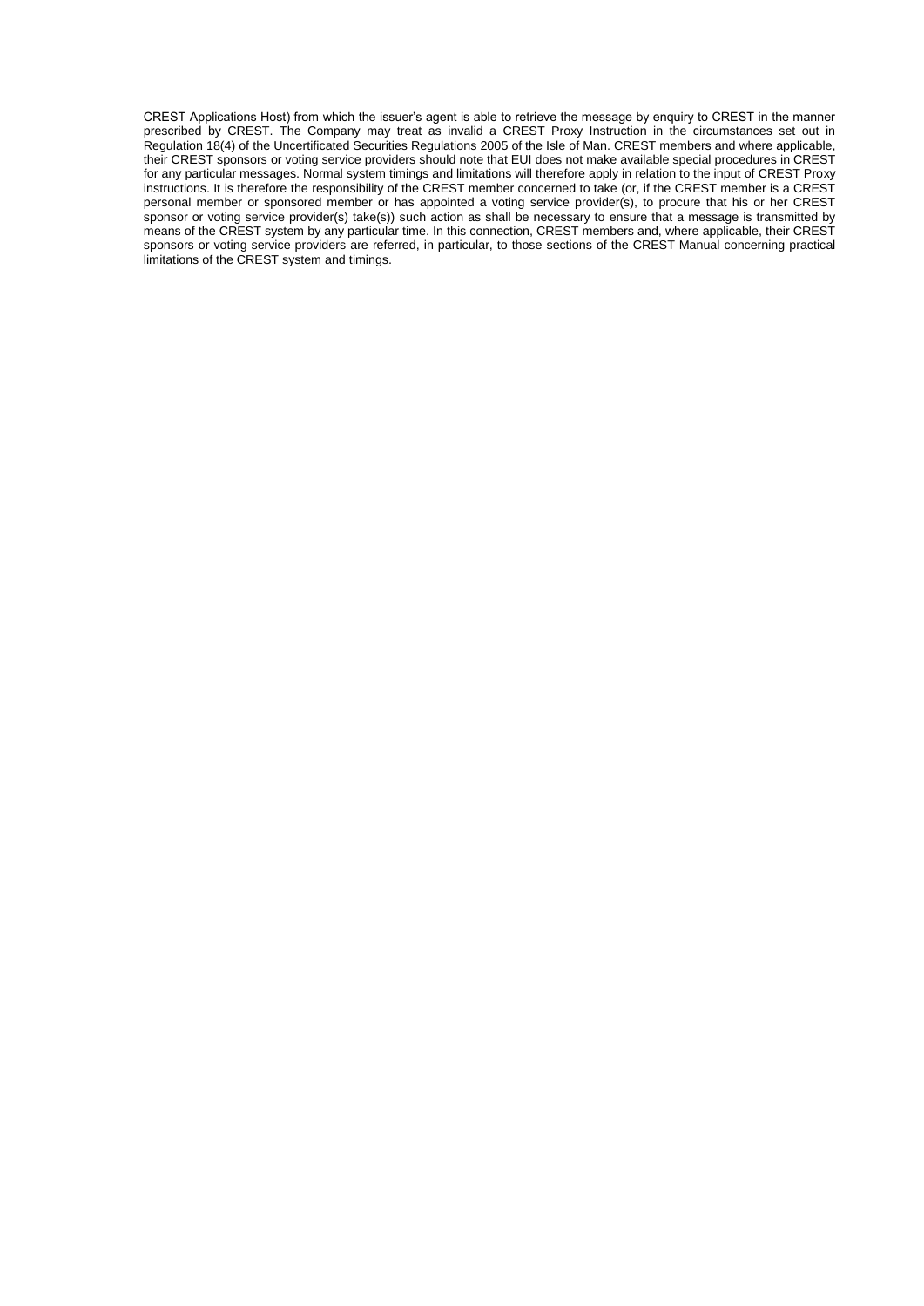CREST Applications Host) from which the issuer's agent is able to retrieve the message by enquiry to CREST in the manner prescribed by CREST. The Company may treat as invalid a CREST Proxy Instruction in the circumstances set out in Regulation 18(4) of the Uncertificated Securities Regulations 2005 of the Isle of Man. CREST members and where applicable, their CREST sponsors or voting service providers should note that EUI does not make available special procedures in CREST for any particular messages. Normal system timings and limitations will therefore apply in relation to the input of CREST Proxy instructions. It is therefore the responsibility of the CREST member concerned to take (or, if the CREST member is a CREST personal member or sponsored member or has appointed a voting service provider(s), to procure that his or her CREST sponsor or voting service provider(s) take(s)) such action as shall be necessary to ensure that a message is transmitted by means of the CREST system by any particular time. In this connection, CREST members and, where applicable, their CREST sponsors or voting service providers are referred, in particular, to those sections of the CREST Manual concerning practical limitations of the CREST system and timings.